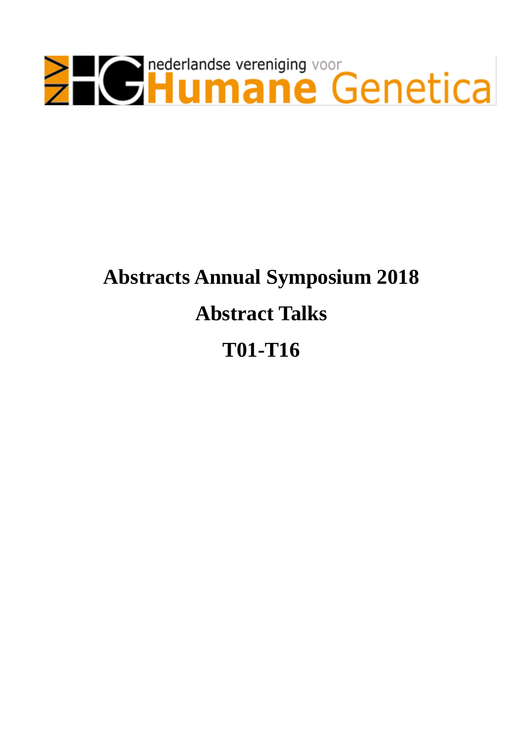nederlandse vereniging voor **Humane** Genetica

# Abstracts Annual Symposium 2018

# Abstract Talks

# T01-T16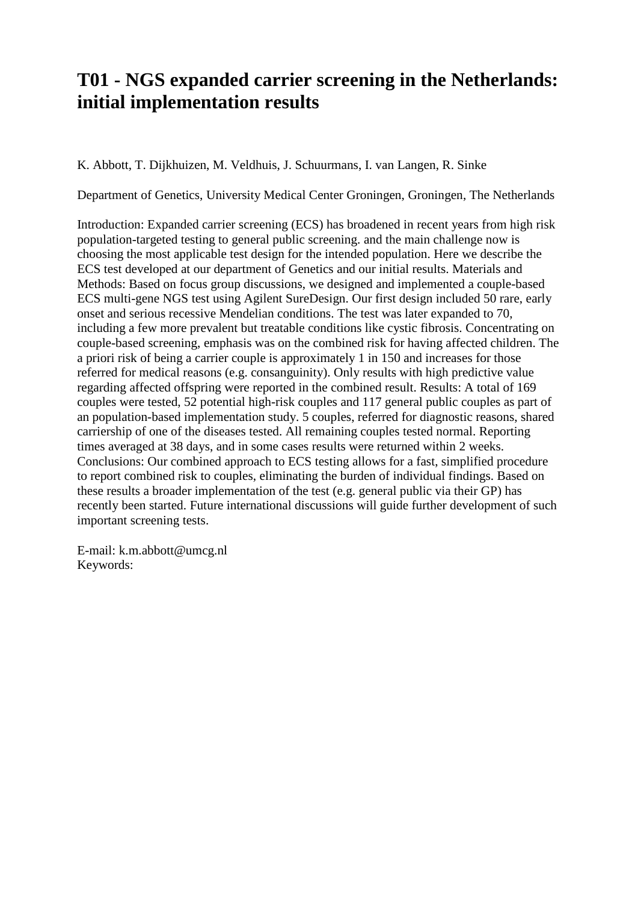# T01 - NGS expanded carrier screening in the Netherlands: initial implementation results

K. Abbott, T. Dijkhuizen, M. Veldhuis, J. Schuurmans, I. van Langen, R. Sinke

Department of Genetics, University Medical Center Groningen, Groningen, The Netherlands

Introduction: Expanded carrier screening (ECS) has broadened in recent years from high risk population-targeted testing to general public screening. and the main challenge now is choosing the most applicable test design for the intended population. Here we describe the ECS test developed at our department of Genetics and our initial results. Materials and Methods: Based on focus group discussions, we designed and implemented a couple-based ECS multi-gene NGS test using Agilent SureDesign. Our first design included 50 rare, early onset and serious recessive Mendelian conditions. The test was later expanded to 70, including a few more prevalent but treatable conditions like cystic fibrosis. Concentrating on couple-based screening, emphasis was on the combined risk for having affected children. The a priori risk of being a carrier couple is approximately 1 in 150 and increases for those referred for medical reasons (e.g. consanguinity). Only results with high predictive value regarding affected offspring were reported in the combined result. Results: A total of 169 couples were tested, 52 potential high-risk couples and 117 general public couples as part of an population-based implementation study. 5 couples, referred for diagnostic reasons, shared carriership of one of the diseases tested. All remaining couples tested normal. Reporting times averaged at 38 days, and in some cases results were returned within 2 weeks. Conclusions: Our combined approach to ECS testing allows for a fast, simplified procedure to report combined risk to couples, eliminating the burden of individual findings. Based on these results a broader implementation of the test (e.g. general public via their GP) has recently been started. Future international discussions will guide further development of such important screening tests.

E-mail: k.m.abbott@umcg.nl
Keywords: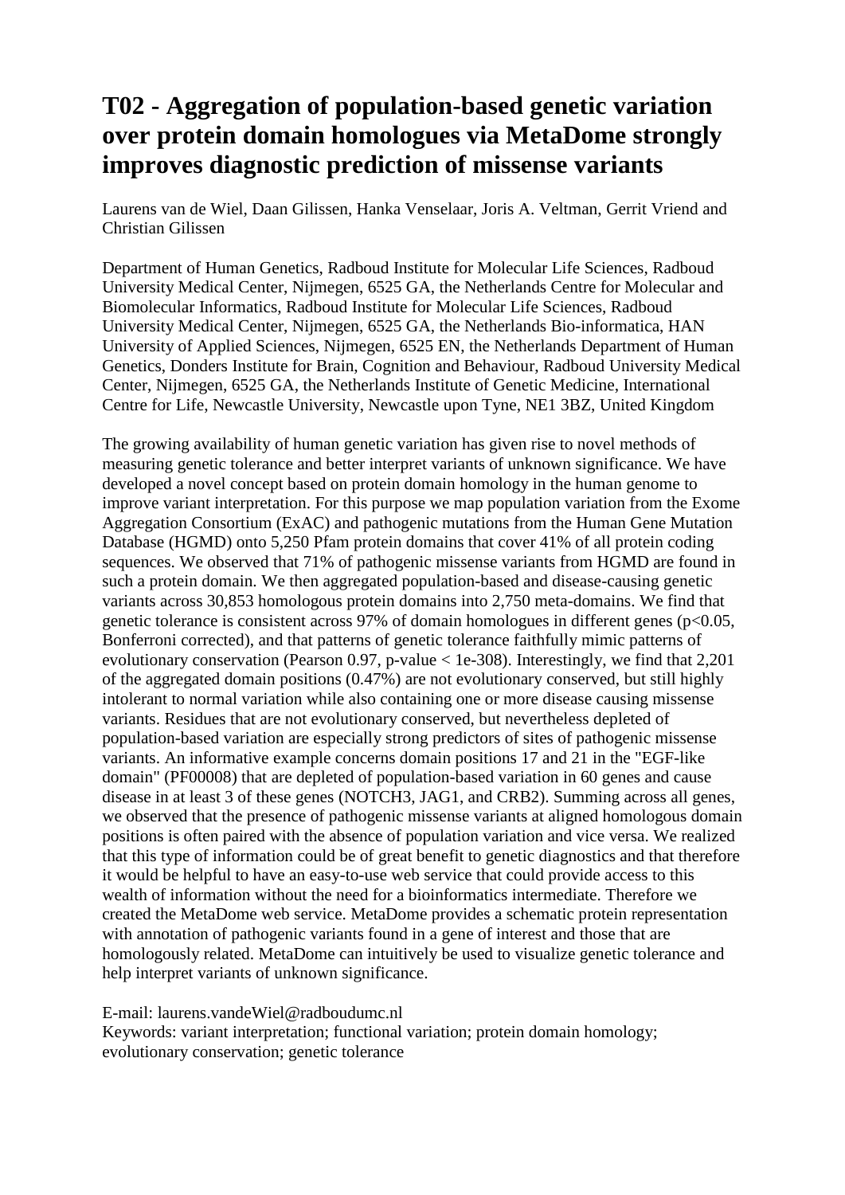# T02 - Aggregation of population-based genetic variation over protein domain homologues via MetaDome strongly improves diagnostic prediction of missense variants

Laurens van de Wiel, Daan Gilissen, Hanka Venselaar, Joris A. Veltman, Gerrit Vriend and Christian Gilissen

Department of Human Genetics, Radboud Institute for Molecular Life Sciences, Radboud University Medical Center, Nijmegen, 6525 GA, the Netherlands Centre for Molecular and Biomolecular Informatics, Radboud Institute for Molecular Life Sciences, Radboud University Medical Center, Nijmegen, 6525 GA, the Netherlands Bio-informatica, HAN University of Applied Sciences, Nijmegen, 6525 EN, the Netherlands Department of Human Genetics, Donders Institute for Brain, Cognition and Behaviour, Radboud University Medical Center, Nijmegen, 6525 GA, the Netherlands Institute of Genetic Medicine, International Centre for Life, Newcastle University, Newcastle upon Tyne, NE1 3BZ, United Kingdom

The growing availability of human genetic variation has given rise to novel methods of measuring genetic tolerance and better interpret variants of unknown significance. We have developed a novel concept based on protein domain homology in the human genome to improve variant interpretation. For this purpose we map population variation from the Exome Aggregation Consortium (ExAC) and pathogenic mutations from the Human Gene Mutation Database (HGMD) onto 5,250 Pfam protein domains that cover 41% of all protein coding sequences. We observed that 71% of pathogenic missense variants from HGMD are found in such a protein domain. We then aggregated population-based and disease-causing genetic variants across 30,853 homologous protein domains into 2,750 meta-domains. We find that genetic tolerance is consistent across 97% of domain homologues in different genes ($p<0.05$, Bonferroni corrected), and that patterns of genetic tolerance faithfully mimic patterns of evolutionary conservation (Pearson 0.97, p-value $< 1e\text{-}308$). Interestingly, we find that 2,201 of the aggregated domain positions (0.47%) are not evolutionary conserved, but still highly intolerant to normal variation while also containing one or more disease causing missense variants. Residues that are not evolutionary conserved, but nevertheless depleted of population-based variation are especially strong predictors of sites of pathogenic missense variants. An informative example concerns domain positions 17 and 21 in the "EGF-like domain" (PF00008) that are depleted of population-based variation in 60 genes and cause disease in at least 3 of these genes (NOTCH3, JAG1, and CRB2). Summing across all genes, we observed that the presence of pathogenic missense variants at aligned homologous domain positions is often paired with the absence of population variation and vice versa. We realized that this type of information could be of great benefit to genetic diagnostics and that therefore it would be helpful to have an easy-to-use web service that could provide access to this wealth of information without the need for a bioinformatics intermediate. Therefore we created the MetaDome web service. MetaDome provides a schematic protein representation with annotation of pathogenic variants found in a gene of interest and those that are homologously related. MetaDome can intuitively be used to visualize genetic tolerance and help interpret variants of unknown significance.

E-mail: laurens.vandeWiel@radboudumc.nl
Keywords: variant interpretation; functional variation; protein domain homology; evolutionary conservation; genetic tolerance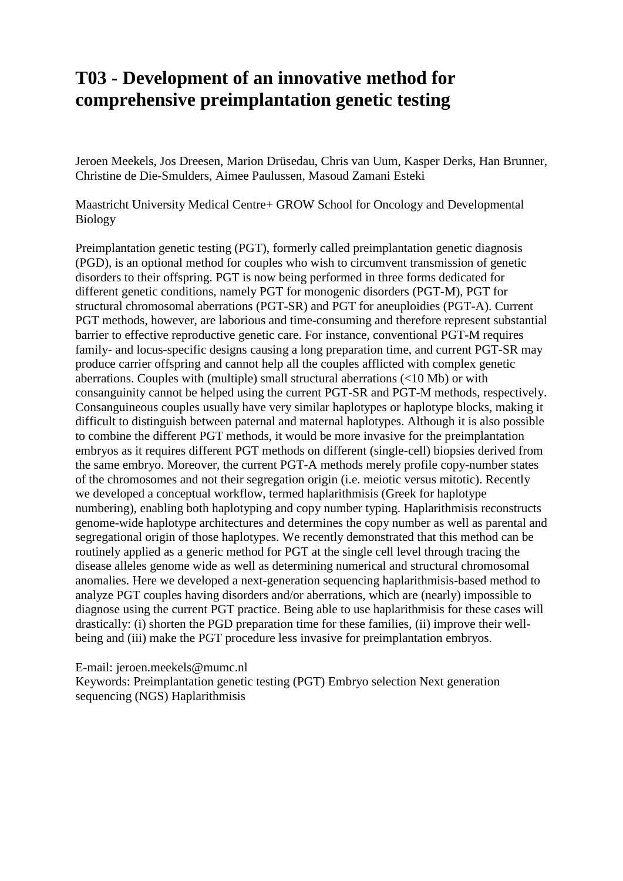# T03 - Development of an innovative method for comprehensive preimplantation genetic testing

Jeroen Meekels, Jos Dreesen, Marion Drüsedau, Chris van Uum, Kasper Derks, Han Brunner, Christine de Die-Smulders, Aimee Paulussen, Masoud Zamani Esteki

Maastricht University Medical Centre+ GROW School for Oncology and Developmental Biology

Preimplantation genetic testing (PGT), formerly called preimplantation genetic diagnosis (PGD), is an optional method for couples who wish to circumvent transmission of genetic disorders to their offspring. PGT is now being performed in three forms dedicated for different genetic conditions, namely PGT for monogenic disorders (PGT-M), PGT for structural chromosomal aberrations (PGT-SR) and PGT for aneuploidies (PGT-A). Current PGT methods, however, are laborious and time-consuming and therefore represent substantial barrier to effective reproductive genetic care. For instance, conventional PGT-M requires family- and locus-specific designs causing a long preparation time, and current PGT-SR may produce carrier offspring and cannot help all the couples afflicted with complex genetic aberrations. Couples with (multiple) small structural aberrations (<10 Mb) or with consanguinity cannot be helped using the current PGT-SR and PGT-M methods, respectively. Consanguineous couples usually have very similar haplotypes or haplotype blocks, making it difficult to distinguish between paternal and maternal haplotypes. Although it is also possible to combine the different PGT methods, it would be more invasive for the preimplantation embryos as it requires different PGT methods on different (single-cell) biopsies derived from the same embryo. Moreover, the current PGT-A methods merely profile copy-number states of the chromosomes and not their segregation origin (i.e. meiotic versus mitotic). Recently we developed a conceptual workflow, termed haplarithmisis (Greek for haplotype numbering), enabling both haplotyping and copy number typing. Haplarithmisis reconstructs genome-wide haplotype architectures and determines the copy number as well as parental and segregational origin of those haplotypes. We recently demonstrated that this method can be routinely applied as a generic method for PGT at the single cell level through tracing the disease alleles genome wide as well as determining numerical and structural chromosomal anomalies. Here we developed a next-generation sequencing haplarithmisis-based method to analyze PGT couples having disorders and/or aberrations, which are (nearly) impossible to diagnose using the current PGT practice. Being able to use haplarithmisis for these cases will drastically: (i) shorten the PGD preparation time for these families, (ii) improve their well-being and (iii) make the PGT procedure less invasive for preimplantation embryos.

E-mail: jeroen.meekels@mumc.nl
Keywords: Preimplantation genetic testing (PGT) Embryo selection Next generation sequencing (NGS) Haplarithmisis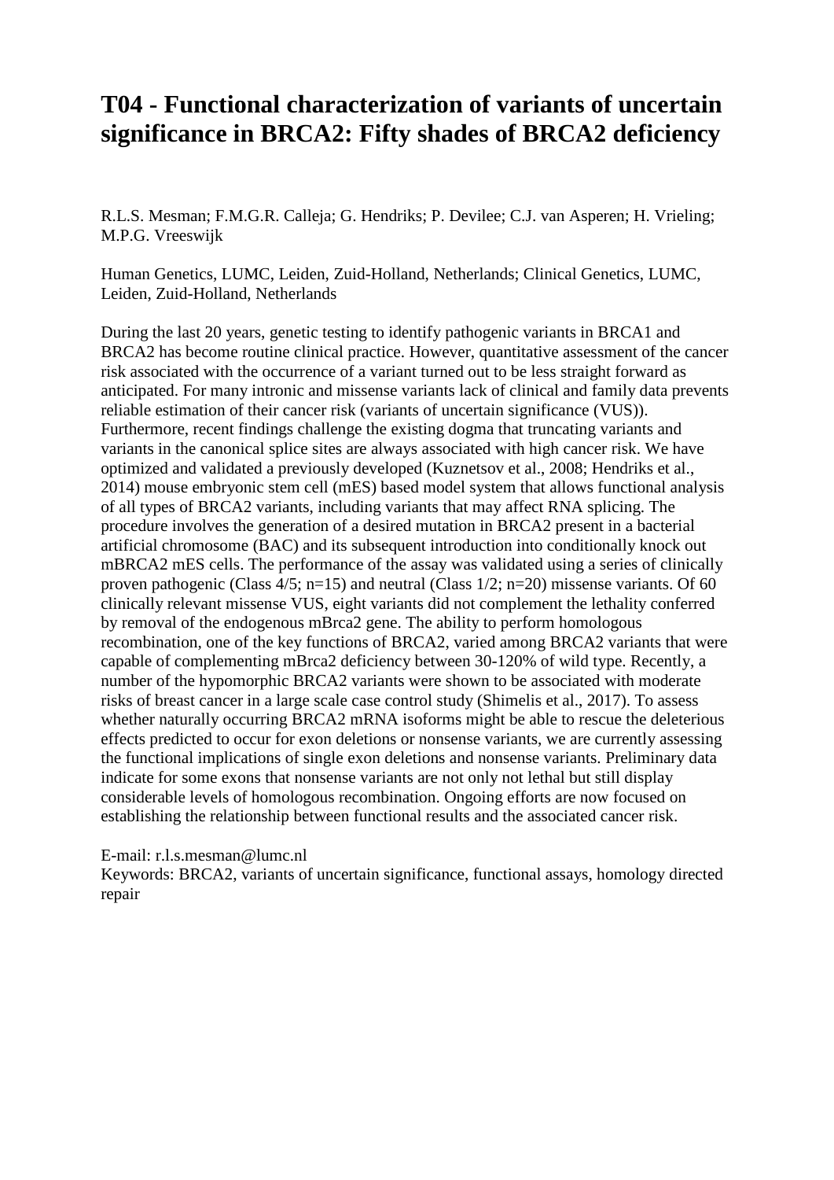# T04 - Functional characterization of variants of uncertain significance in BRCA2: Fifty shades of BRCA2 deficiency

R.L.S. Mesman; F.M.G.R. Calleja; G. Hendriks; P. Devilee; C.J. van Asperen; H. Vrieling; M.P.G. Vreeswijk

Human Genetics, LUMC, Leiden, Zuid-Holland, Netherlands; Clinical Genetics, LUMC, Leiden, Zuid-Holland, Netherlands

During the last 20 years, genetic testing to identify pathogenic variants in BRCA1 and BRCA2 has become routine clinical practice. However, quantitative assessment of the cancer risk associated with the occurrence of a variant turned out to be less straight forward as anticipated. For many intronic and missense variants lack of clinical and family data prevents reliable estimation of their cancer risk (variants of uncertain significance (VUS)). Furthermore, recent findings challenge the existing dogma that truncating variants and variants in the canonical splice sites are always associated with high cancer risk. We have optimized and validated a previously developed (Kuznetsov et al., 2008; Hendriks et al., 2014) mouse embryonic stem cell (mES) based model system that allows functional analysis of all types of BRCA2 variants, including variants that may affect RNA splicing. The procedure involves the generation of a desired mutation in BRCA2 present in a bacterial artificial chromosome (BAC) and its subsequent introduction into conditionally knock out mBRCA2 mES cells. The performance of the assay was validated using a series of clinically proven pathogenic (Class 4/5; n=15) and neutral (Class 1/2; n=20) missense variants. Of 60 clinically relevant missense VUS, eight variants did not complement the lethality conferred by removal of the endogenous mBrca2 gene. The ability to perform homologous recombination, one of the key functions of BRCA2, varied among BRCA2 variants that were capable of complementing mBrca2 deficiency between 30-120% of wild type. Recently, a number of the hypomorphic BRCA2 variants were shown to be associated with moderate risks of breast cancer in a large scale case control study (Shimelis et al., 2017). To assess whether naturally occurring BRCA2 mRNA isoforms might be able to rescue the deleterious effects predicted to occur for exon deletions or nonsense variants, we are currently assessing the functional implications of single exon deletions and nonsense variants. Preliminary data indicate for some exons that nonsense variants are not only not lethal but still display considerable levels of homologous recombination. Ongoing efforts are now focused on establishing the relationship between functional results and the associated cancer risk.

E-mail: r.l.s.mesman@lumc.nl
Keywords: BRCA2, variants of uncertain significance, functional assays, homology directed repair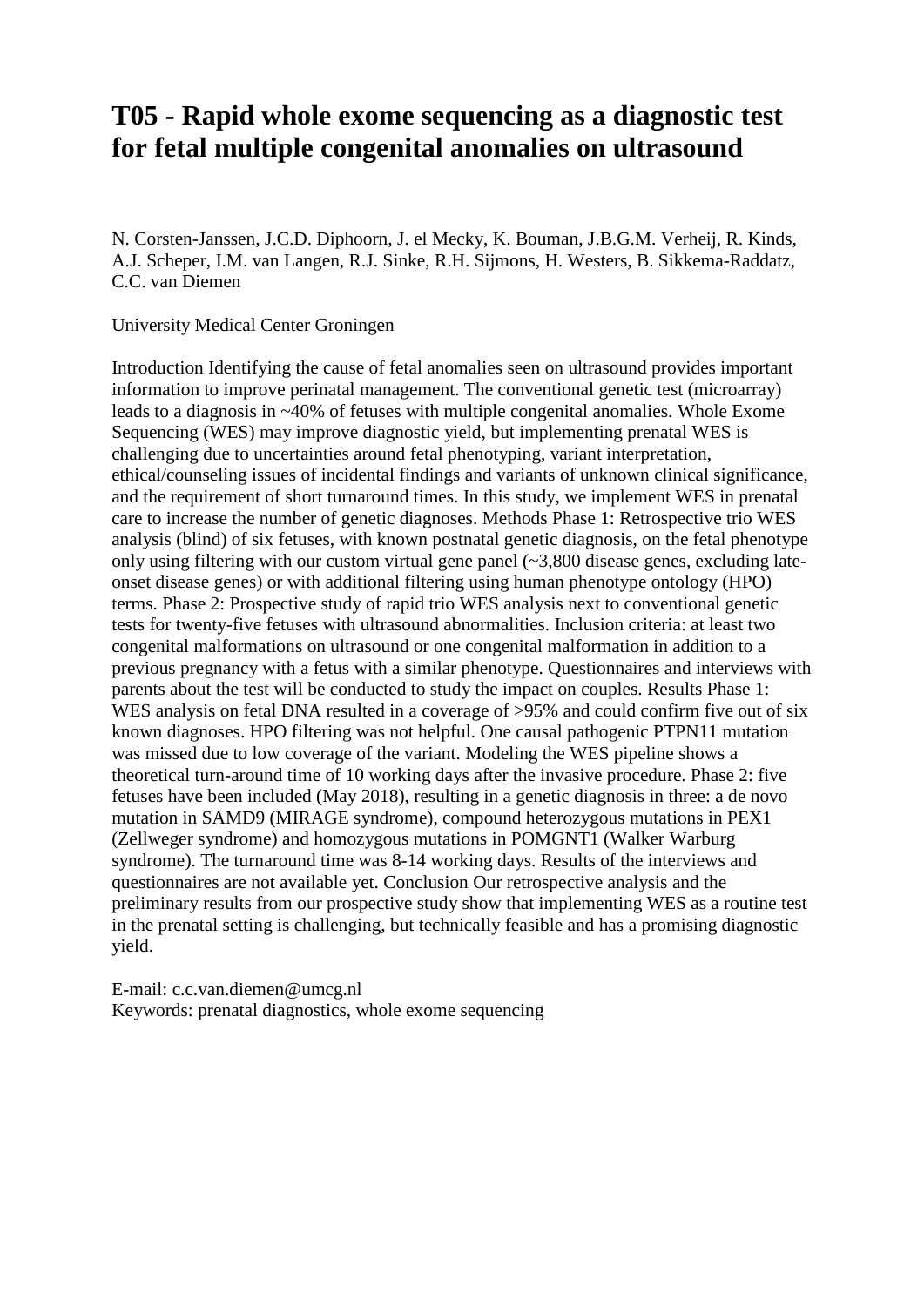# T05 - Rapid whole exome sequencing as a diagnostic test for fetal multiple congenital anomalies on ultrasound

N. Corsten-Janssen, J.C.D. Diphoorn, J. el Mecky, K. Bouman, J.B.G.M. Verheij, R. Kinds, A.J. Scheper, I.M. van Langen, R.J. Sinke, R.H. Sijmons, H. Westers, B. Sikkema-Raddatz, C.C. van Diemen

University Medical Center Groningen

Introduction Identifying the cause of fetal anomalies seen on ultrasound provides important information to improve perinatal management. The conventional genetic test (microarray) leads to a diagnosis in ~40% of fetuses with multiple congenital anomalies. Whole Exome Sequencing (WES) may improve diagnostic yield, but implementing prenatal WES is challenging due to uncertainties around fetal phenotyping, variant interpretation, ethical/counseling issues of incidental findings and variants of unknown clinical significance, and the requirement of short turnaround times. In this study, we implement WES in prenatal care to increase the number of genetic diagnoses. Methods Phase 1: Retrospective trio WES analysis (blind) of six fetuses, with known postnatal genetic diagnosis, on the fetal phenotype only using filtering with our custom virtual gene panel (~3,800 disease genes, excluding late-onset disease genes) or with additional filtering using human phenotype ontology (HPO) terms. Phase 2: Prospective study of rapid trio WES analysis next to conventional genetic tests for twenty-five fetuses with ultrasound abnormalities. Inclusion criteria: at least two congenital malformations on ultrasound or one congenital malformation in addition to a previous pregnancy with a fetus with a similar phenotype. Questionnaires and interviews with parents about the test will be conducted to study the impact on couples. Results Phase 1: WES analysis on fetal DNA resulted in a coverage of >95% and could confirm five out of six known diagnoses. HPO filtering was not helpful. One causal pathogenic PTPN11 mutation was missed due to low coverage of the variant. Modeling the WES pipeline shows a theoretical turn-around time of 10 working days after the invasive procedure. Phase 2: five fetuses have been included (May 2018), resulting in a genetic diagnosis in three: a de novo mutation in SAMD9 (MIRAGE syndrome), compound heterozygous mutations in PEX1 (Zellweger syndrome) and homozygous mutations in POMGNT1 (Walker Warburg syndrome). The turnaround time was 8-14 working days. Results of the interviews and questionnaires are not available yet. Conclusion Our retrospective analysis and the preliminary results from our prospective study show that implementing WES as a routine test in the prenatal setting is challenging, but technically feasible and has a promising diagnostic yield.

E-mail: c.c.van.diemen@umcg.nl
Keywords: prenatal diagnostics, whole exome sequencing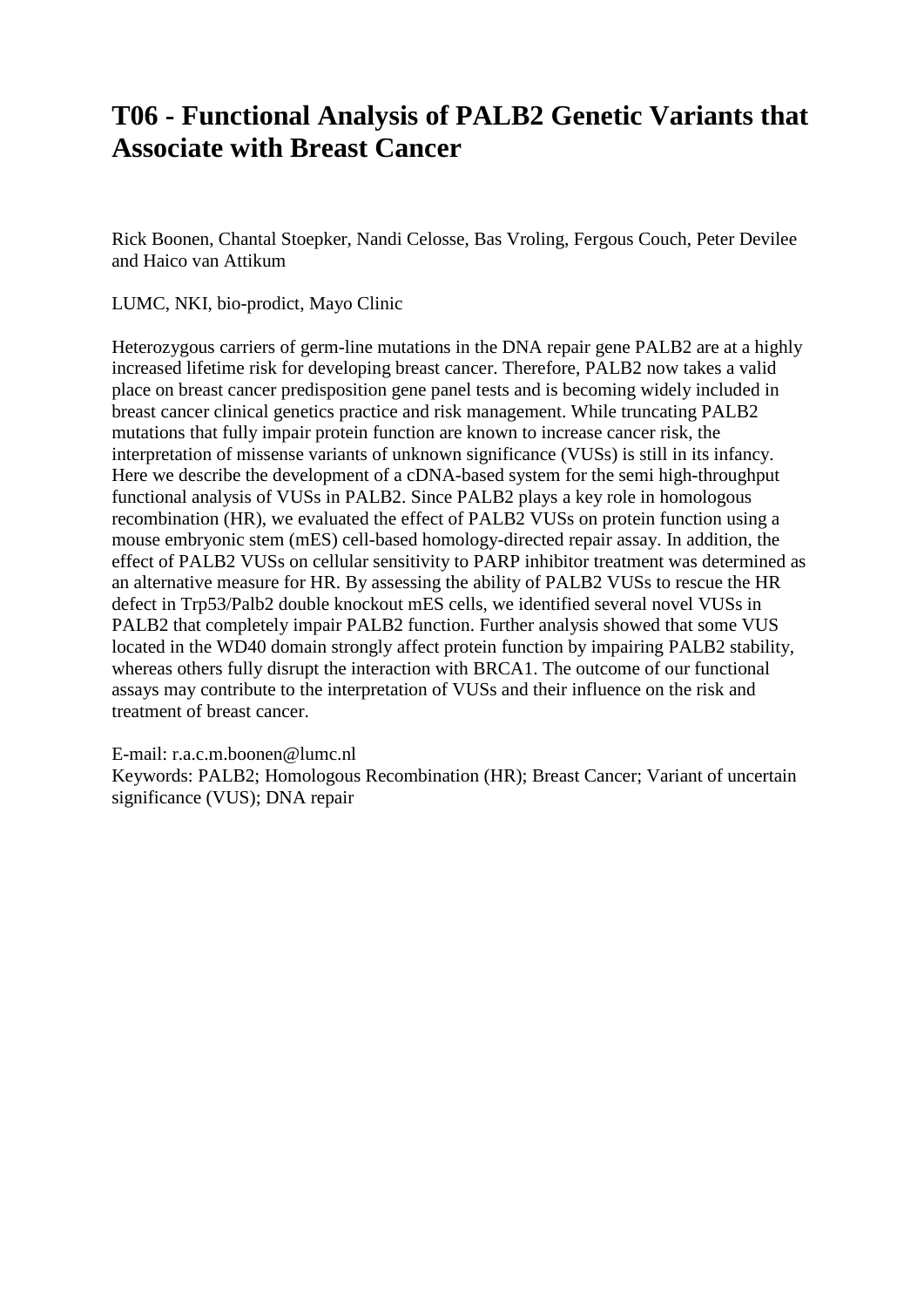# T06 - Functional Analysis of PALB2 Genetic Variants that Associate with Breast Cancer

Rick Boonen, Chantal Stoepker, Nandi Celosse, Bas Vroling, Fergous Couch, Peter Devilee and Haico van Attikum

LUMC, NKI, bio-prodict, Mayo Clinic

Heterozygous carriers of germ-line mutations in the DNA repair gene PALB2 are at a highly increased lifetime risk for developing breast cancer. Therefore, PALB2 now takes a valid place on breast cancer predisposition gene panel tests and is becoming widely included in breast cancer clinical genetics practice and risk management. While truncating PALB2 mutations that fully impair protein function are known to increase cancer risk, the interpretation of missense variants of unknown significance (VUSs) is still in its infancy. Here we describe the development of a cDNA-based system for the semi high-throughput functional analysis of VUSs in PALB2. Since PALB2 plays a key role in homologous recombination (HR), we evaluated the effect of PALB2 VUSs on protein function using a mouse embryonic stem (mES) cell-based homology-directed repair assay. In addition, the effect of PALB2 VUSs on cellular sensitivity to PARP inhibitor treatment was determined as an alternative measure for HR. By assessing the ability of PALB2 VUSs to rescue the HR defect in Trp53/Palb2 double knockout mES cells, we identified several novel VUSs in PALB2 that completely impair PALB2 function. Further analysis showed that some VUS located in the WD40 domain strongly affect protein function by impairing PALB2 stability, whereas others fully disrupt the interaction with BRCA1. The outcome of our functional assays may contribute to the interpretation of VUSs and their influence on the risk and treatment of breast cancer.

E-mail: r.a.c.m.boonen@lumc.nl
Keywords: PALB2; Homologous Recombination (HR); Breast Cancer; Variant of uncertain significance (VUS); DNA repair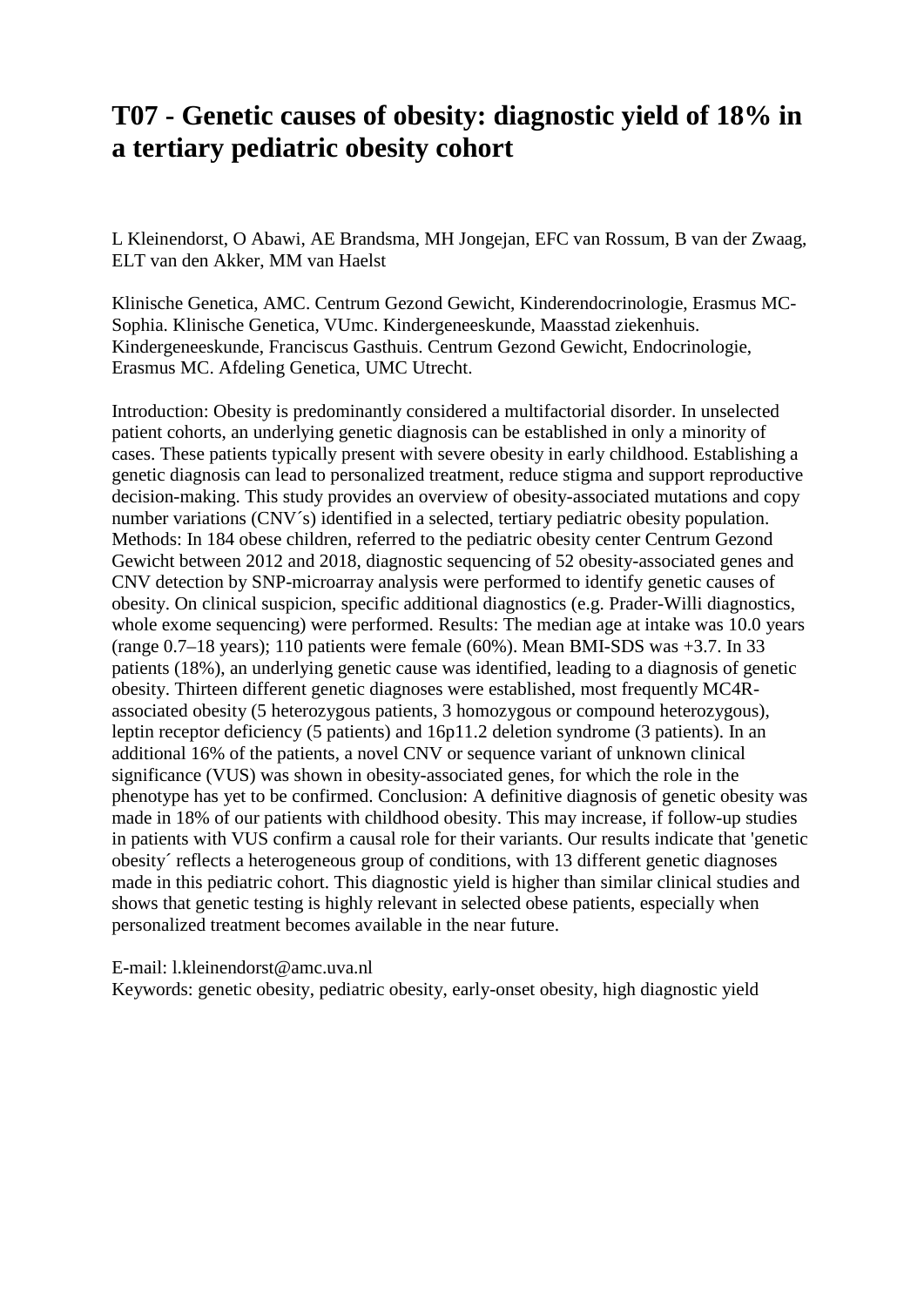# T07 - Genetic causes of obesity: diagnostic yield of 18% in a tertiary pediatric obesity cohort

L Kleinendorst, O Abawi, AE Brandsma, MH Jongejan, EFC van Rossum, B van der Zwaag, ELT van den Akker, MM van Haelst

Klinische Genetica, AMC. Centrum Gezond Gewicht, Kinderendocrinologie, Erasmus MC-Sophia. Klinische Genetica, VUmc. Kindergeneeskunde, Maasstad ziekenhuis. Kindergeneeskunde, Franciscus Gasthuis. Centrum Gezond Gewicht, Endocrinologie, Erasmus MC. Afdeling Genetica, UMC Utrecht.

Introduction: Obesity is predominantly considered a multifactorial disorder. In unselected patient cohorts, an underlying genetic diagnosis can be established in only a minority of cases. These patients typically present with severe obesity in early childhood. Establishing a genetic diagnosis can lead to personalized treatment, reduce stigma and support reproductive decision-making. This study provides an overview of obesity-associated mutations and copy number variations (CNV´s) identified in a selected, tertiary pediatric obesity population. Methods: In 184 obese children, referred to the pediatric obesity center Centrum Gezond Gewicht between 2012 and 2018, diagnostic sequencing of 52 obesity-associated genes and CNV detection by SNP-microarray analysis were performed to identify genetic causes of obesity. On clinical suspicion, specific additional diagnostics (e.g. Prader-Willi diagnostics, whole exome sequencing) were performed. Results: The median age at intake was 10.0 years (range 0.7–18 years); 110 patients were female (60%). Mean BMI-SDS was +3.7. In 33 patients (18%), an underlying genetic cause was identified, leading to a diagnosis of genetic obesity. Thirteen different genetic diagnoses were established, most frequently MC4R-associated obesity (5 heterozygous patients, 3 homozygous or compound heterozygous), leptin receptor deficiency (5 patients) and 16p11.2 deletion syndrome (3 patients). In an additional 16% of the patients, a novel CNV or sequence variant of unknown clinical significance (VUS) was shown in obesity-associated genes, for which the role in the phenotype has yet to be confirmed. Conclusion: A definitive diagnosis of genetic obesity was made in 18% of our patients with childhood obesity. This may increase, if follow-up studies in patients with VUS confirm a causal role for their variants. Our results indicate that 'genetic obesity´ reflects a heterogeneous group of conditions, with 13 different genetic diagnoses made in this pediatric cohort. This diagnostic yield is higher than similar clinical studies and shows that genetic testing is highly relevant in selected obese patients, especially when personalized treatment becomes available in the near future.

E-mail: l.kleinendorst@amc.uva.nl
Keywords: genetic obesity, pediatric obesity, early-onset obesity, high diagnostic yield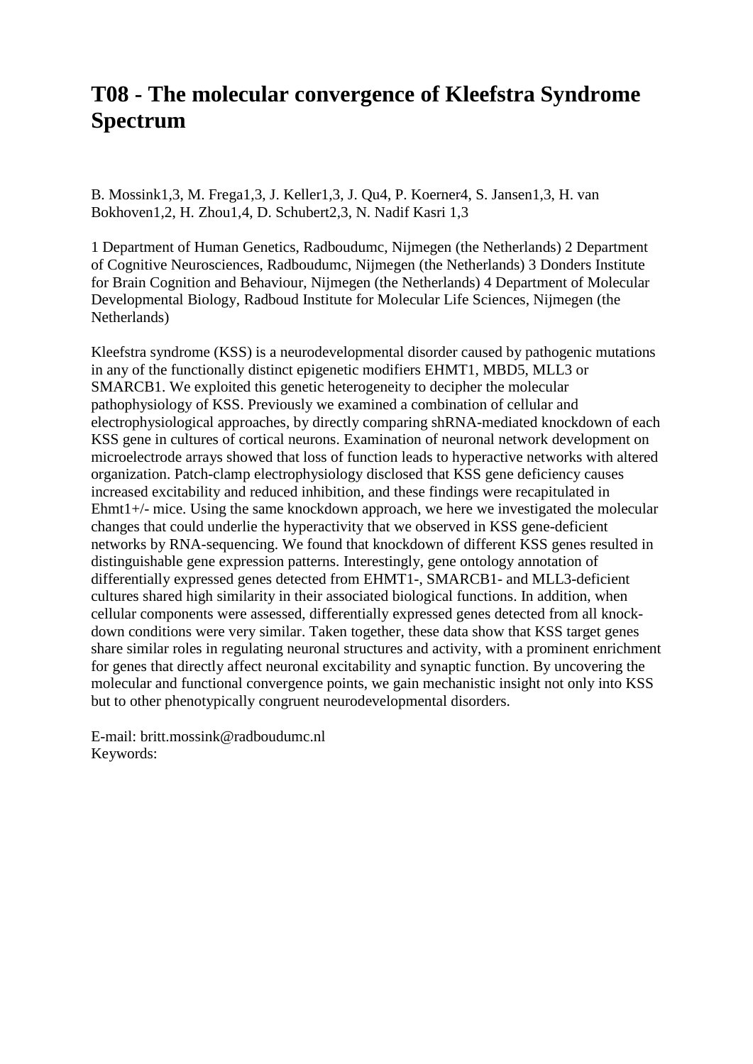# T08 - The molecular convergence of Kleefstra Syndrome Spectrum

B. Mossink[1,3], M. Frega[1,3], J. Keller[1,3], J. Qu[4], P. Koerner[4], S. Jansen[1,3], H. van Bokhoven[1,2], H. Zhou[1,4], D. Schubert[2,3], N. Nadif Kasri [1,3]

1 Department of Human Genetics, Radboudumc, Nijmegen (the Netherlands) 2 Department of Cognitive Neurosciences, Radboudumc, Nijmegen (the Netherlands) 3 Donders Institute for Brain Cognition and Behaviour, Nijmegen (the Netherlands) 4 Department of Molecular Developmental Biology, Radboud Institute for Molecular Life Sciences, Nijmegen (the Netherlands)

Kleefstra syndrome (KSS) is a neurodevelopmental disorder caused by pathogenic mutations in any of the functionally distinct epigenetic modifiers EHMT1, MBD5, MLL3 or SMARCB1. We exploited this genetic heterogeneity to decipher the molecular pathophysiology of KSS. Previously we examined a combination of cellular and electrophysiological approaches, by directly comparing shRNA-mediated knockdown of each KSS gene in cultures of cortical neurons. Examination of neuronal network development on microelectrode arrays showed that loss of function leads to hyperactive networks with altered organization. Patch-clamp electrophysiology disclosed that KSS gene deficiency causes increased excitability and reduced inhibition, and these findings were recapitulated in Ehmt1+/- mice. Using the same knockdown approach, we here we investigated the molecular changes that could underlie the hyperactivity that we observed in KSS gene-deficient networks by RNA-sequencing. We found that knockdown of different KSS genes resulted in distinguishable gene expression patterns. Interestingly, gene ontology annotation of differentially expressed genes detected from EHMT1-, SMARCB1- and MLL3-deficient cultures shared high similarity in their associated biological functions. In addition, when cellular components were assessed, differentially expressed genes detected from all knock-down conditions were very similar. Taken together, these data show that KSS target genes share similar roles in regulating neuronal structures and activity, with a prominent enrichment for genes that directly affect neuronal excitability and synaptic function. By uncovering the molecular and functional convergence points, we gain mechanistic insight not only into KSS but to other phenotypically congruent neurodevelopmental disorders.

E-mail: britt.mossink@radboudumc.nl
Keywords: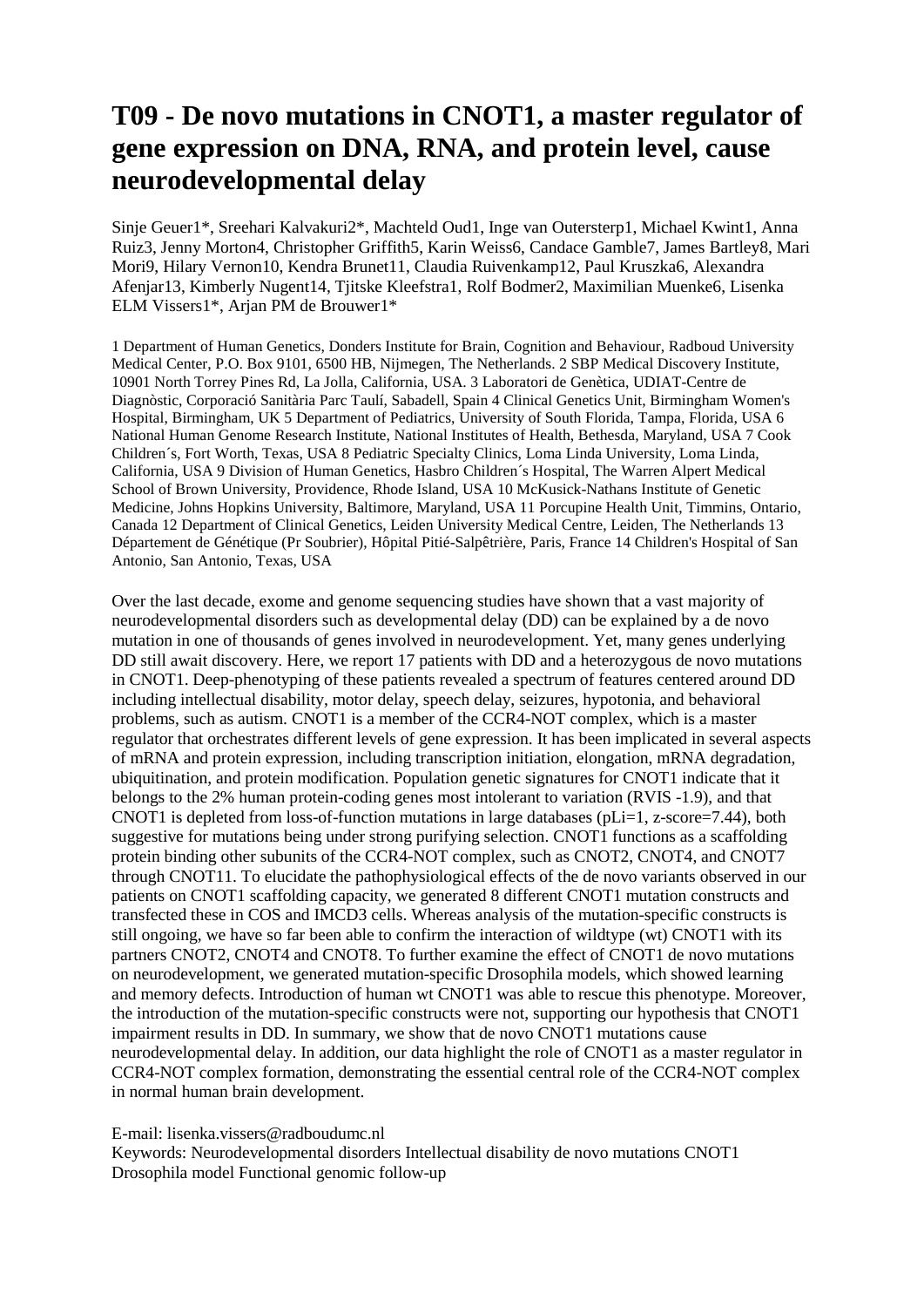# T09 - De novo mutations in CNOT1, a master regulator of gene expression on DNA, RNA, and protein level, cause neurodevelopmental delay

Sinje Geuer[1]*, Sreehari Kalvakuri[2]*, Machteld Oud[1], Inge van Outersterp[1], Michael Kwint[1], Anna Ruiz[3], Jenny Morton[4], Christopher Griffith[5], Karin Weiss[6], Candace Gamble[7], James Bartley[8], Mari Mori[9], Hilary Vernon[10], Kendra Brunet[11], Claudia Ruivenkamp[12], Paul Kruszka[6], Alexandra Afenjar[13], Kimberly Nugent[14], Tjitske Kleefstra[1], Rolf Bodmer[2], Maximilian Muenke[6], Lisenka ELM Vissers[1]*, Arjan PM de Brouwer[1]*

1 Department of Human Genetics, Donders Institute for Brain, Cognition and Behaviour, Radboud University Medical Center, P.O. Box 9101, 6500 HB, Nijmegen, The Netherlands. 2 SBP Medical Discovery Institute, 10901 North Torrey Pines Rd, La Jolla, California, USA. 3 Laboratori de Genètica, UDIAT-Centre de Diagnòstic, Corporació Sanitària Parc Taulí, Sabadell, Spain 4 Clinical Genetics Unit, Birmingham Women's Hospital, Birmingham, UK 5 Department of Pediatrics, University of South Florida, Tampa, Florida, USA 6 National Human Genome Research Institute, National Institutes of Health, Bethesda, Maryland, USA 7 Cook Children´s, Fort Worth, Texas, USA 8 Pediatric Specialty Clinics, Loma Linda University, Loma Linda, California, USA 9 Division of Human Genetics, Hasbro Children´s Hospital, The Warren Alpert Medical School of Brown University, Providence, Rhode Island, USA 10 McKusick-Nathans Institute of Genetic Medicine, Johns Hopkins University, Baltimore, Maryland, USA 11 Porcupine Health Unit, Timmins, Ontario, Canada 12 Department of Clinical Genetics, Leiden University Medical Centre, Leiden, The Netherlands 13 Département de Génétique (Pr Soubrier), Hôpital Pitié-Salpêtrière, Paris, France 14 Children's Hospital of San Antonio, San Antonio, Texas, USA

Over the last decade, exome and genome sequencing studies have shown that a vast majority of neurodevelopmental disorders such as developmental delay (DD) can be explained by a de novo mutation in one of thousands of genes involved in neurodevelopment. Yet, many genes underlying DD still await discovery. Here, we report 17 patients with DD and a heterozygous de novo mutations in CNOT1. Deep-phenotyping of these patients revealed a spectrum of features centered around DD including intellectual disability, motor delay, speech delay, seizures, hypotonia, and behavioral problems, such as autism. CNOT1 is a member of the CCR4-NOT complex, which is a master regulator that orchestrates different levels of gene expression. It has been implicated in several aspects of mRNA and protein expression, including transcription initiation, elongation, mRNA degradation, ubiquitination, and protein modification. Population genetic signatures for CNOT1 indicate that it belongs to the 2% human protein-coding genes most intolerant to variation (RVIS -1.9), and that CNOT1 is depleted from loss-of-function mutations in large databases (pLi=1, z-score=7.44), both suggestive for mutations being under strong purifying selection. CNOT1 functions as a scaffolding protein binding other subunits of the CCR4-NOT complex, such as CNOT2, CNOT4, and CNOT7 through CNOT11. To elucidate the pathophysiological effects of the de novo variants observed in our patients on CNOT1 scaffolding capacity, we generated 8 different CNOT1 mutation constructs and transfected these in COS and IMCD3 cells. Whereas analysis of the mutation-specific constructs is still ongoing, we have so far been able to confirm the interaction of wildtype (wt) CNOT1 with its partners CNOT2, CNOT4 and CNOT8. To further examine the effect of CNOT1 de novo mutations on neurodevelopment, we generated mutation-specific Drosophila models, which showed learning and memory defects. Introduction of human wt CNOT1 was able to rescue this phenotype. Moreover, the introduction of the mutation-specific constructs were not, supporting our hypothesis that CNOT1 impairment results in DD. In summary, we show that de novo CNOT1 mutations cause neurodevelopmental delay. In addition, our data highlight the role of CNOT1 as a master regulator in CCR4-NOT complex formation, demonstrating the essential central role of the CCR4-NOT complex in normal human brain development.

E-mail: lisenka.vissers@radboudumc.nl

Keywords: Neurodevelopmental disorders Intellectual disability de novo mutations CNOT1 Drosophila model Functional genomic follow-up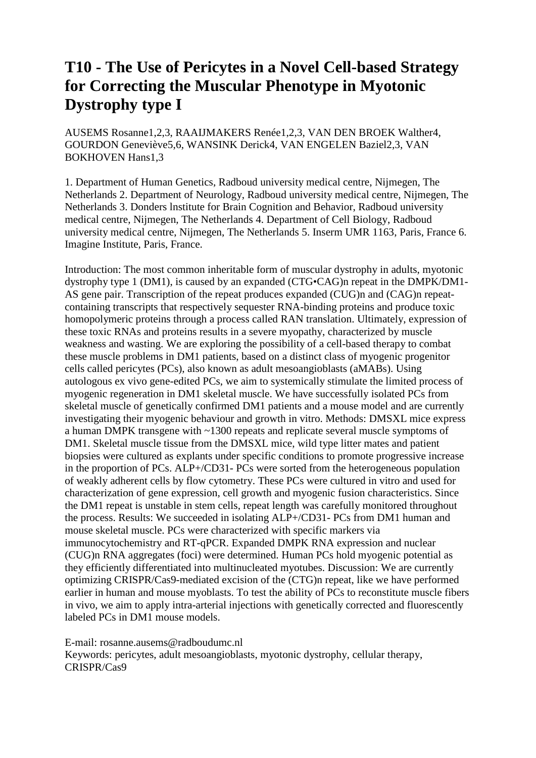# T10 - The Use of Pericytes in a Novel Cell-based Strategy for Correcting the Muscular Phenotype in Myotonic Dystrophy type I

AUSEMS Rosanne[1,2,3], RAAIJMAKERS Renée[1,2,3], VAN DEN BROEK Walther[4], GOURDON Geneviève[5,6], WANSINK Derick[4], VAN ENGELEN Baziel[2,3], VAN BOKHOVEN Hans[1,3]

1. Department of Human Genetics, Radboud university medical centre, Nijmegen, The Netherlands 2. Department of Neurology, Radboud university medical centre, Nijmegen, The Netherlands 3. Donders lnstitute for Brain Cognition and Behavior, Radboud university medical centre, Nijmegen, The Netherlands 4. Department of Cell Biology, Radboud university medical centre, Nijmegen, The Netherlands 5. Inserm UMR 1163, Paris, France 6. Imagine Institute, Paris, France.

Introduction: The most common inheritable form of muscular dystrophy in adults, myotonic dystrophy type 1 (DM1), is caused by an expanded (CTG•CAG)n repeat in the DMPK/DM1-AS gene pair. Transcription of the repeat produces expanded (CUG)n and (CAG)n repeat-containing transcripts that respectively sequester RNA-binding proteins and produce toxic homopolymeric proteins through a process called RAN translation. Ultimately, expression of these toxic RNAs and proteins results in a severe myopathy, characterized by muscle weakness and wasting. We are exploring the possibility of a cell-based therapy to combat these muscle problems in DM1 patients, based on a distinct class of myogenic progenitor cells called pericytes (PCs), also known as adult mesoangioblasts (aMABs). Using autologous ex vivo gene-edited PCs, we aim to systemically stimulate the limited process of myogenic regeneration in DM1 skeletal muscle. We have successfully isolated PCs from skeletal muscle of genetically confirmed DM1 patients and a mouse model and are currently investigating their myogenic behaviour and growth in vitro. Methods: DMSXL mice express a human DMPK transgene with ~1300 repeats and replicate several muscle symptoms of DM1. Skeletal muscle tissue from the DMSXL mice, wild type litter mates and patient biopsies were cultured as explants under specific conditions to promote progressive increase in the proportion of PCs. ALP+/CD31- PCs were sorted from the heterogeneous population of weakly adherent cells by flow cytometry. These PCs were cultured in vitro and used for characterization of gene expression, cell growth and myogenic fusion characteristics. Since the DM1 repeat is unstable in stem cells, repeat length was carefully monitored throughout the process. Results: We succeeded in isolating ALP+/CD31- PCs from DM1 human and mouse skeletal muscle. PCs were characterized with specific markers via immunocytochemistry and RT-qPCR. Expanded DMPK RNA expression and nuclear (CUG)n RNA aggregates (foci) were determined. Human PCs hold myogenic potential as they efficiently differentiated into multinucleated myotubes. Discussion: We are currently optimizing CRISPR/Cas9-mediated excision of the (CTG)n repeat, like we have performed earlier in human and mouse myoblasts. To test the ability of PCs to reconstitute muscle fibers in vivo, we aim to apply intra-arterial injections with genetically corrected and fluorescently labeled PCs in DM1 mouse models.

E-mail: rosanne.ausems@radboudumc.nl
Keywords: pericytes, adult mesoangioblasts, myotonic dystrophy, cellular therapy, CRISPR/Cas9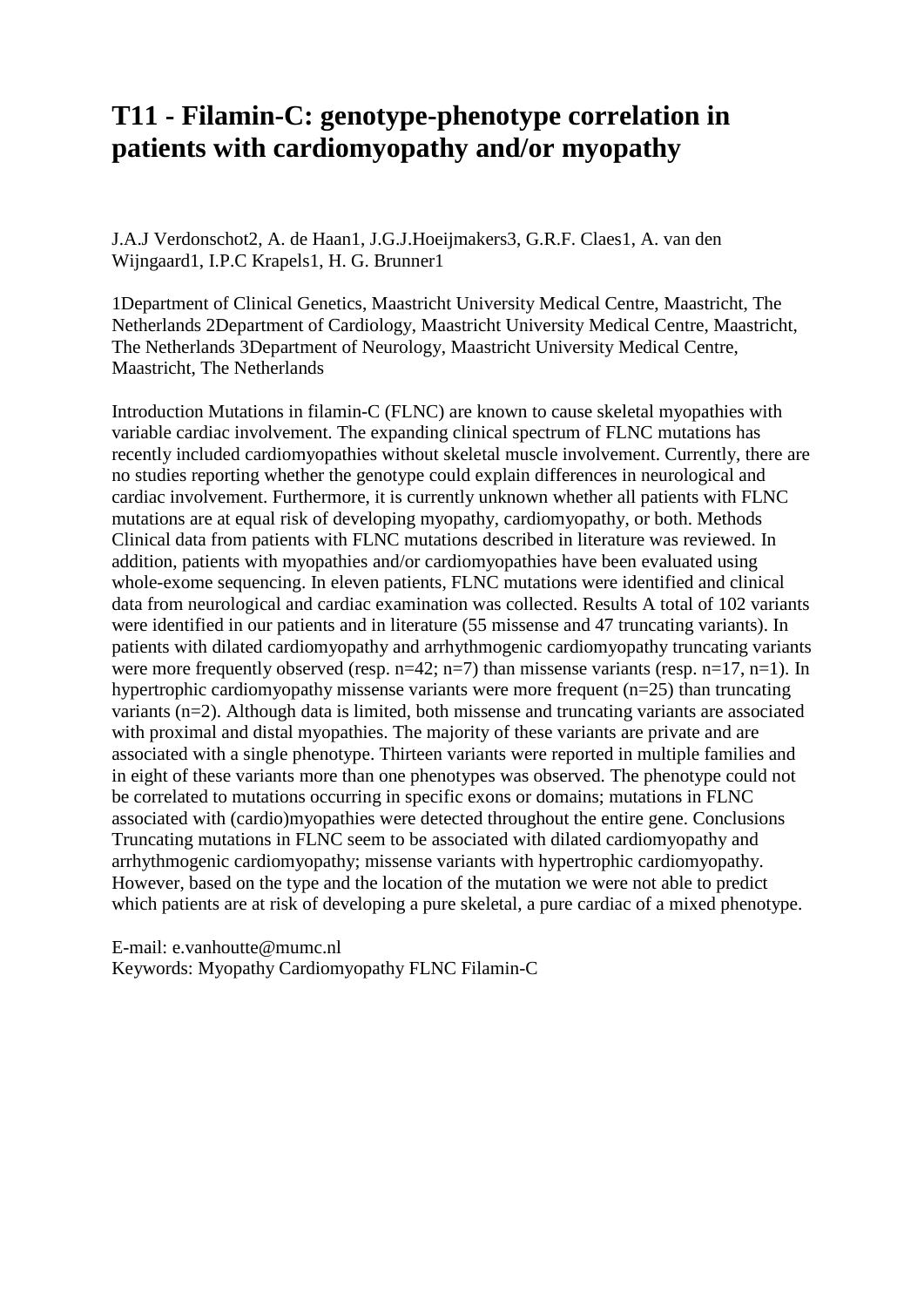# T11 - Filamin-C: genotype-phenotype correlation in patients with cardiomyopathy and/or myopathy

J.A.J Verdonschot2, A. de Haan1, J.G.J.Hoeijmakers3, G.R.F. Claes1, A. van den Wijngaard1, I.P.C Krapels1, H. G. Brunner1

1Department of Clinical Genetics, Maastricht University Medical Centre, Maastricht, The Netherlands 2Department of Cardiology, Maastricht University Medical Centre, Maastricht, The Netherlands 3Department of Neurology, Maastricht University Medical Centre, Maastricht, The Netherlands

Introduction Mutations in filamin-C (FLNC) are known to cause skeletal myopathies with variable cardiac involvement. The expanding clinical spectrum of FLNC mutations has recently included cardiomyopathies without skeletal muscle involvement. Currently, there are no studies reporting whether the genotype could explain differences in neurological and cardiac involvement. Furthermore, it is currently unknown whether all patients with FLNC mutations are at equal risk of developing myopathy, cardiomyopathy, or both. Methods Clinical data from patients with FLNC mutations described in literature was reviewed. In addition, patients with myopathies and/or cardiomyopathies have been evaluated using whole-exome sequencing. In eleven patients, FLNC mutations were identified and clinical data from neurological and cardiac examination was collected. Results A total of 102 variants were identified in our patients and in literature (55 missense and 47 truncating variants). In patients with dilated cardiomyopathy and arrhythmogenic cardiomyopathy truncating variants were more frequently observed (resp. n=42; n=7) than missense variants (resp. n=17, n=1). In hypertrophic cardiomyopathy missense variants were more frequent (n=25) than truncating variants (n=2). Although data is limited, both missense and truncating variants are associated with proximal and distal myopathies. The majority of these variants are private and are associated with a single phenotype. Thirteen variants were reported in multiple families and in eight of these variants more than one phenotypes was observed. The phenotype could not be correlated to mutations occurring in specific exons or domains; mutations in FLNC associated with (cardio)myopathies were detected throughout the entire gene. Conclusions Truncating mutations in FLNC seem to be associated with dilated cardiomyopathy and arrhythmogenic cardiomyopathy; missense variants with hypertrophic cardiomyopathy. However, based on the type and the location of the mutation we were not able to predict which patients are at risk of developing a pure skeletal, a pure cardiac of a mixed phenotype.

E-mail: e.vanhoutte@mumc.nl
Keywords: Myopathy Cardiomyopathy FLNC Filamin-C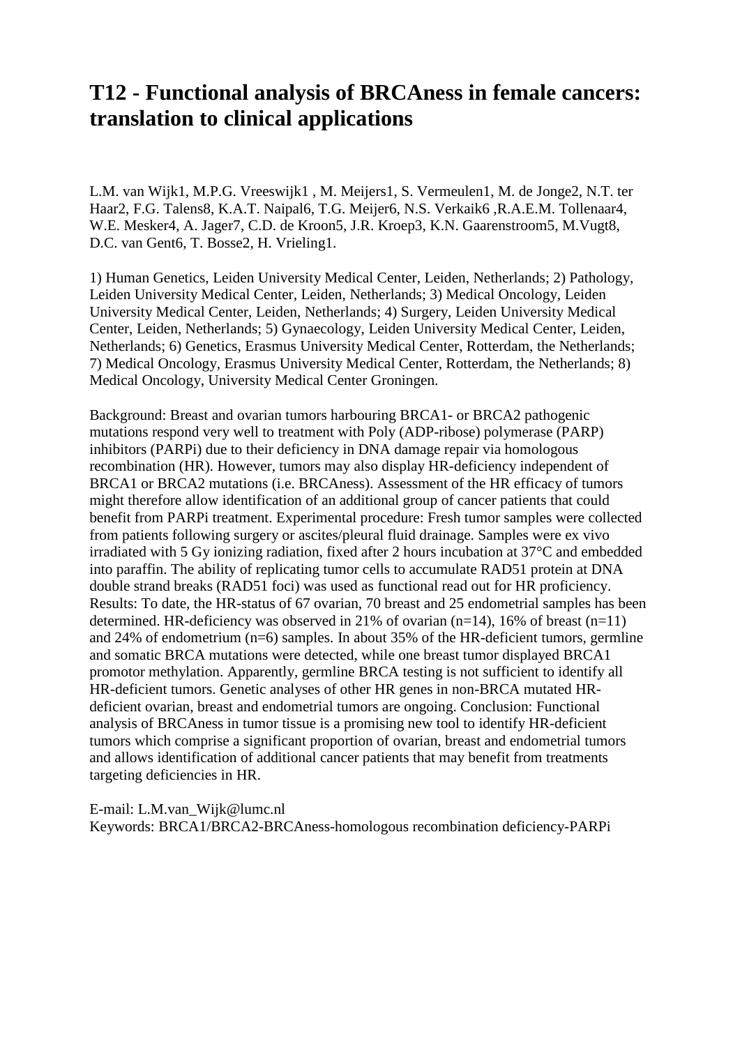# T12 - Functional analysis of BRCAness in female cancers: translation to clinical applications

L.M. van Wijk1, M.P.G. Vreeswijk1 , M. Meijers1, S. Vermeulen1, M. de Jonge2, N.T. ter Haar2, F.G. Talens8, K.A.T. Naipal6, T.G. Meijer6, N.S. Verkaik6 ,R.A.E.M. Tollenaar4, W.E. Mesker4, A. Jager7, C.D. de Kroon5, J.R. Kroep3, K.N. Gaarenstroom5, M.Vugt8, D.C. van Gent6, T. Bosse2, H. Vrieling1.

1) Human Genetics, Leiden University Medical Center, Leiden, Netherlands; 2) Pathology, Leiden University Medical Center, Leiden, Netherlands; 3) Medical Oncology, Leiden University Medical Center, Leiden, Netherlands; 4) Surgery, Leiden University Medical Center, Leiden, Netherlands; 5) Gynaecology, Leiden University Medical Center, Leiden, Netherlands; 6) Genetics, Erasmus University Medical Center, Rotterdam, the Netherlands; 7) Medical Oncology, Erasmus University Medical Center, Rotterdam, the Netherlands; 8) Medical Oncology, University Medical Center Groningen.

Background: Breast and ovarian tumors harbouring BRCA1- or BRCA2 pathogenic mutations respond very well to treatment with Poly (ADP-ribose) polymerase (PARP) inhibitors (PARPi) due to their deficiency in DNA damage repair via homologous recombination (HR). However, tumors may also display HR-deficiency independent of BRCA1 or BRCA2 mutations (i.e. BRCAness). Assessment of the HR efficacy of tumors might therefore allow identification of an additional group of cancer patients that could benefit from PARPi treatment. Experimental procedure: Fresh tumor samples were collected from patients following surgery or ascites/pleural fluid drainage. Samples were ex vivo irradiated with 5 Gy ionizing radiation, fixed after 2 hours incubation at 37°C and embedded into paraffin. The ability of replicating tumor cells to accumulate RAD51 protein at DNA double strand breaks (RAD51 foci) was used as functional read out for HR proficiency. Results: To date, the HR-status of 67 ovarian, 70 breast and 25 endometrial samples has been determined. HR-deficiency was observed in 21% of ovarian (n=14), 16% of breast (n=11) and 24% of endometrium (n=6) samples. In about 35% of the HR-deficient tumors, germline and somatic BRCA mutations were detected, while one breast tumor displayed BRCA1 promotor methylation. Apparently, germline BRCA testing is not sufficient to identify all HR-deficient tumors. Genetic analyses of other HR genes in non-BRCA mutated HR-deficient ovarian, breast and endometrial tumors are ongoing. Conclusion: Functional analysis of BRCAness in tumor tissue is a promising new tool to identify HR-deficient tumors which comprise a significant proportion of ovarian, breast and endometrial tumors and allows identification of additional cancer patients that may benefit from treatments targeting deficiencies in HR.

E-mail: L.M.van_Wijk@lumc.nl
Keywords: BRCA1/BRCA2-BRCAness-homologous recombination deficiency-PARPi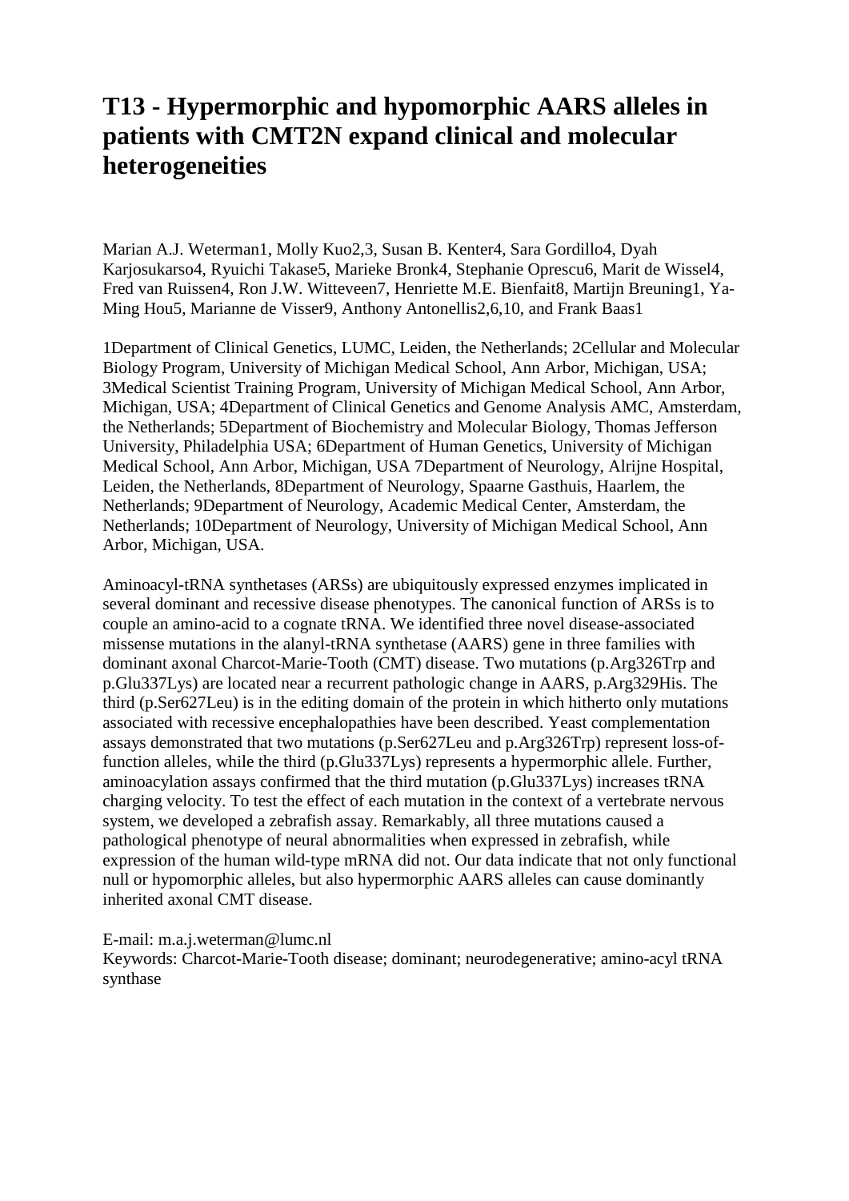# T13 - Hypermorphic and hypomorphic AARS alleles in patients with CMT2N expand clinical and molecular heterogeneities

Marian A.J. Weterman[1], Molly Kuo[2,3], Susan B. Kenter[4], Sara Gordillo[4], Dyah Karjosukarso[4], Ryuichi Takase[5], Marieke Bronk[4], Stephanie Oprescu[6], Marit de Wissel[4], Fred van Ruissen[4], Ron J.W. Witteveen[7], Henriette M.E. Bienfait[8], Martijn Breuning[1], Ya-Ming Hou[5], Marianne de Visser[9], Anthony Antonellis[2,6,10], and Frank Baas[1]

[1]Department of Clinical Genetics, LUMC, Leiden, the Netherlands; [2]Cellular and Molecular Biology Program, University of Michigan Medical School, Ann Arbor, Michigan, USA; [3]Medical Scientist Training Program, University of Michigan Medical School, Ann Arbor, Michigan, USA; [4]Department of Clinical Genetics and Genome Analysis AMC, Amsterdam, the Netherlands; [5]Department of Biochemistry and Molecular Biology, Thomas Jefferson University, Philadelphia USA; [6]Department of Human Genetics, University of Michigan Medical School, Ann Arbor, Michigan, USA [7]Department of Neurology, Alrijne Hospital, Leiden, the Netherlands, [8]Department of Neurology, Spaarne Gasthuis, Haarlem, the Netherlands; [9]Department of Neurology, Academic Medical Center, Amsterdam, the Netherlands; [10]Department of Neurology, University of Michigan Medical School, Ann Arbor, Michigan, USA.

Aminoacyl-tRNA synthetases (ARSs) are ubiquitously expressed enzymes implicated in several dominant and recessive disease phenotypes. The canonical function of ARSs is to couple an amino-acid to a cognate tRNA. We identified three novel disease-associated missense mutations in the alanyl-tRNA synthetase (AARS) gene in three families with dominant axonal Charcot-Marie-Tooth (CMT) disease. Two mutations (p.Arg326Trp and p.Glu337Lys) are located near a recurrent pathologic change in AARS, p.Arg329His. The third (p.Ser627Leu) is in the editing domain of the protein in which hitherto only mutations associated with recessive encephalopathies have been described. Yeast complementation assays demonstrated that two mutations (p.Ser627Leu and p.Arg326Trp) represent loss-of-function alleles, while the third (p.Glu337Lys) represents a hypermorphic allele. Further, aminoacylation assays confirmed that the third mutation (p.Glu337Lys) increases tRNA charging velocity. To test the effect of each mutation in the context of a vertebrate nervous system, we developed a zebrafish assay. Remarkably, all three mutations caused a pathological phenotype of neural abnormalities when expressed in zebrafish, while expression of the human wild-type mRNA did not. Our data indicate that not only functional null or hypomorphic alleles, but also hypermorphic AARS alleles can cause dominantly inherited axonal CMT disease.

E-mail: m.a.j.weterman@lumc.nl
Keywords: Charcot-Marie-Tooth disease; dominant; neurodegenerative; amino-acyl tRNA synthase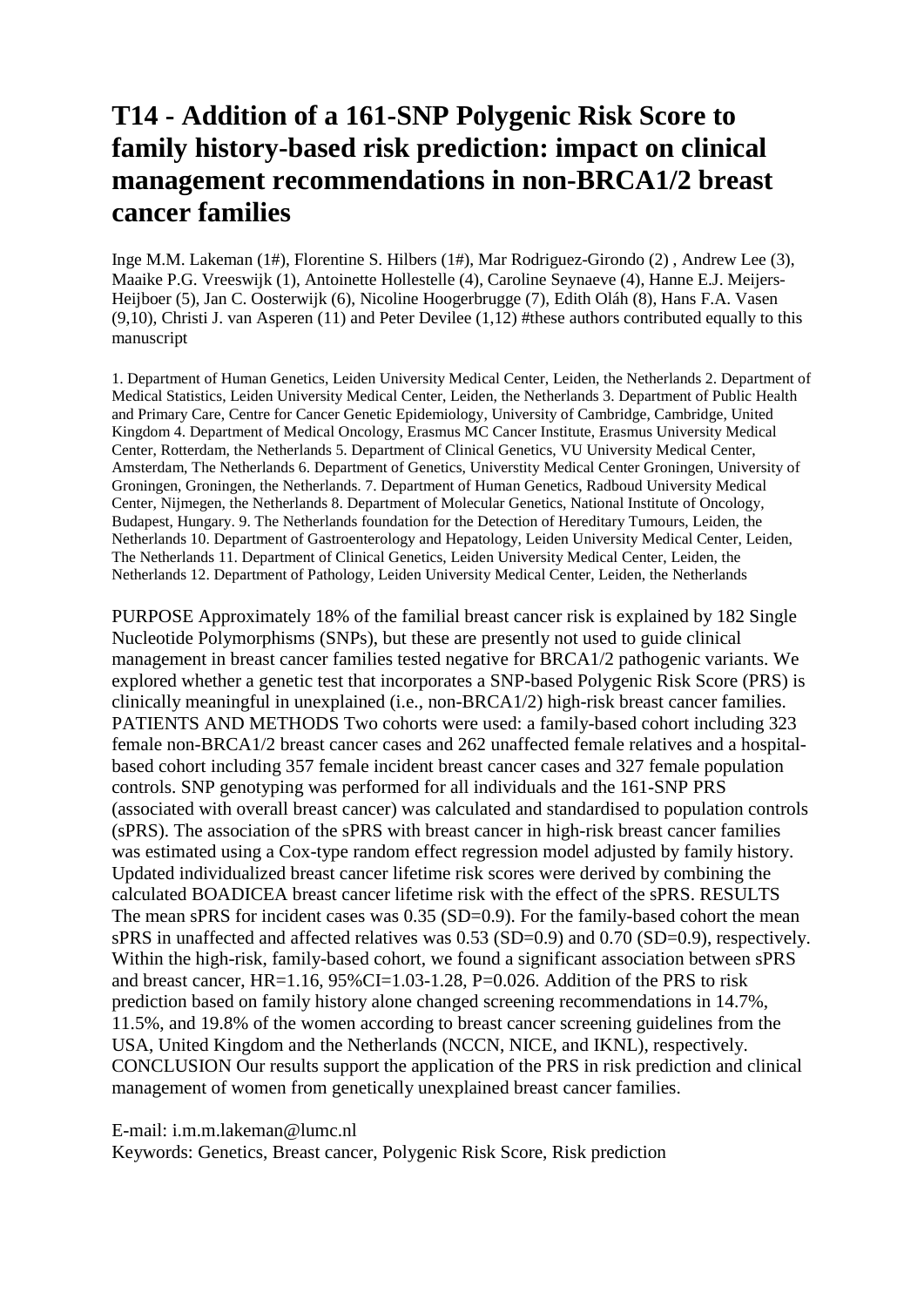# T14 - Addition of a 161-SNP Polygenic Risk Score to family history-based risk prediction: impact on clinical management recommendations in non-BRCA1/2 breast cancer families

Inge M.M. Lakeman (1#), Florentine S. Hilbers (1#), Mar Rodriguez-Girondo (2) , Andrew Lee (3), Maaike P.G. Vreeswijk (1), Antoinette Hollestelle (4), Caroline Seynaeve (4), Hanne E.J. Meijers-Heijboer (5), Jan C. Oosterwijk (6), Nicoline Hoogerbrugge (7), Edith Oláh (8), Hans F.A. Vasen (9,10), Christi J. van Asperen (11) and Peter Devilee (1,12) #these authors contributed equally to this manuscript

1. Department of Human Genetics, Leiden University Medical Center, Leiden, the Netherlands 2. Department of Medical Statistics, Leiden University Medical Center, Leiden, the Netherlands 3. Department of Public Health and Primary Care, Centre for Cancer Genetic Epidemiology, University of Cambridge, Cambridge, United Kingdom 4. Department of Medical Oncology, Erasmus MC Cancer Institute, Erasmus University Medical Center, Rotterdam, the Netherlands 5. Department of Clinical Genetics, VU University Medical Center, Amsterdam, The Netherlands 6. Department of Genetics, Universtity Medical Center Groningen, University of Groningen, Groningen, the Netherlands. 7. Department of Human Genetics, Radboud University Medical Center, Nijmegen, the Netherlands 8. Department of Molecular Genetics, National Institute of Oncology, Budapest, Hungary. 9. The Netherlands foundation for the Detection of Hereditary Tumours, Leiden, the Netherlands 10. Department of Gastroenterology and Hepatology, Leiden University Medical Center, Leiden, The Netherlands 11. Department of Clinical Genetics, Leiden University Medical Center, Leiden, the Netherlands 12. Department of Pathology, Leiden University Medical Center, Leiden, the Netherlands

PURPOSE Approximately 18% of the familial breast cancer risk is explained by 182 Single Nucleotide Polymorphisms (SNPs), but these are presently not used to guide clinical management in breast cancer families tested negative for BRCA1/2 pathogenic variants. We explored whether a genetic test that incorporates a SNP-based Polygenic Risk Score (PRS) is clinically meaningful in unexplained (i.e., non-BRCA1/2) high-risk breast cancer families. PATIENTS AND METHODS Two cohorts were used: a family-based cohort including 323 female non-BRCA1/2 breast cancer cases and 262 unaffected female relatives and a hospital-based cohort including 357 female incident breast cancer cases and 327 female population controls. SNP genotyping was performed for all individuals and the 161-SNP PRS (associated with overall breast cancer) was calculated and standardised to population controls (sPRS). The association of the sPRS with breast cancer in high-risk breast cancer families was estimated using a Cox-type random effect regression model adjusted by family history. Updated individualized breast cancer lifetime risk scores were derived by combining the calculated BOADICEA breast cancer lifetime risk with the effect of the sPRS. RESULTS The mean sPRS for incident cases was 0.35 (SD=0.9). For the family-based cohort the mean sPRS in unaffected and affected relatives was 0.53 (SD=0.9) and 0.70 (SD=0.9), respectively. Within the high-risk, family-based cohort, we found a significant association between sPRS and breast cancer, HR=1.16, 95%CI=1.03-1.28, P=0.026. Addition of the PRS to risk prediction based on family history alone changed screening recommendations in 14.7%, 11.5%, and 19.8% of the women according to breast cancer screening guidelines from the USA, United Kingdom and the Netherlands (NCCN, NICE, and IKNL), respectively. CONCLUSION Our results support the application of the PRS in risk prediction and clinical management of women from genetically unexplained breast cancer families.

E-mail: i.m.m.lakeman@lumc.nl
Keywords: Genetics, Breast cancer, Polygenic Risk Score, Risk prediction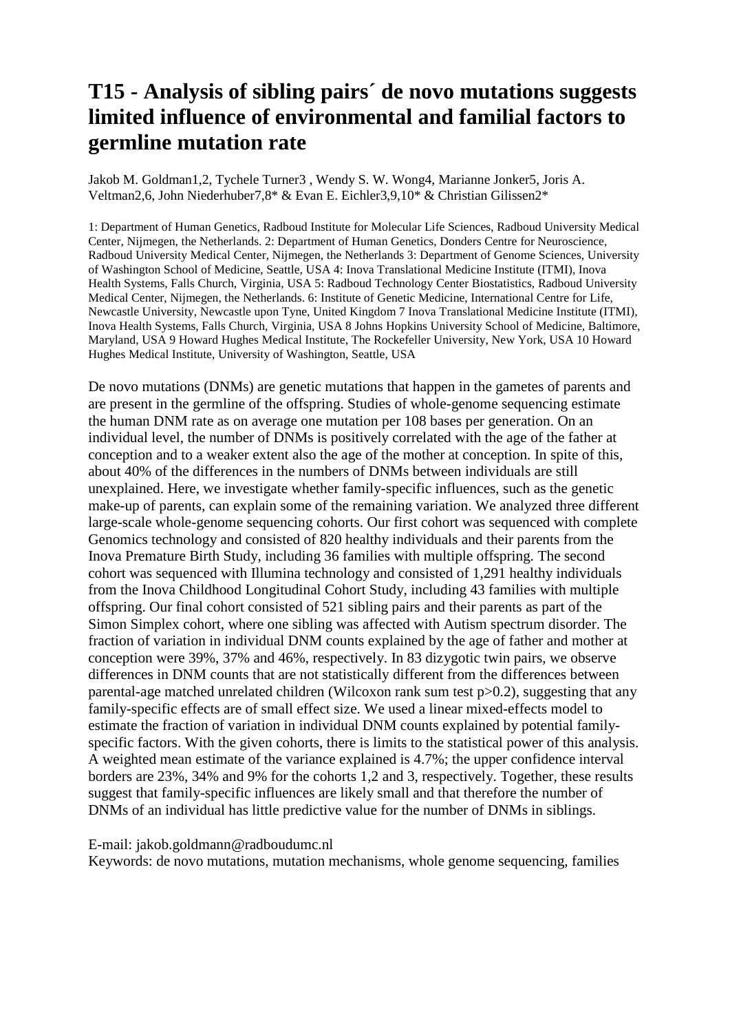# T15 - Analysis of sibling pairs´ de novo mutations suggests limited influence of environmental and familial factors to germline mutation rate

Jakob M. Goldman[1,2], Tychele Turner[3] , Wendy S. W. Wong[4], Marianne Jonker[5], Joris A. Veltman[2,6], John Niederhuber[7,8]* & Evan E. Eichler[3,9,10]* & Christian Gilissen[2]*

1: Department of Human Genetics, Radboud Institute for Molecular Life Sciences, Radboud University Medical Center, Nijmegen, the Netherlands. 2: Department of Human Genetics, Donders Centre for Neuroscience, Radboud University Medical Center, Nijmegen, the Netherlands 3: Department of Genome Sciences, University of Washington School of Medicine, Seattle, USA 4: Inova Translational Medicine Institute (ITMI), Inova Health Systems, Falls Church, Virginia, USA 5: Radboud Technology Center Biostatistics, Radboud University Medical Center, Nijmegen, the Netherlands. 6: Institute of Genetic Medicine, International Centre for Life, Newcastle University, Newcastle upon Tyne, United Kingdom 7 Inova Translational Medicine Institute (ITMI), Inova Health Systems, Falls Church, Virginia, USA 8 Johns Hopkins University School of Medicine, Baltimore, Maryland, USA 9 Howard Hughes Medical Institute, The Rockefeller University, New York, USA 10 Howard Hughes Medical Institute, University of Washington, Seattle, USA

De novo mutations (DNMs) are genetic mutations that happen in the gametes of parents and are present in the germline of the offspring. Studies of whole-genome sequencing estimate the human DNM rate as on average one mutation per 108 bases per generation. On an individual level, the number of DNMs is positively correlated with the age of the father at conception and to a weaker extent also the age of the mother at conception. In spite of this, about 40% of the differences in the numbers of DNMs between individuals are still unexplained. Here, we investigate whether family-specific influences, such as the genetic make-up of parents, can explain some of the remaining variation. We analyzed three different large-scale whole-genome sequencing cohorts. Our first cohort was sequenced with complete Genomics technology and consisted of 820 healthy individuals and their parents from the Inova Premature Birth Study, including 36 families with multiple offspring. The second cohort was sequenced with Illumina technology and consisted of 1,291 healthy individuals from the Inova Childhood Longitudinal Cohort Study, including 43 families with multiple offspring. Our final cohort consisted of 521 sibling pairs and their parents as part of the Simon Simplex cohort, where one sibling was affected with Autism spectrum disorder. The fraction of variation in individual DNM counts explained by the age of father and mother at conception were 39%, 37% and 46%, respectively. In 83 dizygotic twin pairs, we observe differences in DNM counts that are not statistically different from the differences between parental-age matched unrelated children (Wilcoxon rank sum test $p>0.2$), suggesting that any family-specific effects are of small effect size. We used a linear mixed-effects model to estimate the fraction of variation in individual DNM counts explained by potential family-specific factors. With the given cohorts, there is limits to the statistical power of this analysis. A weighted mean estimate of the variance explained is 4.7%; the upper confidence interval borders are 23%, 34% and 9% for the cohorts 1,2 and 3, respectively. Together, these results suggest that family-specific influences are likely small and that therefore the number of DNMs of an individual has little predictive value for the number of DNMs in siblings.

E-mail: jakob.goldmann@radboudumc.nl
Keywords: de novo mutations, mutation mechanisms, whole genome sequencing, families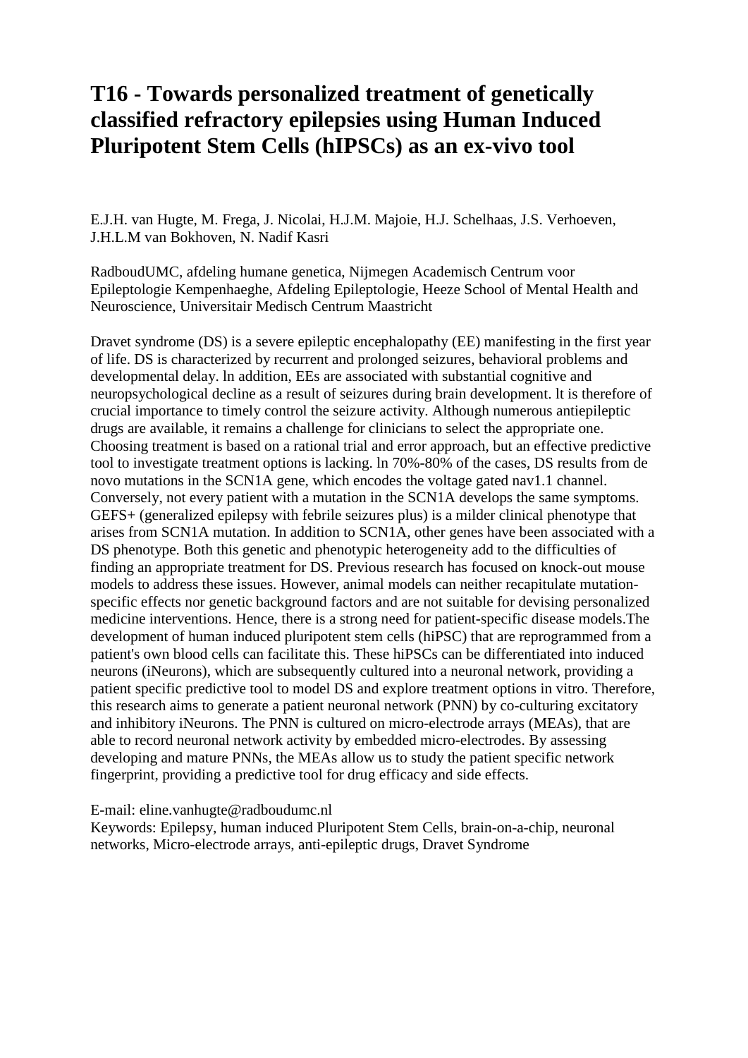# T16 - Towards personalized treatment of genetically classified refractory epilepsies using Human Induced Pluripotent Stem Cells (hIPSCs) as an ex-vivo tool

E.J.H. van Hugte, M. Frega, J. Nicolai, H.J.M. Majoie, H.J. Schelhaas, J.S. Verhoeven, J.H.L.M van Bokhoven, N. Nadif Kasri

RadboudUMC, afdeling humane genetica, Nijmegen Academisch Centrum voor Epileptologie Kempenhaeghe, Afdeling Epileptologie, Heeze School of Mental Health and Neuroscience, Universitair Medisch Centrum Maastricht

Dravet syndrome (DS) is a severe epileptic encephalopathy (EE) manifesting in the first year of life. DS is characterized by recurrent and prolonged seizures, behavioral problems and developmental delay. ln addition, EEs are associated with substantial cognitive and neuropsychological decline as a result of seizures during brain development. lt is therefore of crucial importance to timely control the seizure activity. Although numerous antiepileptic drugs are available, it remains a challenge for clinicians to select the appropriate one. Choosing treatment is based on a rational trial and error approach, but an effective predictive tool to investigate treatment options is lacking. ln 70%-80% of the cases, DS results from de novo mutations in the SCN1A gene, which encodes the voltage gated nav1.1 channel. Conversely, not every patient with a mutation in the SCN1A develops the same symptoms. GEFS+ (generalized epilepsy with febrile seizures plus) is a milder clinical phenotype that arises from SCN1A mutation. In addition to SCN1A, other genes have been associated with a DS phenotype. Both this genetic and phenotypic heterogeneity add to the difficulties of finding an appropriate treatment for DS. Previous research has focused on knock-out mouse models to address these issues. However, animal models can neither recapitulate mutation-specific effects nor genetic background factors and are not suitable for devising personalized medicine interventions. Hence, there is a strong need for patient-specific disease models.The development of human induced pluripotent stem cells (hiPSC) that are reprogrammed from a patient's own blood cells can facilitate this. These hiPSCs can be differentiated into induced neurons (iNeurons), which are subsequently cultured into a neuronal network, providing a patient specific predictive tool to model DS and explore treatment options in vitro. Therefore, this research aims to generate a patient neuronal network (PNN) by co-culturing excitatory and inhibitory iNeurons. The PNN is cultured on micro-electrode arrays (MEAs), that are able to record neuronal network activity by embedded micro-electrodes. By assessing developing and mature PNNs, the MEAs allow us to study the patient specific network fingerprint, providing a predictive tool for drug efficacy and side effects.

E-mail: eline.vanhugte@radboudumc.nl
Keywords: Epilepsy, human induced Pluripotent Stem Cells, brain-on-a-chip, neuronal networks, Micro-electrode arrays, anti-epileptic drugs, Dravet Syndrome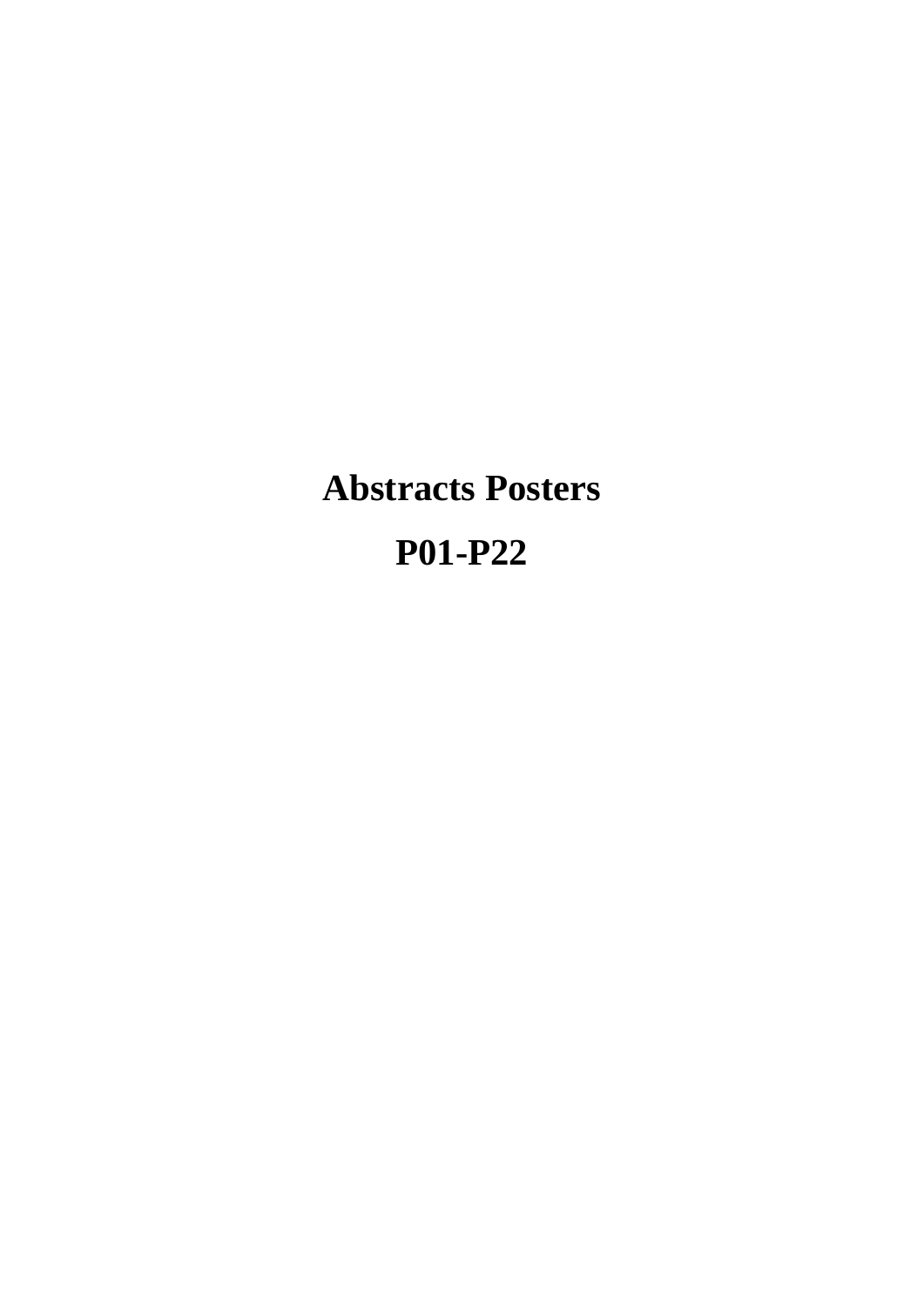# Abstracts Posters

# P01-P22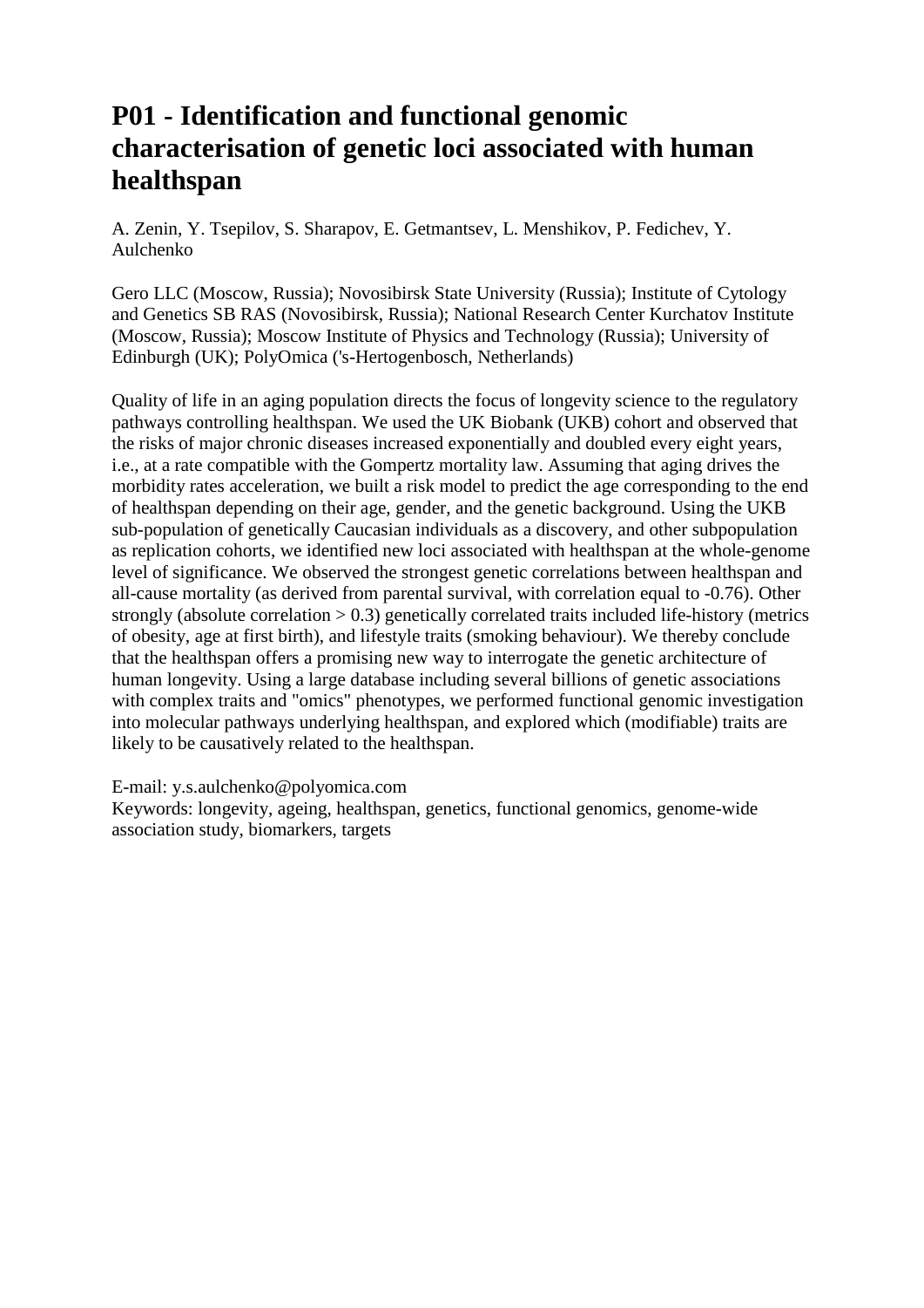# P01 - Identification and functional genomic characterisation of genetic loci associated with human healthspan

A. Zenin, Y. Tsepilov, S. Sharapov, E. Getmantsev, L. Menshikov, P. Fedichev, Y. Aulchenko

Gero LLC (Moscow, Russia); Novosibirsk State University (Russia); Institute of Cytology and Genetics SB RAS (Novosibirsk, Russia); National Research Center Kurchatov Institute (Moscow, Russia); Moscow Institute of Physics and Technology (Russia); University of Edinburgh (UK); PolyOmica ('s-Hertogenbosch, Netherlands)

Quality of life in an aging population directs the focus of longevity science to the regulatory pathways controlling healthspan. We used the UK Biobank (UKB) cohort and observed that the risks of major chronic diseases increased exponentially and doubled every eight years, i.e., at a rate compatible with the Gompertz mortality law. Assuming that aging drives the morbidity rates acceleration, we built a risk model to predict the age corresponding to the end of healthspan depending on their age, gender, and the genetic background. Using the UKB sub-population of genetically Caucasian individuals as a discovery, and other subpopulation as replication cohorts, we identified new loci associated with healthspan at the whole-genome level of significance. We observed the strongest genetic correlations between healthspan and all-cause mortality (as derived from parental survival, with correlation equal to -0.76). Other strongly (absolute correlation > 0.3) genetically correlated traits included life-history (metrics of obesity, age at first birth), and lifestyle traits (smoking behaviour). We thereby conclude that the healthspan offers a promising new way to interrogate the genetic architecture of human longevity. Using a large database including several billions of genetic associations with complex traits and "omics" phenotypes, we performed functional genomic investigation into molecular pathways underlying healthspan, and explored which (modifiable) traits are likely to be causatively related to the healthspan.

E-mail: y.s.aulchenko@polyomica.com
Keywords: longevity, ageing, healthspan, genetics, functional genomics, genome-wide association study, biomarkers, targets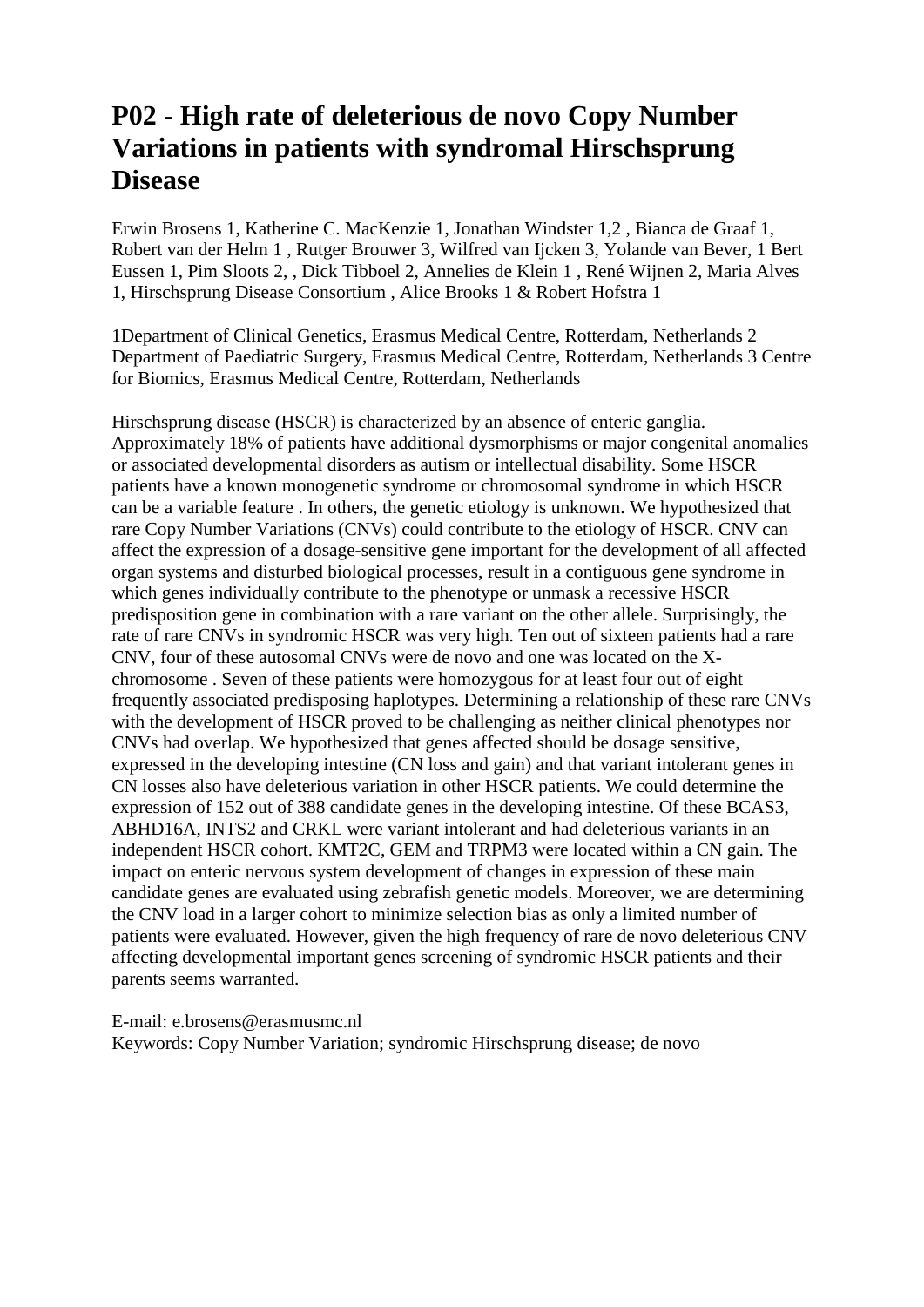# P02 - High rate of deleterious de novo Copy Number Variations in patients with syndromal Hirschsprung Disease

Erwin Brosens 1, Katherine C. MacKenzie 1, Jonathan Windster 1,2 , Bianca de Graaf 1, Robert van der Helm 1 , Rutger Brouwer 3, Wilfred van Ijcken 3, Yolande van Bever, 1 Bert Eussen 1, Pim Sloots 2, , Dick Tibboel 2, Annelies de Klein 1 , René Wijnen 2, Maria Alves 1, Hirschsprung Disease Consortium , Alice Brooks 1 & Robert Hofstra 1

1Department of Clinical Genetics, Erasmus Medical Centre, Rotterdam, Netherlands 2 Department of Paediatric Surgery, Erasmus Medical Centre, Rotterdam, Netherlands 3 Centre for Biomics, Erasmus Medical Centre, Rotterdam, Netherlands

Hirschsprung disease (HSCR) is characterized by an absence of enteric ganglia. Approximately 18% of patients have additional dysmorphisms or major congenital anomalies or associated developmental disorders as autism or intellectual disability. Some HSCR patients have a known monogenetic syndrome or chromosomal syndrome in which HSCR can be a variable feature . In others, the genetic etiology is unknown. We hypothesized that rare Copy Number Variations (CNVs) could contribute to the etiology of HSCR. CNV can affect the expression of a dosage-sensitive gene important for the development of all affected organ systems and disturbed biological processes, result in a contiguous gene syndrome in which genes individually contribute to the phenotype or unmask a recessive HSCR predisposition gene in combination with a rare variant on the other allele. Surprisingly, the rate of rare CNVs in syndromic HSCR was very high. Ten out of sixteen patients had a rare CNV, four of these autosomal CNVs were de novo and one was located on the X-chromosome . Seven of these patients were homozygous for at least four out of eight frequently associated predisposing haplotypes. Determining a relationship of these rare CNVs with the development of HSCR proved to be challenging as neither clinical phenotypes nor CNVs had overlap. We hypothesized that genes affected should be dosage sensitive, expressed in the developing intestine (CN loss and gain) and that variant intolerant genes in CN losses also have deleterious variation in other HSCR patients. We could determine the expression of 152 out of 388 candidate genes in the developing intestine. Of these BCAS3, ABHD16A, INTS2 and CRKL were variant intolerant and had deleterious variants in an independent HSCR cohort. KMT2C, GEM and TRPM3 were located within a CN gain. The impact on enteric nervous system development of changes in expression of these main candidate genes are evaluated using zebrafish genetic models. Moreover, we are determining the CNV load in a larger cohort to minimize selection bias as only a limited number of patients were evaluated. However, given the high frequency of rare de novo deleterious CNV affecting developmental important genes screening of syndromic HSCR patients and their parents seems warranted.

E-mail: e.brosens@erasmusmc.nl
Keywords: Copy Number Variation; syndromic Hirschsprung disease; de novo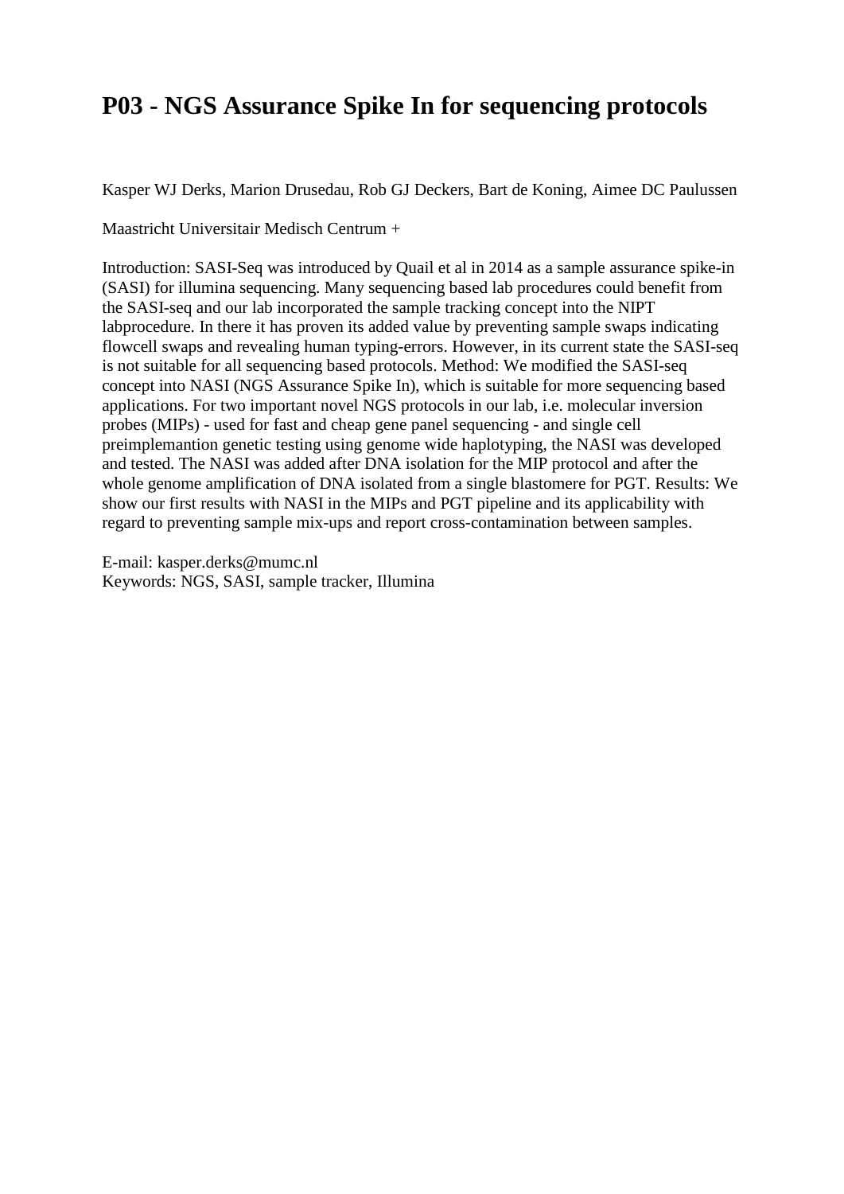# P03 - NGS Assurance Spike In for sequencing protocols

Kasper WJ Derks, Marion Drusedau, Rob GJ Deckers, Bart de Koning, Aimee DC Paulussen

Maastricht Universitair Medisch Centrum +

Introduction: SASI-Seq was introduced by Quail et al in 2014 as a sample assurance spike-in (SASI) for illumina sequencing. Many sequencing based lab procedures could benefit from the SASI-seq and our lab incorporated the sample tracking concept into the NIPT labprocedure. In there it has proven its added value by preventing sample swaps indicating flowcell swaps and revealing human typing-errors. However, in its current state the SASI-seq is not suitable for all sequencing based protocols. Method: We modified the SASI-seq concept into NASI (NGS Assurance Spike In), which is suitable for more sequencing based applications. For two important novel NGS protocols in our lab, i.e. molecular inversion probes (MIPs) - used for fast and cheap gene panel sequencing - and single cell preimplemantion genetic testing using genome wide haplotyping, the NASI was developed and tested. The NASI was added after DNA isolation for the MIP protocol and after the whole genome amplification of DNA isolated from a single blastomere for PGT. Results: We show our first results with NASI in the MIPs and PGT pipeline and its applicability with regard to preventing sample mix-ups and report cross-contamination between samples.

E-mail: kasper.derks@mumc.nl
Keywords: NGS, SASI, sample tracker, Illumina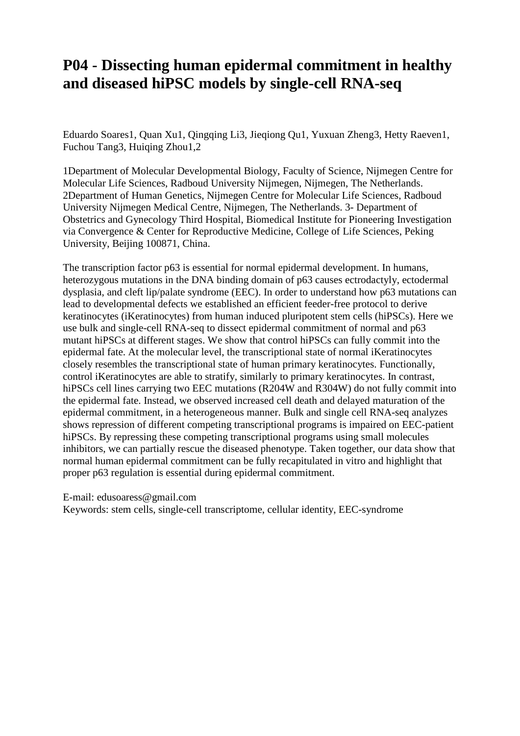# P04 - Dissecting human epidermal commitment in healthy and diseased hiPSC models by single-cell RNA-seq

Eduardo Soares1, Quan Xu1, Qingqing Li3, Jieqiong Qu1, Yuxuan Zheng3, Hetty Raeven1, Fuchou Tang3, Huiqing Zhou1,2

1Department of Molecular Developmental Biology, Faculty of Science, Nijmegen Centre for Molecular Life Sciences, Radboud University Nijmegen, Nijmegen, The Netherlands. 2Department of Human Genetics, Nijmegen Centre for Molecular Life Sciences, Radboud University Nijmegen Medical Centre, Nijmegen, The Netherlands. 3- Department of Obstetrics and Gynecology Third Hospital, Biomedical Institute for Pioneering Investigation via Convergence & Center for Reproductive Medicine, College of Life Sciences, Peking University, Beijing 100871, China.

The transcription factor p63 is essential for normal epidermal development. In humans, heterozygous mutations in the DNA binding domain of p63 causes ectrodactyly, ectodermal dysplasia, and cleft lip/palate syndrome (EEC). In order to understand how p63 mutations can lead to developmental defects we established an efficient feeder-free protocol to derive keratinocytes (iKeratinocytes) from human induced pluripotent stem cells (hiPSCs). Here we use bulk and single-cell RNA-seq to dissect epidermal commitment of normal and p63 mutant hiPSCs at different stages. We show that control hiPSCs can fully commit into the epidermal fate. At the molecular level, the transcriptional state of normal iKeratinocytes closely resembles the transcriptional state of human primary keratinocytes. Functionally, control iKeratinocytes are able to stratify, similarly to primary keratinocytes. In contrast, hiPSCs cell lines carrying two EEC mutations (R204W and R304W) do not fully commit into the epidermal fate. Instead, we observed increased cell death and delayed maturation of the epidermal commitment, in a heterogeneous manner. Bulk and single cell RNA-seq analyzes shows repression of different competing transcriptional programs is impaired on EEC-patient hiPSCs. By repressing these competing transcriptional programs using small molecules inhibitors, we can partially rescue the diseased phenotype. Taken together, our data show that normal human epidermal commitment can be fully recapitulated in vitro and highlight that proper p63 regulation is essential during epidermal commitment.

E-mail: edusoaress@gmail.com
Keywords: stem cells, single-cell transcriptome, cellular identity, EEC-syndrome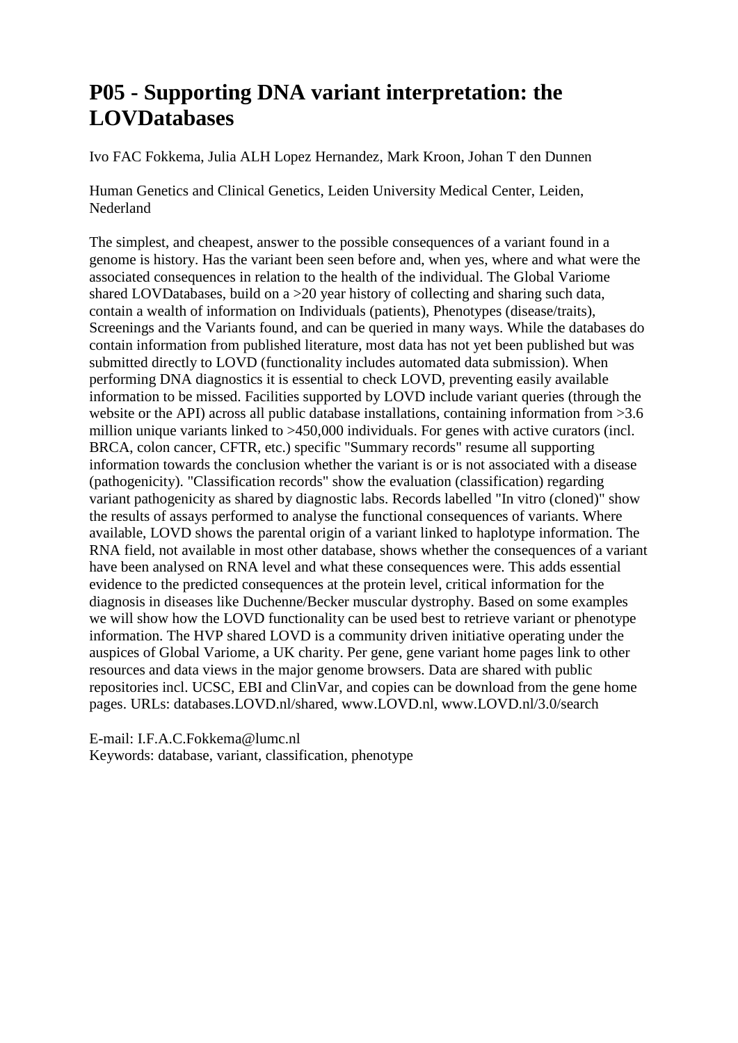# P05 - Supporting DNA variant interpretation: the LOVDatabases

Ivo FAC Fokkema, Julia ALH Lopez Hernandez, Mark Kroon, Johan T den Dunnen

Human Genetics and Clinical Genetics, Leiden University Medical Center, Leiden, Nederland

The simplest, and cheapest, answer to the possible consequences of a variant found in a genome is history. Has the variant been seen before and, when yes, where and what were the associated consequences in relation to the health of the individual. The Global Variome shared LOVDatabases, build on a >20 year history of collecting and sharing such data, contain a wealth of information on Individuals (patients), Phenotypes (disease/traits), Screenings and the Variants found, and can be queried in many ways. While the databases do contain information from published literature, most data has not yet been published but was submitted directly to LOVD (functionality includes automated data submission). When performing DNA diagnostics it is essential to check LOVD, preventing easily available information to be missed. Facilities supported by LOVD include variant queries (through the website or the API) across all public database installations, containing information from >3.6 million unique variants linked to >450,000 individuals. For genes with active curators (incl. BRCA, colon cancer, CFTR, etc.) specific "Summary records" resume all supporting information towards the conclusion whether the variant is or is not associated with a disease (pathogenicity). "Classification records" show the evaluation (classification) regarding variant pathogenicity as shared by diagnostic labs. Records labelled "In vitro (cloned)" show the results of assays performed to analyse the functional consequences of variants. Where available, LOVD shows the parental origin of a variant linked to haplotype information. The RNA field, not available in most other database, shows whether the consequences of a variant have been analysed on RNA level and what these consequences were. This adds essential evidence to the predicted consequences at the protein level, critical information for the diagnosis in diseases like Duchenne/Becker muscular dystrophy. Based on some examples we will show how the LOVD functionality can be used best to retrieve variant or phenotype information. The HVP shared LOVD is a community driven initiative operating under the auspices of Global Variome, a UK charity. Per gene, gene variant home pages link to other resources and data views in the major genome browsers. Data are shared with public repositories incl. UCSC, EBI and ClinVar, and copies can be download from the gene home pages. URLs: databases.LOVD.nl/shared, www.LOVD.nl, www.LOVD.nl/3.0/search

E-mail: I.F.A.C.Fokkema@lumc.nl
Keywords: database, variant, classification, phenotype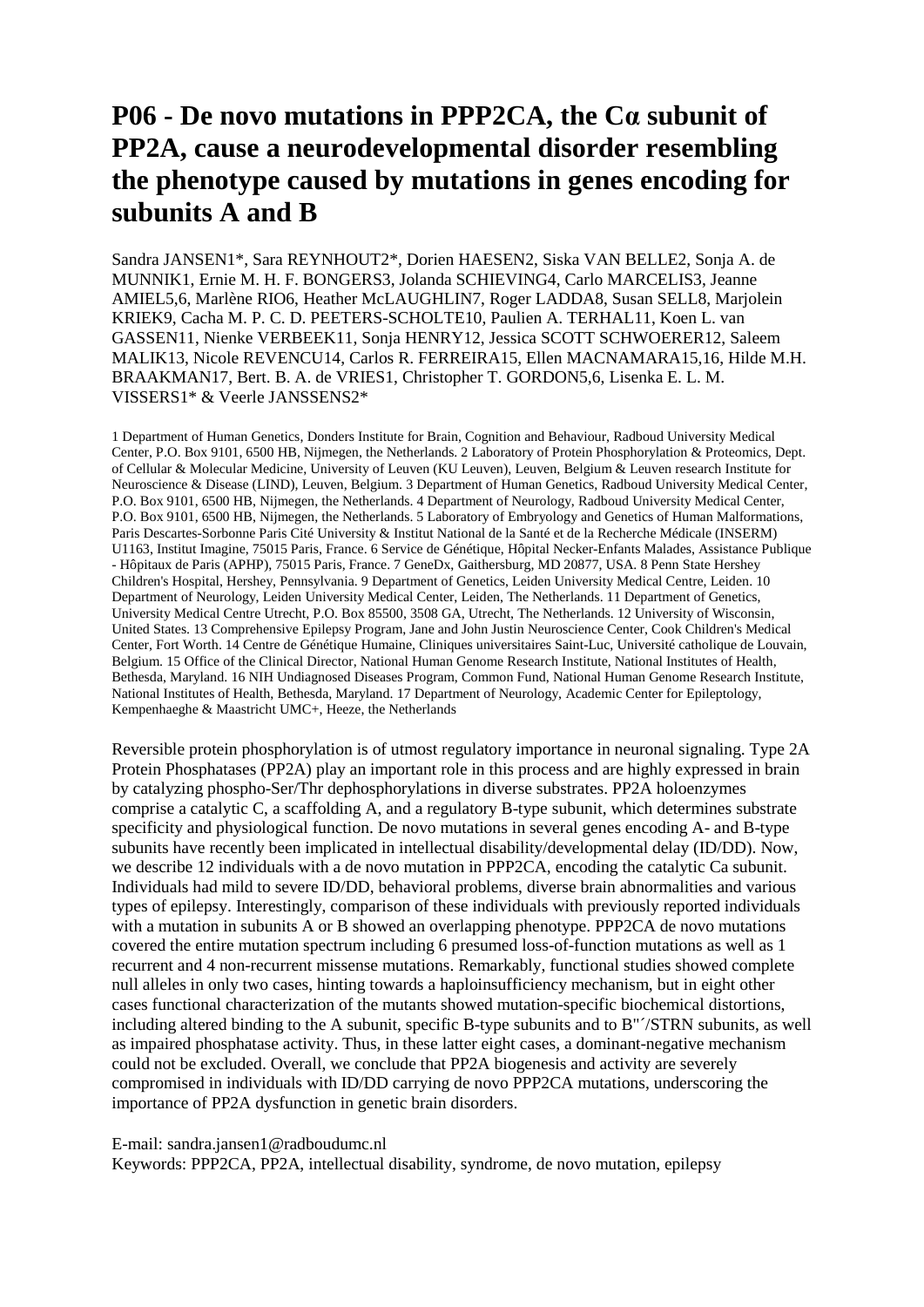# P06 - De novo mutations in PPP2CA, the Cα subunit of PP2A, cause a neurodevelopmental disorder resembling the phenotype caused by mutations in genes encoding for subunits A and B

Sandra JANSEN1*, Sara REYNHOUT2*, Dorien HAESEN2, Siska VAN BELLE2, Sonja A. de MUNNIK1, Ernie M. H. F. BONGERS3, Jolanda SCHIEVING4, Carlo MARCELIS3, Jeanne AMIEL5,6, Marlène RIO6, Heather McLAUGHLIN7, Roger LADDA8, Susan SELL8, Marjolein KRIEK9, Cacha M. P. C. D. PEETERS-SCHOLTE10, Paulien A. TERHAL11, Koen L. van GASSEN11, Nienke VERBEEK11, Sonja HENRY12, Jessica SCOTT SCHWOERER12, Saleem MALIK13, Nicole REVENCU14, Carlos R. FERREIRA15, Ellen MACNAMARA15,16, Hilde M.H. BRAAKMAN17, Bert. B. A. de VRIES1, Christopher T. GORDON5,6, Lisenka E. L. M. VISSERS1* & Veerle JANSSENS2*

1 Department of Human Genetics, Donders Institute for Brain, Cognition and Behaviour, Radboud University Medical Center, P.O. Box 9101, 6500 HB, Nijmegen, the Netherlands. 2 Laboratory of Protein Phosphorylation & Proteomics, Dept. of Cellular & Molecular Medicine, University of Leuven (KU Leuven), Leuven, Belgium & Leuven research Institute for Neuroscience & Disease (LIND), Leuven, Belgium. 3 Department of Human Genetics, Radboud University Medical Center, P.O. Box 9101, 6500 HB, Nijmegen, the Netherlands. 4 Department of Neurology, Radboud University Medical Center, P.O. Box 9101, 6500 HB, Nijmegen, the Netherlands. 5 Laboratory of Embryology and Genetics of Human Malformations, Paris Descartes-Sorbonne Paris Cité University & Institut National de la Santé et de la Recherche Médicale (INSERM) U1163, Institut Imagine, 75015 Paris, France. 6 Service de Génétique, Hôpital Necker-Enfants Malades, Assistance Publique - Hôpitaux de Paris (APHP), 75015 Paris, France. 7 GeneDx, Gaithersburg, MD 20877, USA. 8 Penn State Hershey Children's Hospital, Hershey, Pennsylvania. 9 Department of Genetics, Leiden University Medical Centre, Leiden. 10 Department of Neurology, Leiden University Medical Center, Leiden, The Netherlands. 11 Department of Genetics, University Medical Centre Utrecht, P.O. Box 85500, 3508 GA, Utrecht, The Netherlands. 12 University of Wisconsin, United States. 13 Comprehensive Epilepsy Program, Jane and John Justin Neuroscience Center, Cook Children's Medical Center, Fort Worth. 14 Centre de Génétique Humaine, Cliniques universitaires Saint-Luc, Université catholique de Louvain, Belgium. 15 Office of the Clinical Director, National Human Genome Research Institute, National Institutes of Health, Bethesda, Maryland. 16 NIH Undiagnosed Diseases Program, Common Fund, National Human Genome Research Institute, National Institutes of Health, Bethesda, Maryland. 17 Department of Neurology, Academic Center for Epileptology, Kempenhaeghe & Maastricht UMC+, Heeze, the Netherlands

Reversible protein phosphorylation is of utmost regulatory importance in neuronal signaling. Type 2A Protein Phosphatases (PP2A) play an important role in this process and are highly expressed in brain by catalyzing phospho-Ser/Thr dephosphorylations in diverse substrates. PP2A holoenzymes comprise a catalytic C, a scaffolding A, and a regulatory B-type subunit, which determines substrate specificity and physiological function. De novo mutations in several genes encoding A- and B-type subunits have recently been implicated in intellectual disability/developmental delay (ID/DD). Now, we describe 12 individuals with a de novo mutation in PPP2CA, encoding the catalytic Ca subunit. Individuals had mild to severe ID/DD, behavioral problems, diverse brain abnormalities and various types of epilepsy. Interestingly, comparison of these individuals with previously reported individuals with a mutation in subunits A or B showed an overlapping phenotype. PPP2CA de novo mutations covered the entire mutation spectrum including 6 presumed loss-of-function mutations as well as 1 recurrent and 4 non-recurrent missense mutations. Remarkably, functional studies showed complete null alleles in only two cases, hinting towards a haploinsufficiency mechanism, but in eight other cases functional characterization of the mutants showed mutation-specific biochemical distortions, including altered binding to the A subunit, specific B-type subunits and to B"´/STRN subunits, as well as impaired phosphatase activity. Thus, in these latter eight cases, a dominant-negative mechanism could not be excluded. Overall, we conclude that PP2A biogenesis and activity are severely compromised in individuals with ID/DD carrying de novo PPP2CA mutations, underscoring the importance of PP2A dysfunction in genetic brain disorders.

E-mail: sandra.jansen1@radboudumc.nl
Keywords: PPP2CA, PP2A, intellectual disability, syndrome, de novo mutation, epilepsy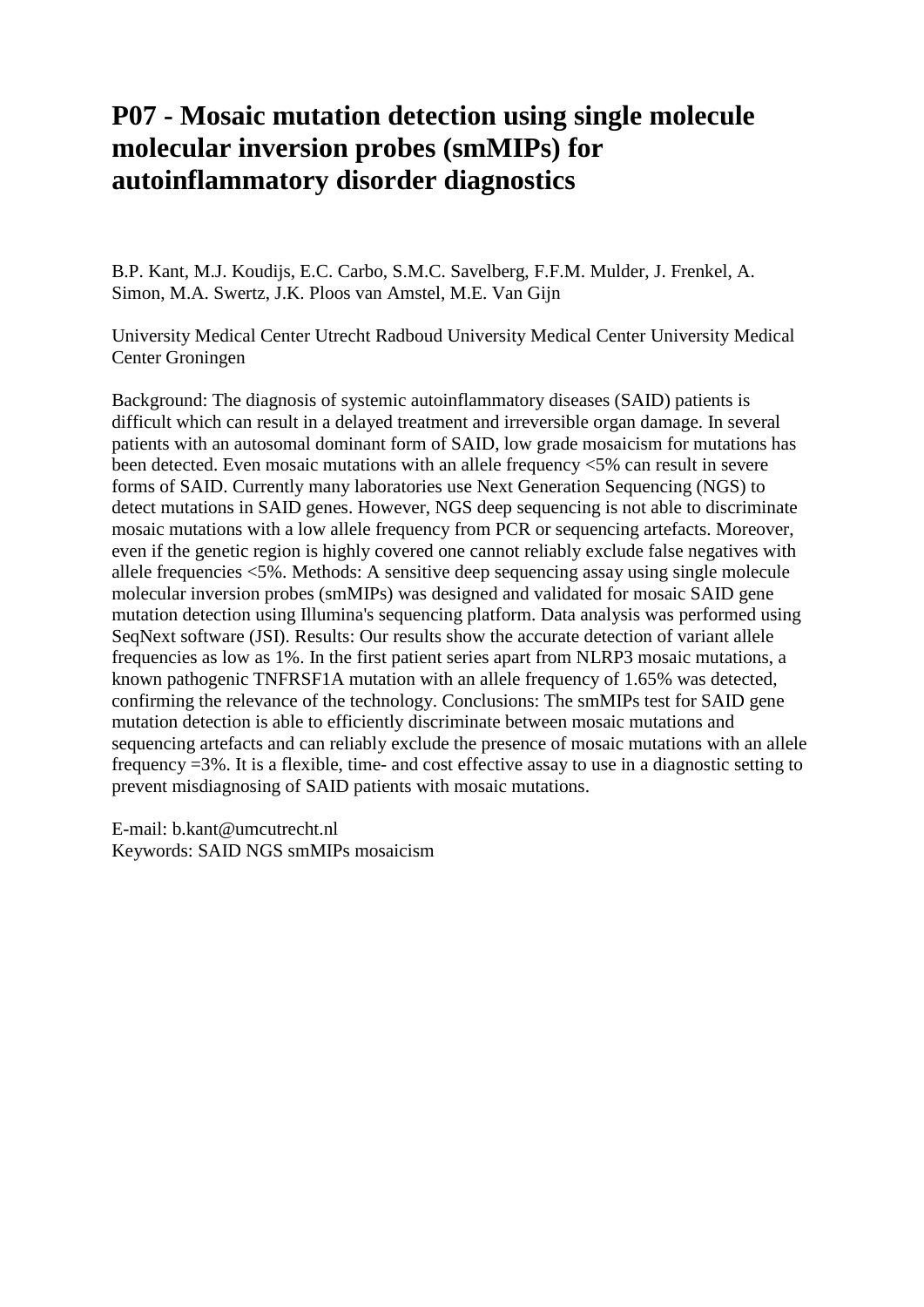# P07 - Mosaic mutation detection using single molecule molecular inversion probes (smMIPs) for autoinflammatory disorder diagnostics

B.P. Kant, M.J. Koudijs, E.C. Carbo, S.M.C. Savelberg, F.F.M. Mulder, J. Frenkel, A. Simon, M.A. Swertz, J.K. Ploos van Amstel, M.E. Van Gijn

University Medical Center Utrecht Radboud University Medical Center University Medical Center Groningen

Background: The diagnosis of systemic autoinflammatory diseases (SAID) patients is difficult which can result in a delayed treatment and irreversible organ damage. In several patients with an autosomal dominant form of SAID, low grade mosaicism for mutations has been detected. Even mosaic mutations with an allele frequency <5% can result in severe forms of SAID. Currently many laboratories use Next Generation Sequencing (NGS) to detect mutations in SAID genes. However, NGS deep sequencing is not able to discriminate mosaic mutations with a low allele frequency from PCR or sequencing artefacts. Moreover, even if the genetic region is highly covered one cannot reliably exclude false negatives with allele frequencies <5%. Methods: A sensitive deep sequencing assay using single molecule molecular inversion probes (smMIPs) was designed and validated for mosaic SAID gene mutation detection using Illumina's sequencing platform. Data analysis was performed using SeqNext software (JSI). Results: Our results show the accurate detection of variant allele frequencies as low as 1%. In the first patient series apart from NLRP3 mosaic mutations, a known pathogenic TNFRSF1A mutation with an allele frequency of 1.65% was detected, confirming the relevance of the technology. Conclusions: The smMIPs test for SAID gene mutation detection is able to efficiently discriminate between mosaic mutations and sequencing artefacts and can reliably exclude the presence of mosaic mutations with an allele frequency =3%. It is a flexible, time- and cost effective assay to use in a diagnostic setting to prevent misdiagnosing of SAID patients with mosaic mutations.

E-mail: b.kant@umcutrecht.nl
Keywords: SAID NGS smMIPs mosaicism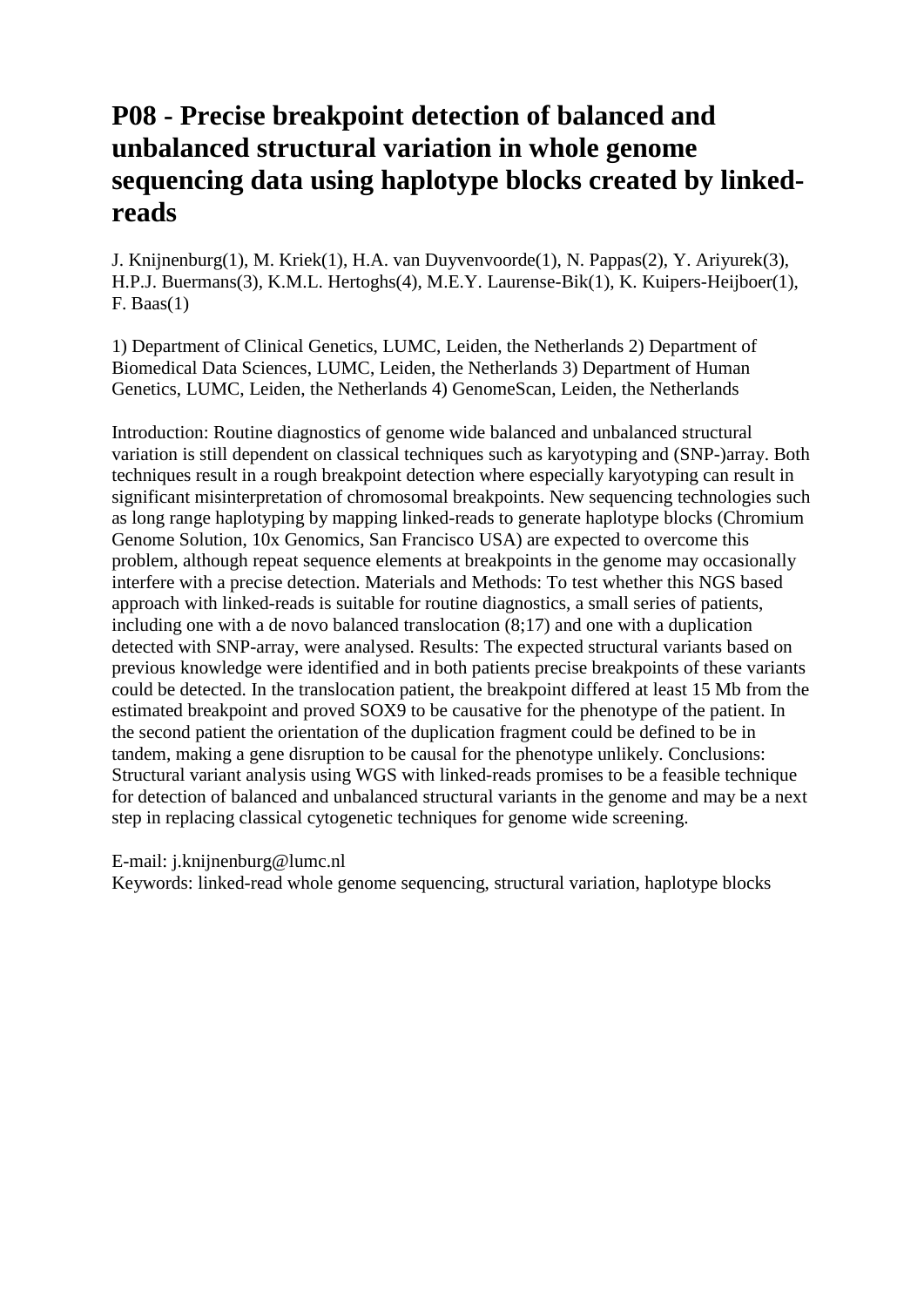# P08 - Precise breakpoint detection of balanced and unbalanced structural variation in whole genome sequencing data using haplotype blocks created by linked-reads

J. Knijnenburg(1), M. Kriek(1), H.A. van Duyvenvoorde(1), N. Pappas(2), Y. Ariyurek(3), H.P.J. Buermans(3), K.M.L. Hertoghs(4), M.E.Y. Laurense-Bik(1), K. Kuipers-Heijboer(1), F. Baas(1)

1) Department of Clinical Genetics, LUMC, Leiden, the Netherlands 2) Department of Biomedical Data Sciences, LUMC, Leiden, the Netherlands 3) Department of Human Genetics, LUMC, Leiden, the Netherlands 4) GenomeScan, Leiden, the Netherlands

Introduction: Routine diagnostics of genome wide balanced and unbalanced structural variation is still dependent on classical techniques such as karyotyping and (SNP-)array. Both techniques result in a rough breakpoint detection where especially karyotyping can result in significant misinterpretation of chromosomal breakpoints. New sequencing technologies such as long range haplotyping by mapping linked-reads to generate haplotype blocks (Chromium Genome Solution, 10x Genomics, San Francisco USA) are expected to overcome this problem, although repeat sequence elements at breakpoints in the genome may occasionally interfere with a precise detection. Materials and Methods: To test whether this NGS based approach with linked-reads is suitable for routine diagnostics, a small series of patients, including one with a de novo balanced translocation (8;17) and one with a duplication detected with SNP-array, were analysed. Results: The expected structural variants based on previous knowledge were identified and in both patients precise breakpoints of these variants could be detected. In the translocation patient, the breakpoint differed at least 15 Mb from the estimated breakpoint and proved SOX9 to be causative for the phenotype of the patient. In the second patient the orientation of the duplication fragment could be defined to be in tandem, making a gene disruption to be causal for the phenotype unlikely. Conclusions: Structural variant analysis using WGS with linked-reads promises to be a feasible technique for detection of balanced and unbalanced structural variants in the genome and may be a next step in replacing classical cytogenetic techniques for genome wide screening.

E-mail: j.knijnenburg@lumc.nl
Keywords: linked-read whole genome sequencing, structural variation, haplotype blocks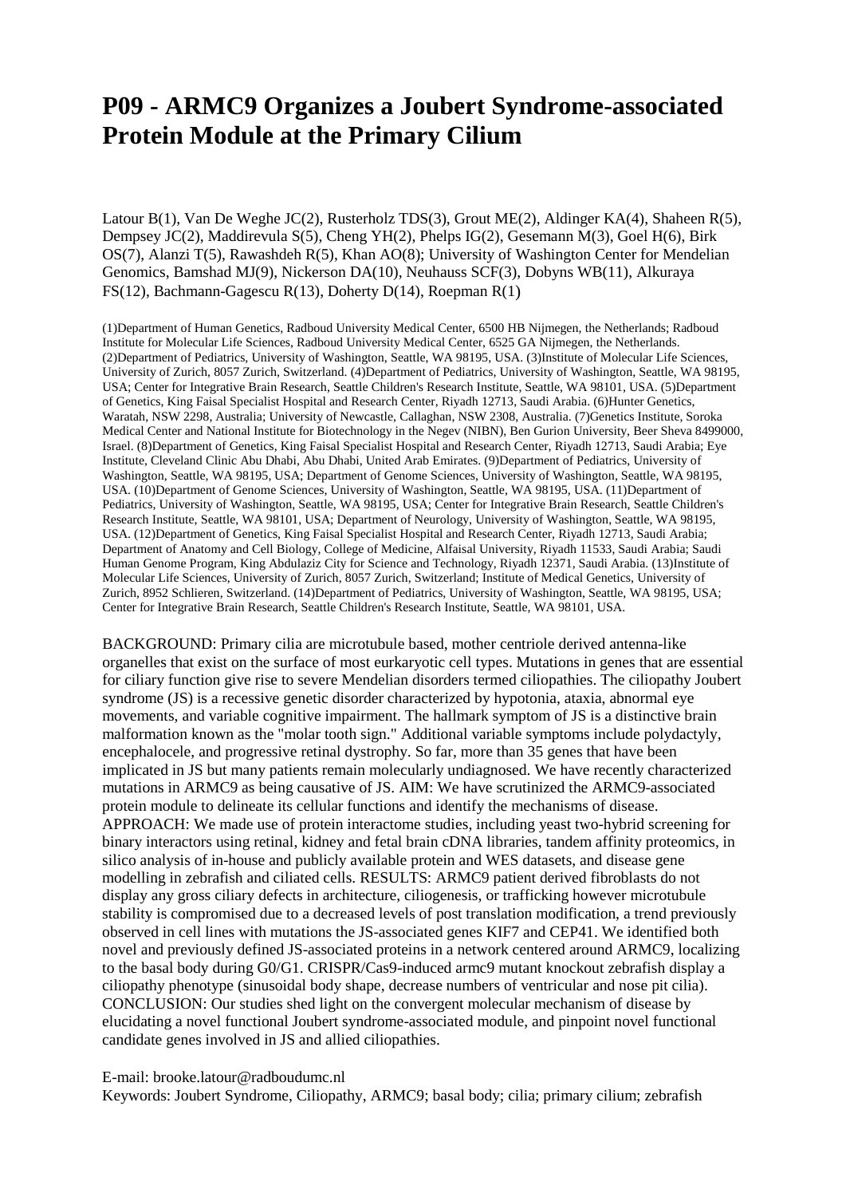# P09 - ARMC9 Organizes a Joubert Syndrome-associated Protein Module at the Primary Cilium

Latour B(1), Van De Weghe JC(2), Rusterholz TDS(3), Grout ME(2), Aldinger KA(4), Shaheen R(5), Dempsey JC(2), Maddirevula S(5), Cheng YH(2), Phelps IG(2), Gesemann M(3), Goel H(6), Birk OS(7), Alanzi T(5), Rawashdeh R(5), Khan AO(8); University of Washington Center for Mendelian Genomics, Bamshad MJ(9), Nickerson DA(10), Neuhauss SCF(3), Dobyns WB(11), Alkuraya FS(12), Bachmann-Gagescu R(13), Doherty D(14), Roepman R(1)

(1)Department of Human Genetics, Radboud University Medical Center, 6500 HB Nijmegen, the Netherlands; Radboud Institute for Molecular Life Sciences, Radboud University Medical Center, 6525 GA Nijmegen, the Netherlands. (2)Department of Pediatrics, University of Washington, Seattle, WA 98195, USA. (3)Institute of Molecular Life Sciences, University of Zurich, 8057 Zurich, Switzerland. (4)Department of Pediatrics, University of Washington, Seattle, WA 98195, USA; Center for Integrative Brain Research, Seattle Children's Research Institute, Seattle, WA 98101, USA. (5)Department of Genetics, King Faisal Specialist Hospital and Research Center, Riyadh 12713, Saudi Arabia. (6)Hunter Genetics, Waratah, NSW 2298, Australia; University of Newcastle, Callaghan, NSW 2308, Australia. (7)Genetics Institute, Soroka Medical Center and National Institute for Biotechnology in the Negev (NIBN), Ben Gurion University, Beer Sheva 8499000, Israel. (8)Department of Genetics, King Faisal Specialist Hospital and Research Center, Riyadh 12713, Saudi Arabia; Eye Institute, Cleveland Clinic Abu Dhabi, Abu Dhabi, United Arab Emirates. (9)Department of Pediatrics, University of Washington, Seattle, WA 98195, USA; Department of Genome Sciences, University of Washington, Seattle, WA 98195, USA. (10)Department of Genome Sciences, University of Washington, Seattle, WA 98195, USA. (11)Department of Pediatrics, University of Washington, Seattle, WA 98195, USA; Center for Integrative Brain Research, Seattle Children's Research Institute, Seattle, WA 98101, USA; Department of Neurology, University of Washington, Seattle, WA 98195, USA. (12)Department of Genetics, King Faisal Specialist Hospital and Research Center, Riyadh 12713, Saudi Arabia; Department of Anatomy and Cell Biology, College of Medicine, Alfaisal University, Riyadh 11533, Saudi Arabia; Saudi Human Genome Program, King Abdulaziz City for Science and Technology, Riyadh 12371, Saudi Arabia. (13)Institute of Molecular Life Sciences, University of Zurich, 8057 Zurich, Switzerland; Institute of Medical Genetics, University of Zurich, 8952 Schlieren, Switzerland. (14)Department of Pediatrics, University of Washington, Seattle, WA 98195, USA; Center for Integrative Brain Research, Seattle Children's Research Institute, Seattle, WA 98101, USA.

BACKGROUND: Primary cilia are microtubule based, mother centriole derived antenna-like organelles that exist on the surface of most eurkaryotic cell types. Mutations in genes that are essential for ciliary function give rise to severe Mendelian disorders termed ciliopathies. The ciliopathy Joubert syndrome (JS) is a recessive genetic disorder characterized by hypotonia, ataxia, abnormal eye movements, and variable cognitive impairment. The hallmark symptom of JS is a distinctive brain malformation known as the "molar tooth sign." Additional variable symptoms include polydactyly, encephalocele, and progressive retinal dystrophy. So far, more than 35 genes that have been implicated in JS but many patients remain molecularly undiagnosed. We have recently characterized mutations in ARMC9 as being causative of JS. AIM: We have scrutinized the ARMC9-associated protein module to delineate its cellular functions and identify the mechanisms of disease. APPROACH: We made use of protein interactome studies, including yeast two-hybrid screening for binary interactors using retinal, kidney and fetal brain cDNA libraries, tandem affinity proteomics, in silico analysis of in-house and publicly available protein and WES datasets, and disease gene modelling in zebrafish and ciliated cells. RESULTS: ARMC9 patient derived fibroblasts do not display any gross ciliary defects in architecture, ciliogenesis, or trafficking however microtubule stability is compromised due to a decreased levels of post translation modification, a trend previously observed in cell lines with mutations the JS-associated genes KIF7 and CEP41. We identified both novel and previously defined JS-associated proteins in a network centered around ARMC9, localizing to the basal body during G0/G1. CRISPR/Cas9-induced armc9 mutant knockout zebrafish display a ciliopathy phenotype (sinusoidal body shape, decrease numbers of ventricular and nose pit cilia). CONCLUSION: Our studies shed light on the convergent molecular mechanism of disease by elucidating a novel functional Joubert syndrome-associated module, and pinpoint novel functional candidate genes involved in JS and allied ciliopathies.

E-mail: brooke.latour@radboudumc.nl

Keywords: Joubert Syndrome, Ciliopathy, ARMC9; basal body; cilia; primary cilium; zebrafish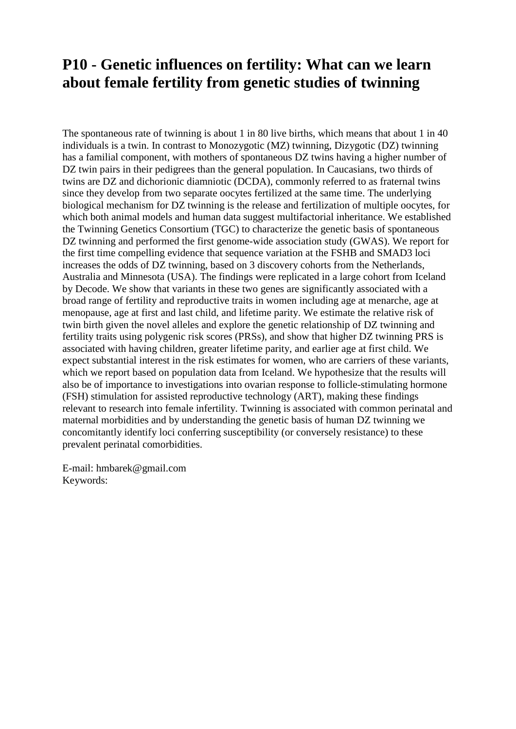# P10 - Genetic influences on fertility: What can we learn about female fertility from genetic studies of twinning

The spontaneous rate of twinning is about 1 in 80 live births, which means that about 1 in 40 individuals is a twin. In contrast to Monozygotic (MZ) twinning, Dizygotic (DZ) twinning has a familial component, with mothers of spontaneous DZ twins having a higher number of DZ twin pairs in their pedigrees than the general population. In Caucasians, two thirds of twins are DZ and dichorionic diamniotic (DCDA), commonly referred to as fraternal twins since they develop from two separate oocytes fertilized at the same time. The underlying biological mechanism for DZ twinning is the release and fertilization of multiple oocytes, for which both animal models and human data suggest multifactorial inheritance. We established the Twinning Genetics Consortium (TGC) to characterize the genetic basis of spontaneous DZ twinning and performed the first genome-wide association study (GWAS). We report for the first time compelling evidence that sequence variation at the FSHB and SMAD3 loci increases the odds of DZ twinning, based on 3 discovery cohorts from the Netherlands, Australia and Minnesota (USA). The findings were replicated in a large cohort from Iceland by Decode. We show that variants in these two genes are significantly associated with a broad range of fertility and reproductive traits in women including age at menarche, age at menopause, age at first and last child, and lifetime parity. We estimate the relative risk of twin birth given the novel alleles and explore the genetic relationship of DZ twinning and fertility traits using polygenic risk scores (PRSs), and show that higher DZ twinning PRS is associated with having children, greater lifetime parity, and earlier age at first child. We expect substantial interest in the risk estimates for women, who are carriers of these variants, which we report based on population data from Iceland. We hypothesize that the results will also be of importance to investigations into ovarian response to follicle-stimulating hormone (FSH) stimulation for assisted reproductive technology (ART), making these findings relevant to research into female infertility. Twinning is associated with common perinatal and maternal morbidities and by understanding the genetic basis of human DZ twinning we concomitantly identify loci conferring susceptibility (or conversely resistance) to these prevalent perinatal comorbidities.

E-mail: hmbarek@gmail.com
Keywords: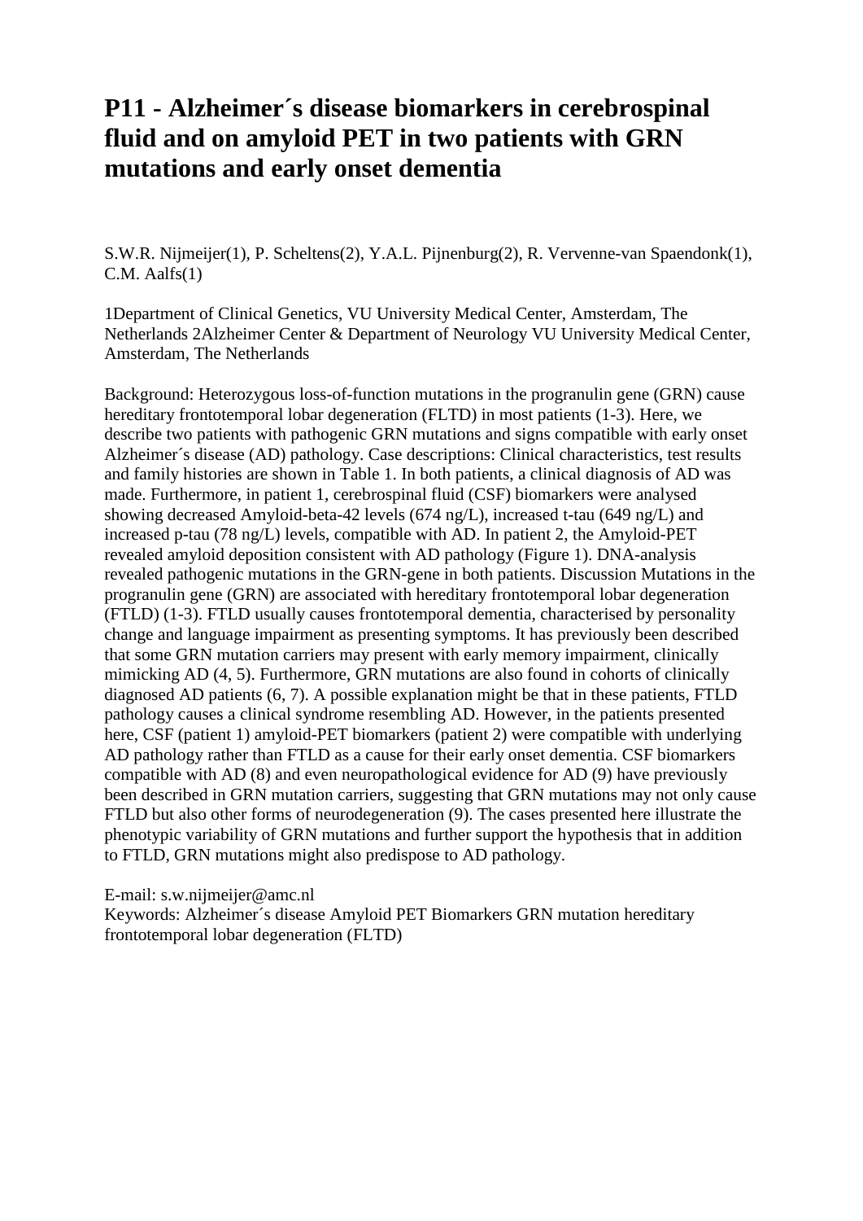# P11 - Alzheimer´s disease biomarkers in cerebrospinal fluid and on amyloid PET in two patients with GRN mutations and early onset dementia

S.W.R. Nijmeijer(1), P. Scheltens(2), Y.A.L. Pijnenburg(2), R. Vervenne-van Spaendonk(1), C.M. Aalfs(1)

1Department of Clinical Genetics, VU University Medical Center, Amsterdam, The Netherlands 2Alzheimer Center & Department of Neurology VU University Medical Center, Amsterdam, The Netherlands

Background: Heterozygous loss-of-function mutations in the progranulin gene (GRN) cause hereditary frontotemporal lobar degeneration (FLTD) in most patients (1-3). Here, we describe two patients with pathogenic GRN mutations and signs compatible with early onset Alzheimer´s disease (AD) pathology. Case descriptions: Clinical characteristics, test results and family histories are shown in Table 1. In both patients, a clinical diagnosis of AD was made. Furthermore, in patient 1, cerebrospinal fluid (CSF) biomarkers were analysed showing decreased Amyloid-beta-42 levels (674 ng/L), increased t-tau (649 ng/L) and increased p-tau (78 ng/L) levels, compatible with AD. In patient 2, the Amyloid-PET revealed amyloid deposition consistent with AD pathology (Figure 1). DNA-analysis revealed pathogenic mutations in the GRN-gene in both patients. Discussion Mutations in the progranulin gene (GRN) are associated with hereditary frontotemporal lobar degeneration (FTLD) (1-3). FTLD usually causes frontotemporal dementia, characterised by personality change and language impairment as presenting symptoms. It has previously been described that some GRN mutation carriers may present with early memory impairment, clinically mimicking AD (4, 5). Furthermore, GRN mutations are also found in cohorts of clinically diagnosed AD patients (6, 7). A possible explanation might be that in these patients, FTLD pathology causes a clinical syndrome resembling AD. However, in the patients presented here, CSF (patient 1) amyloid-PET biomarkers (patient 2) were compatible with underlying AD pathology rather than FTLD as a cause for their early onset dementia. CSF biomarkers compatible with AD (8) and even neuropathological evidence for AD (9) have previously been described in GRN mutation carriers, suggesting that GRN mutations may not only cause FTLD but also other forms of neurodegeneration (9). The cases presented here illustrate the phenotypic variability of GRN mutations and further support the hypothesis that in addition to FTLD, GRN mutations might also predispose to AD pathology.

E-mail: s.w.nijmeijer@amc.nl
Keywords: Alzheimer´s disease Amyloid PET Biomarkers GRN mutation hereditary frontotemporal lobar degeneration (FLTD)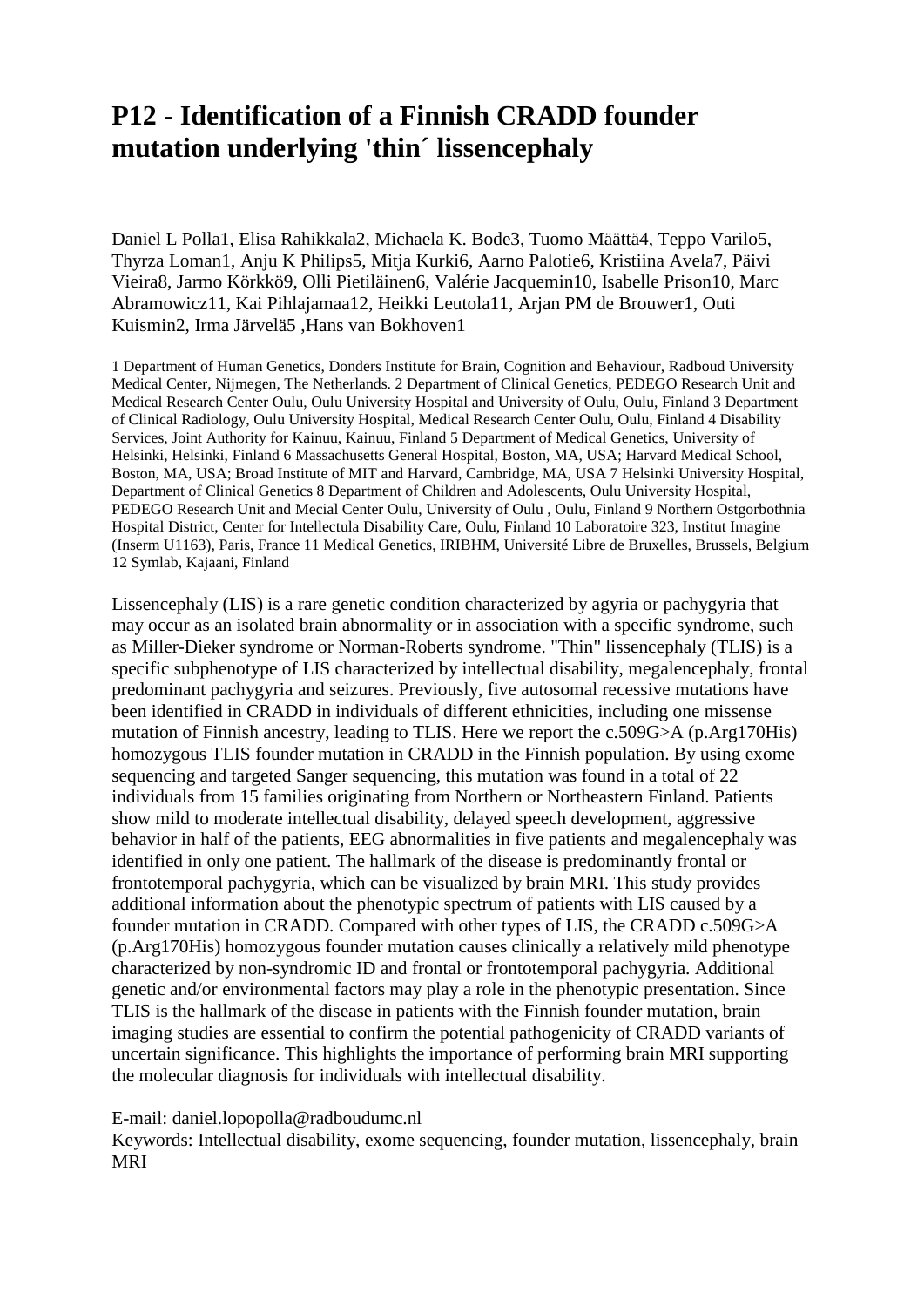# P12 - Identification of a Finnish CRADD founder mutation underlying 'thin´ lissencephaly

Daniel L Polla1, Elisa Rahikkala2, Michaela K. Bode3, Tuomo Määttä4, Teppo Varilo5, Thyrza Loman1, Anju K Philips5, Mitja Kurki6, Aarno Palotie6, Kristiina Avela7, Päivi Vieira8, Jarmo Körkkö9, Olli Pietiläinen6, Valérie Jacquemin10, Isabelle Prison10, Marc Abramowicz11, Kai Pihlajamaa12, Heikki Leutola11, Arjan PM de Brouwer1, Outi Kuismin2, Irma Järvelä5 ,Hans van Bokhoven1

1 Department of Human Genetics, Donders Institute for Brain, Cognition and Behaviour, Radboud University Medical Center, Nijmegen, The Netherlands. 2 Department of Clinical Genetics, PEDEGO Research Unit and Medical Research Center Oulu, Oulu University Hospital and University of Oulu, Oulu, Finland 3 Department of Clinical Radiology, Oulu University Hospital, Medical Research Center Oulu, Oulu, Finland 4 Disability Services, Joint Authority for Kainuu, Kainuu, Finland 5 Department of Medical Genetics, University of Helsinki, Helsinki, Finland 6 Massachusetts General Hospital, Boston, MA, USA; Harvard Medical School, Boston, MA, USA; Broad Institute of MIT and Harvard, Cambridge, MA, USA 7 Helsinki University Hospital, Department of Clinical Genetics 8 Department of Children and Adolescents, Oulu University Hospital, PEDEGO Research Unit and Mecial Center Oulu, University of Oulu , Oulu, Finland 9 Northern Ostgorbothnia Hospital District, Center for Intellectula Disability Care, Oulu, Finland 10 Laboratoire 323, Institut Imagine (Inserm U1163), Paris, France 11 Medical Genetics, IRIBHM, Université Libre de Bruxelles, Brussels, Belgium 12 Symlab, Kajaani, Finland

Lissencephaly (LIS) is a rare genetic condition characterized by agyria or pachygyria that may occur as an isolated brain abnormality or in association with a specific syndrome, such as Miller-Dieker syndrome or Norman-Roberts syndrome. "Thin" lissencephaly (TLIS) is a specific subphenotype of LIS characterized by intellectual disability, megalencephaly, frontal predominant pachygyria and seizures. Previously, five autosomal recessive mutations have been identified in CRADD in individuals of different ethnicities, including one missense mutation of Finnish ancestry, leading to TLIS. Here we report the c.509G>A (p.Arg170His) homozygous TLIS founder mutation in CRADD in the Finnish population. By using exome sequencing and targeted Sanger sequencing, this mutation was found in a total of 22 individuals from 15 families originating from Northern or Northeastern Finland. Patients show mild to moderate intellectual disability, delayed speech development, aggressive behavior in half of the patients, EEG abnormalities in five patients and megalencephaly was identified in only one patient. The hallmark of the disease is predominantly frontal or frontotemporal pachygyria, which can be visualized by brain MRI. This study provides additional information about the phenotypic spectrum of patients with LIS caused by a founder mutation in CRADD. Compared with other types of LIS, the CRADD c.509G>A (p.Arg170His) homozygous founder mutation causes clinically a relatively mild phenotype characterized by non-syndromic ID and frontal or frontotemporal pachygyria. Additional genetic and/or environmental factors may play a role in the phenotypic presentation. Since TLIS is the hallmark of the disease in patients with the Finnish founder mutation, brain imaging studies are essential to confirm the potential pathogenicity of CRADD variants of uncertain significance. This highlights the importance of performing brain MRI supporting the molecular diagnosis for individuals with intellectual disability.

E-mail: daniel.lopopolla@radboudumc.nl
Keywords: Intellectual disability, exome sequencing, founder mutation, lissencephaly, brain MRI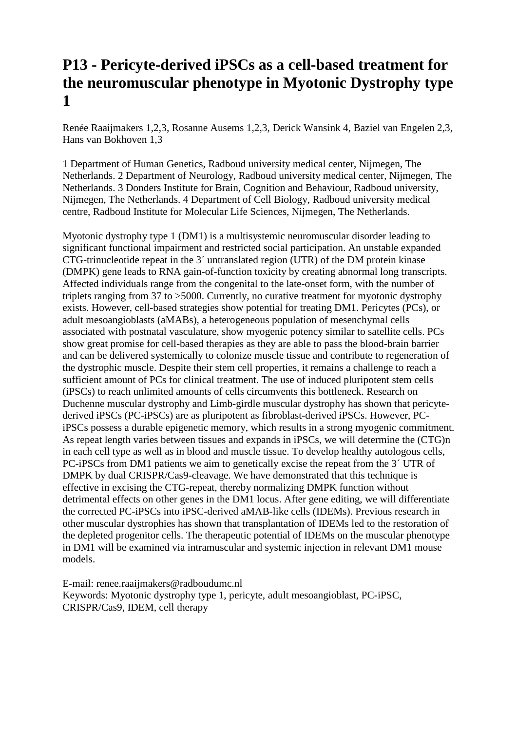# P13 - Pericyte-derived iPSCs as a cell-based treatment for the neuromuscular phenotype in Myotonic Dystrophy type 1

Renée Raaijmakers 1,2,3, Rosanne Ausems 1,2,3, Derick Wansink 4, Baziel van Engelen 2,3, Hans van Bokhoven 1,3

1 Department of Human Genetics, Radboud university medical center, Nijmegen, The Netherlands. 2 Department of Neurology, Radboud university medical center, Nijmegen, The Netherlands. 3 Donders Institute for Brain, Cognition and Behaviour, Radboud university, Nijmegen, The Netherlands. 4 Department of Cell Biology, Radboud university medical centre, Radboud Institute for Molecular Life Sciences, Nijmegen, The Netherlands.

Myotonic dystrophy type 1 (DM1) is a multisystemic neuromuscular disorder leading to significant functional impairment and restricted social participation. An unstable expanded CTG-trinucleotide repeat in the 3´ untranslated region (UTR) of the DM protein kinase (DMPK) gene leads to RNA gain-of-function toxicity by creating abnormal long transcripts. Affected individuals range from the congenital to the late-onset form, with the number of triplets ranging from 37 to >5000. Currently, no curative treatment for myotonic dystrophy exists. However, cell-based strategies show potential for treating DM1. Pericytes (PCs), or adult mesoangioblasts (aMABs), a heterogeneous population of mesenchymal cells associated with postnatal vasculature, show myogenic potency similar to satellite cells. PCs show great promise for cell-based therapies as they are able to pass the blood-brain barrier and can be delivered systemically to colonize muscle tissue and contribute to regeneration of the dystrophic muscle. Despite their stem cell properties, it remains a challenge to reach a sufficient amount of PCs for clinical treatment. The use of induced pluripotent stem cells (iPSCs) to reach unlimited amounts of cells circumvents this bottleneck. Research on Duchenne muscular dystrophy and Limb-girdle muscular dystrophy has shown that pericyte-derived iPSCs (PC-iPSCs) are as pluripotent as fibroblast-derived iPSCs. However, PC-iPSCs possess a durable epigenetic memory, which results in a strong myogenic commitment. As repeat length varies between tissues and expands in iPSCs, we will determine the (CTG)n in each cell type as well as in blood and muscle tissue. To develop healthy autologous cells, PC-iPSCs from DM1 patients we aim to genetically excise the repeat from the 3´ UTR of DMPK by dual CRISPR/Cas9-cleavage. We have demonstrated that this technique is effective in excising the CTG-repeat, thereby normalizing DMPK function without detrimental effects on other genes in the DM1 locus. After gene editing, we will differentiate the corrected PC-iPSCs into iPSC-derived aMAB-like cells (IDEMs). Previous research in other muscular dystrophies has shown that transplantation of IDEMs led to the restoration of the depleted progenitor cells. The therapeutic potential of IDEMs on the muscular phenotype in DM1 will be examined via intramuscular and systemic injection in relevant DM1 mouse models.

E-mail: renee.raaijmakers@radboudumc.nl
Keywords: Myotonic dystrophy type 1, pericyte, adult mesoangioblast, PC-iPSC, CRISPR/Cas9, IDEM, cell therapy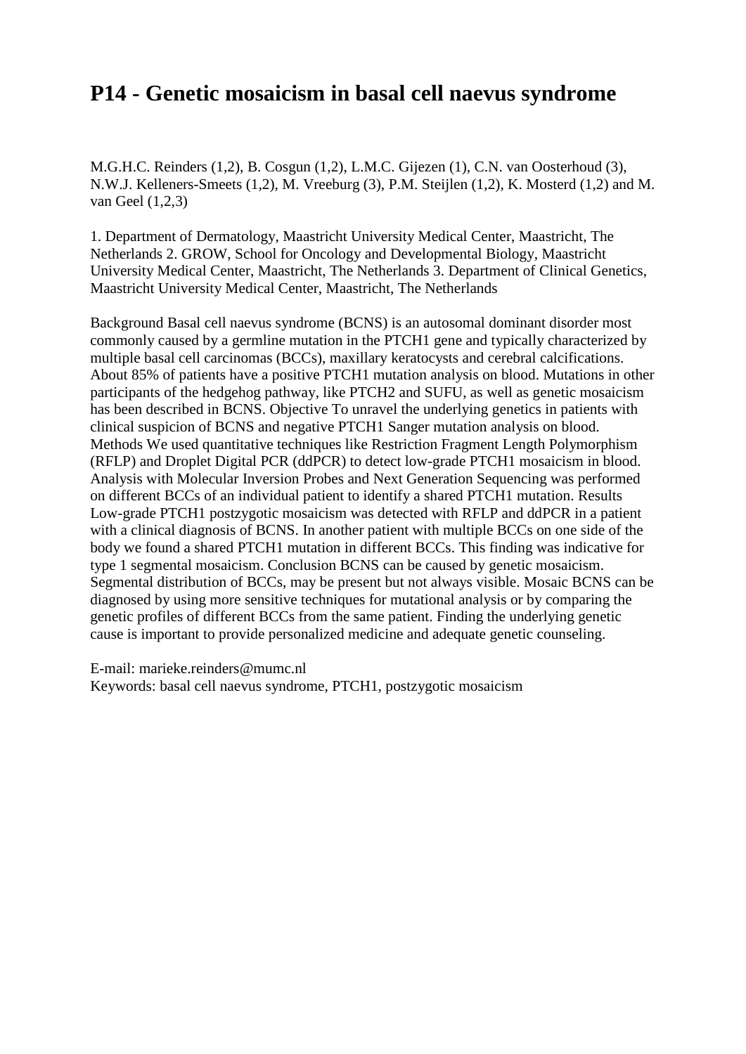# P14 - Genetic mosaicism in basal cell naevus syndrome

M.G.H.C. Reinders (1,2), B. Cosgun (1,2), L.M.C. Gijezen (1), C.N. van Oosterhoud (3), N.W.J. Kelleners-Smeets (1,2), M. Vreeburg (3), P.M. Steijlen (1,2), K. Mosterd (1,2) and M. van Geel (1,2,3)

1. Department of Dermatology, Maastricht University Medical Center, Maastricht, The Netherlands 2. GROW, School for Oncology and Developmental Biology, Maastricht University Medical Center, Maastricht, The Netherlands 3. Department of Clinical Genetics, Maastricht University Medical Center, Maastricht, The Netherlands

Background Basal cell naevus syndrome (BCNS) is an autosomal dominant disorder most commonly caused by a germline mutation in the PTCH1 gene and typically characterized by multiple basal cell carcinomas (BCCs), maxillary keratocysts and cerebral calcifications. About 85% of patients have a positive PTCH1 mutation analysis on blood. Mutations in other participants of the hedgehog pathway, like PTCH2 and SUFU, as well as genetic mosaicism has been described in BCNS. Objective To unravel the underlying genetics in patients with clinical suspicion of BCNS and negative PTCH1 Sanger mutation analysis on blood. Methods We used quantitative techniques like Restriction Fragment Length Polymorphism (RFLP) and Droplet Digital PCR (ddPCR) to detect low-grade PTCH1 mosaicism in blood. Analysis with Molecular Inversion Probes and Next Generation Sequencing was performed on different BCCs of an individual patient to identify a shared PTCH1 mutation. Results Low-grade PTCH1 postzygotic mosaicism was detected with RFLP and ddPCR in a patient with a clinical diagnosis of BCNS. In another patient with multiple BCCs on one side of the body we found a shared PTCH1 mutation in different BCCs. This finding was indicative for type 1 segmental mosaicism. Conclusion BCNS can be caused by genetic mosaicism. Segmental distribution of BCCs, may be present but not always visible. Mosaic BCNS can be diagnosed by using more sensitive techniques for mutational analysis or by comparing the genetic profiles of different BCCs from the same patient. Finding the underlying genetic cause is important to provide personalized medicine and adequate genetic counseling.

E-mail: marieke.reinders@mumc.nl
Keywords: basal cell naevus syndrome, PTCH1, postzygotic mosaicism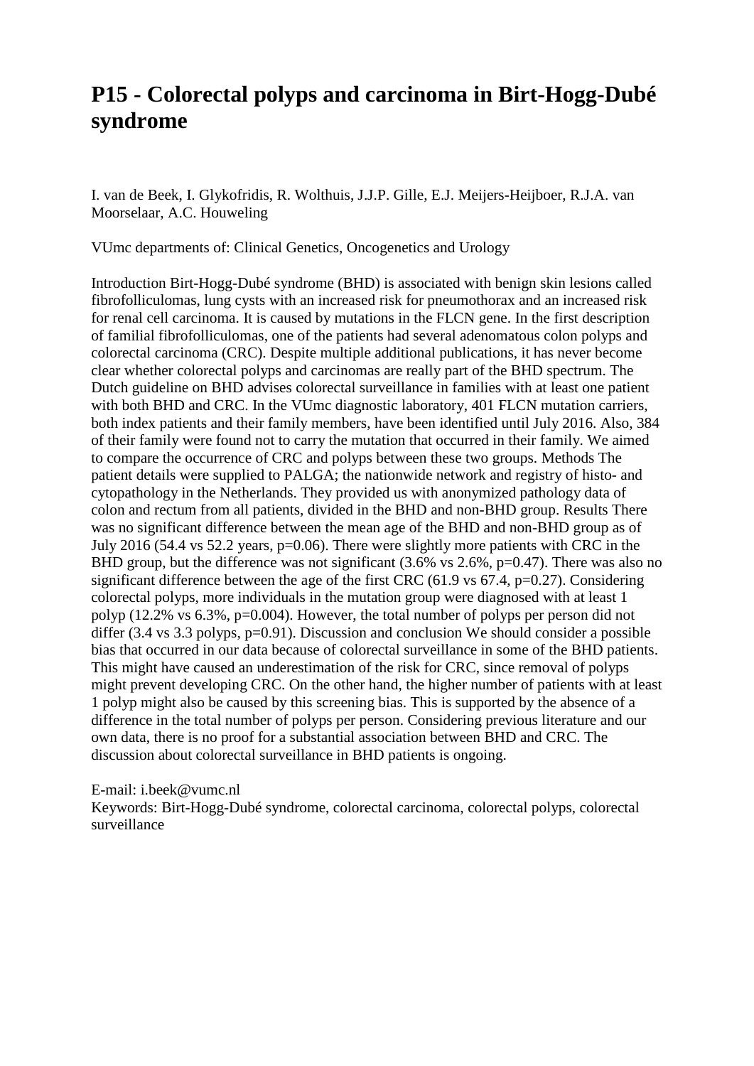# P15 - Colorectal polyps and carcinoma in Birt-Hogg-Dubé syndrome

I. van de Beek, I. Glykofridis, R. Wolthuis, J.J.P. Gille, E.J. Meijers-Heijboer, R.J.A. van Moorselaar, A.C. Houweling

VUmc departments of: Clinical Genetics, Oncogenetics and Urology

Introduction Birt-Hogg-Dubé syndrome (BHD) is associated with benign skin lesions called fibrofolliculomas, lung cysts with an increased risk for pneumothorax and an increased risk for renal cell carcinoma. It is caused by mutations in the FLCN gene. In the first description of familial fibrofolliculomas, one of the patients had several adenomatous colon polyps and colorectal carcinoma (CRC). Despite multiple additional publications, it has never become clear whether colorectal polyps and carcinomas are really part of the BHD spectrum. The Dutch guideline on BHD advises colorectal surveillance in families with at least one patient with both BHD and CRC. In the VUmc diagnostic laboratory, 401 FLCN mutation carriers, both index patients and their family members, have been identified until July 2016. Also, 384 of their family were found not to carry the mutation that occurred in their family. We aimed to compare the occurrence of CRC and polyps between these two groups. Methods The patient details were supplied to PALGA; the nationwide network and registry of histo- and cytopathology in the Netherlands. They provided us with anonymized pathology data of colon and rectum from all patients, divided in the BHD and non-BHD group. Results There was no significant difference between the mean age of the BHD and non-BHD group as of July 2016 (54.4 vs 52.2 years, p=0.06). There were slightly more patients with CRC in the BHD group, but the difference was not significant (3.6% vs 2.6%, p=0.47). There was also no significant difference between the age of the first CRC (61.9 vs 67.4, p=0.27). Considering colorectal polyps, more individuals in the mutation group were diagnosed with at least 1 polyp (12.2% vs 6.3%, p=0.004). However, the total number of polyps per person did not differ (3.4 vs 3.3 polyps, p=0.91). Discussion and conclusion We should consider a possible bias that occurred in our data because of colorectal surveillance in some of the BHD patients. This might have caused an underestimation of the risk for CRC, since removal of polyps might prevent developing CRC. On the other hand, the higher number of patients with at least 1 polyp might also be caused by this screening bias. This is supported by the absence of a difference in the total number of polyps per person. Considering previous literature and our own data, there is no proof for a substantial association between BHD and CRC. The discussion about colorectal surveillance in BHD patients is ongoing.

E-mail: i.beek@vumc.nl
Keywords: Birt-Hogg-Dubé syndrome, colorectal carcinoma, colorectal polyps, colorectal surveillance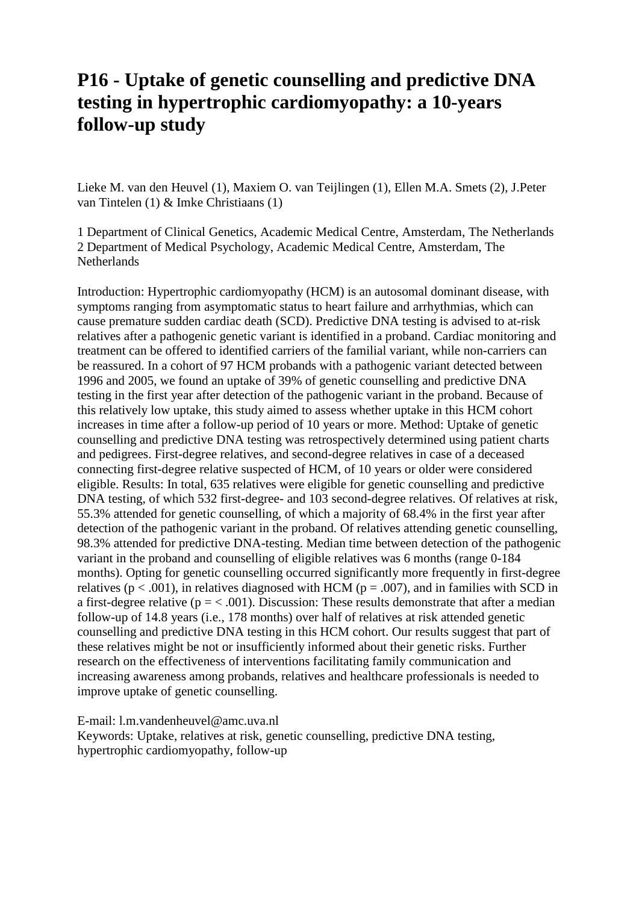# P16 - Uptake of genetic counselling and predictive DNA testing in hypertrophic cardiomyopathy: a 10-years follow-up study

Lieke M. van den Heuvel (1), Maxiem O. van Teijlingen (1), Ellen M.A. Smets (2), J.Peter van Tintelen (1) & Imke Christiaans (1)

1 Department of Clinical Genetics, Academic Medical Centre, Amsterdam, The Netherlands
2 Department of Medical Psychology, Academic Medical Centre, Amsterdam, The Netherlands

Introduction: Hypertrophic cardiomyopathy (HCM) is an autosomal dominant disease, with symptoms ranging from asymptomatic status to heart failure and arrhythmias, which can cause premature sudden cardiac death (SCD). Predictive DNA testing is advised to at-risk relatives after a pathogenic genetic variant is identified in a proband. Cardiac monitoring and treatment can be offered to identified carriers of the familial variant, while non-carriers can be reassured. In a cohort of 97 HCM probands with a pathogenic variant detected between 1996 and 2005, we found an uptake of 39% of genetic counselling and predictive DNA testing in the first year after detection of the pathogenic variant in the proband. Because of this relatively low uptake, this study aimed to assess whether uptake in this HCM cohort increases in time after a follow-up period of 10 years or more. Method: Uptake of genetic counselling and predictive DNA testing was retrospectively determined using patient charts and pedigrees. First-degree relatives, and second-degree relatives in case of a deceased connecting first-degree relative suspected of HCM, of 10 years or older were considered eligible. Results: In total, 635 relatives were eligible for genetic counselling and predictive DNA testing, of which 532 first-degree- and 103 second-degree relatives. Of relatives at risk, 55.3% attended for genetic counselling, of which a majority of 68.4% in the first year after detection of the pathogenic variant in the proband. Of relatives attending genetic counselling, 98.3% attended for predictive DNA-testing. Median time between detection of the pathogenic variant in the proband and counselling of eligible relatives was 6 months (range 0-184 months). Opting for genetic counselling occurred significantly more frequently in first-degree relatives ($p < .001$), in relatives diagnosed with HCM ($p = .007$), and in families with SCD in a first-degree relative ($p = < .001$). Discussion: These results demonstrate that after a median follow-up of 14.8 years (i.e., 178 months) over half of relatives at risk attended genetic counselling and predictive DNA testing in this HCM cohort. Our results suggest that part of these relatives might be not or insufficiently informed about their genetic risks. Further research on the effectiveness of interventions facilitating family communication and increasing awareness among probands, relatives and healthcare professionals is needed to improve uptake of genetic counselling.

E-mail: l.m.vandenheuvel@amc.uva.nl
Keywords: Uptake, relatives at risk, genetic counselling, predictive DNA testing, hypertrophic cardiomyopathy, follow-up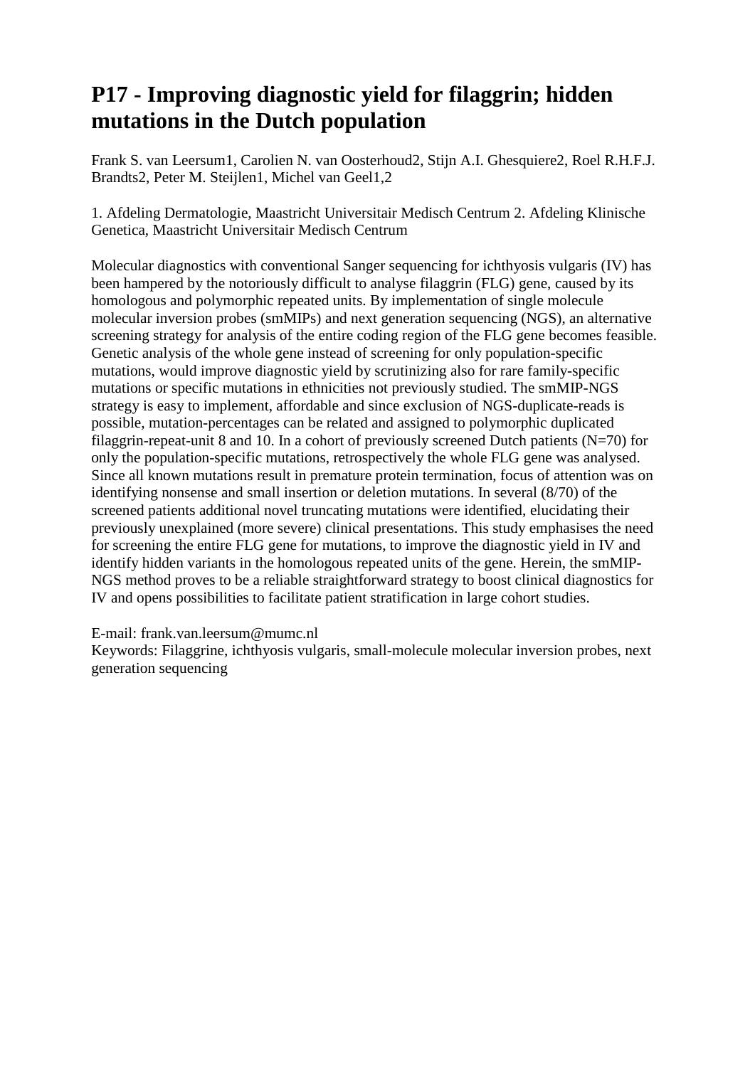# P17 - Improving diagnostic yield for filaggrin; hidden mutations in the Dutch population

Frank S. van Leersum[1], Carolien N. van Oosterhoud[2], Stijn A.I. Ghesquiere[2], Roel R.H.F.J. Brandts[2], Peter M. Steijlen[1], Michel van Geel[1,2]

1. Afdeling Dermatologie, Maastricht Universitair Medisch Centrum 2. Afdeling Klinische Genetica, Maastricht Universitair Medisch Centrum

Molecular diagnostics with conventional Sanger sequencing for ichthyosis vulgaris (IV) has been hampered by the notoriously difficult to analyse filaggrin (FLG) gene, caused by its homologous and polymorphic repeated units. By implementation of single molecule molecular inversion probes (smMIPs) and next generation sequencing (NGS), an alternative screening strategy for analysis of the entire coding region of the FLG gene becomes feasible. Genetic analysis of the whole gene instead of screening for only population-specific mutations, would improve diagnostic yield by scrutinizing also for rare family-specific mutations or specific mutations in ethnicities not previously studied. The smMIP-NGS strategy is easy to implement, affordable and since exclusion of NGS-duplicate-reads is possible, mutation-percentages can be related and assigned to polymorphic duplicated filaggrin-repeat-unit 8 and 10. In a cohort of previously screened Dutch patients (N=70) for only the population-specific mutations, retrospectively the whole FLG gene was analysed. Since all known mutations result in premature protein termination, focus of attention was on identifying nonsense and small insertion or deletion mutations. In several (8/70) of the screened patients additional novel truncating mutations were identified, elucidating their previously unexplained (more severe) clinical presentations. This study emphasises the need for screening the entire FLG gene for mutations, to improve the diagnostic yield in IV and identify hidden variants in the homologous repeated units of the gene. Herein, the smMIP-NGS method proves to be a reliable straightforward strategy to boost clinical diagnostics for IV and opens possibilities to facilitate patient stratification in large cohort studies.

E-mail: frank.van.leersum@mumc.nl
Keywords: Filaggrine, ichthyosis vulgaris, small-molecule molecular inversion probes, next generation sequencing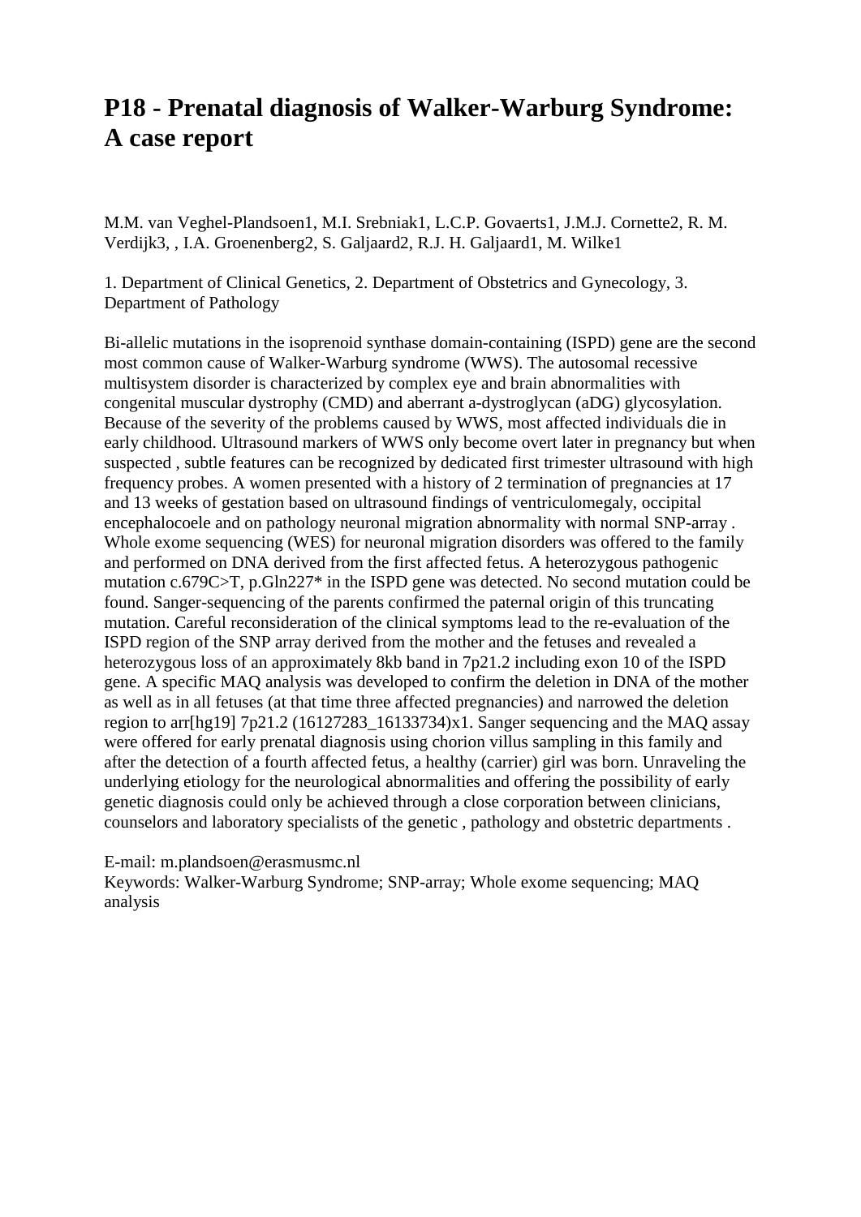# P18 - Prenatal diagnosis of Walker-Warburg Syndrome: A case report

M.M. van Veghel-Plandsoen1, M.I. Srebniak1, L.C.P. Govaerts1, J.M.J. Cornette2, R. M. Verdijk3, , I.A. Groenenberg2, S. Galjaard2, R.J. H. Galjaard1, M. Wilke1

1. Department of Clinical Genetics, 2. Department of Obstetrics and Gynecology, 3. Department of Pathology

Bi-allelic mutations in the isoprenoid synthase domain-containing (ISPD) gene are the second most common cause of Walker-Warburg syndrome (WWS). The autosomal recessive multisystem disorder is characterized by complex eye and brain abnormalities with congenital muscular dystrophy (CMD) and aberrant a-dystroglycan (aDG) glycosylation. Because of the severity of the problems caused by WWS, most affected individuals die in early childhood. Ultrasound markers of WWS only become overt later in pregnancy but when suspected , subtle features can be recognized by dedicated first trimester ultrasound with high frequency probes. A women presented with a history of 2 termination of pregnancies at 17 and 13 weeks of gestation based on ultrasound findings of ventriculomegaly, occipital encephalocoele and on pathology neuronal migration abnormality with normal SNP-array . Whole exome sequencing (WES) for neuronal migration disorders was offered to the family and performed on DNA derived from the first affected fetus. A heterozygous pathogenic mutation c.679C>T, p.Gln227* in the ISPD gene was detected. No second mutation could be found. Sanger-sequencing of the parents confirmed the paternal origin of this truncating mutation. Careful reconsideration of the clinical symptoms lead to the re-evaluation of the ISPD region of the SNP array derived from the mother and the fetuses and revealed a heterozygous loss of an approximately 8kb band in 7p21.2 including exon 10 of the ISPD gene. A specific MAQ analysis was developed to confirm the deletion in DNA of the mother as well as in all fetuses (at that time three affected pregnancies) and narrowed the deletion region to arr[hg19] 7p21.2 (16127283_16133734)x1. Sanger sequencing and the MAQ assay were offered for early prenatal diagnosis using chorion villus sampling in this family and after the detection of a fourth affected fetus, a healthy (carrier) girl was born. Unraveling the underlying etiology for the neurological abnormalities and offering the possibility of early genetic diagnosis could only be achieved through a close corporation between clinicians, counselors and laboratory specialists of the genetic , pathology and obstetric departments .

E-mail: m.plandsoen@erasmusmc.nl
Keywords: Walker-Warburg Syndrome; SNP-array; Whole exome sequencing; MAQ analysis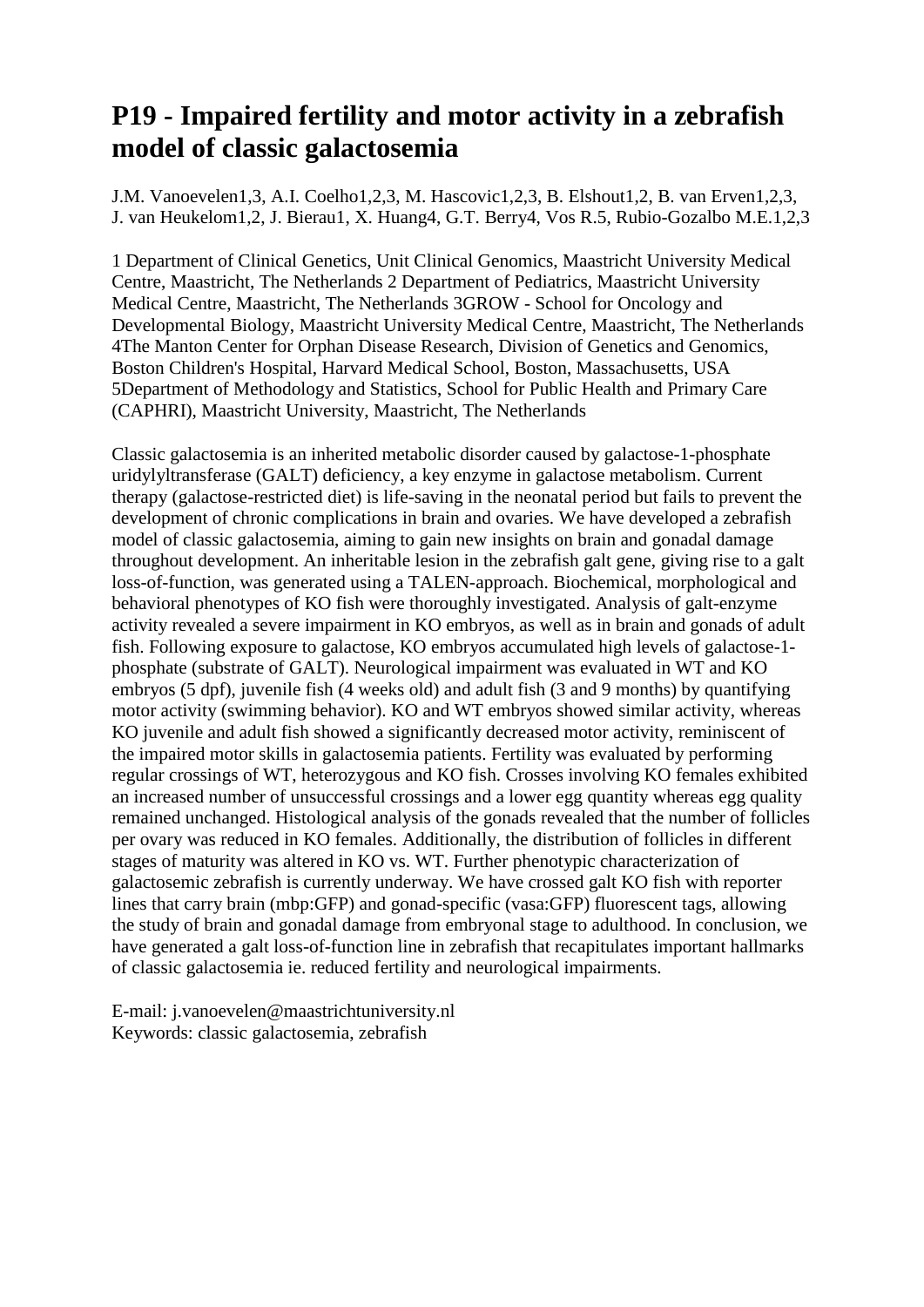# P19 - Impaired fertility and motor activity in a zebrafish model of classic galactosemia

J.M. Vanoevelen[1,3], A.I. Coelho[1,2,3], M. Hascovic[1,2,3], B. Elshout[1,2], B. van Erven[1,2,3], J. van Heukelom[1,2], J. Bierau[1], X. Huang[4], G.T. Berry[4], Vos R.[5], Rubio-Gozalbo M.E.[1,2,3]

1 Department of Clinical Genetics, Unit Clinical Genomics, Maastricht University Medical Centre, Maastricht, The Netherlands 2 Department of Pediatrics, Maastricht University Medical Centre, Maastricht, The Netherlands 3GROW - School for Oncology and Developmental Biology, Maastricht University Medical Centre, Maastricht, The Netherlands 4The Manton Center for Orphan Disease Research, Division of Genetics and Genomics, Boston Children's Hospital, Harvard Medical School, Boston, Massachusetts, USA 5Department of Methodology and Statistics, School for Public Health and Primary Care (CAPHRI), Maastricht University, Maastricht, The Netherlands

Classic galactosemia is an inherited metabolic disorder caused by galactose-1-phosphate uridylyltransferase (GALT) deficiency, a key enzyme in galactose metabolism. Current therapy (galactose-restricted diet) is life-saving in the neonatal period but fails to prevent the development of chronic complications in brain and ovaries. We have developed a zebrafish model of classic galactosemia, aiming to gain new insights on brain and gonadal damage throughout development. An inheritable lesion in the zebrafish galt gene, giving rise to a galt loss-of-function, was generated using a TALEN-approach. Biochemical, morphological and behavioral phenotypes of KO fish were thoroughly investigated. Analysis of galt-enzyme activity revealed a severe impairment in KO embryos, as well as in brain and gonads of adult fish. Following exposure to galactose, KO embryos accumulated high levels of galactose-1-phosphate (substrate of GALT). Neurological impairment was evaluated in WT and KO embryos (5 dpf), juvenile fish (4 weeks old) and adult fish (3 and 9 months) by quantifying motor activity (swimming behavior). KO and WT embryos showed similar activity, whereas KO juvenile and adult fish showed a significantly decreased motor activity, reminiscent of the impaired motor skills in galactosemia patients. Fertility was evaluated by performing regular crossings of WT, heterozygous and KO fish. Crosses involving KO females exhibited an increased number of unsuccessful crossings and a lower egg quantity whereas egg quality remained unchanged. Histological analysis of the gonads revealed that the number of follicles per ovary was reduced in KO females. Additionally, the distribution of follicles in different stages of maturity was altered in KO vs. WT. Further phenotypic characterization of galactosemic zebrafish is currently underway. We have crossed galt KO fish with reporter lines that carry brain (mbp:GFP) and gonad-specific (vasa:GFP) fluorescent tags, allowing the study of brain and gonadal damage from embryonal stage to adulthood. In conclusion, we have generated a galt loss-of-function line in zebrafish that recapitulates important hallmarks of classic galactosemia ie. reduced fertility and neurological impairments.

E-mail: j.vanoevelen@maastrichtuniversity.nl
Keywords: classic galactosemia, zebrafish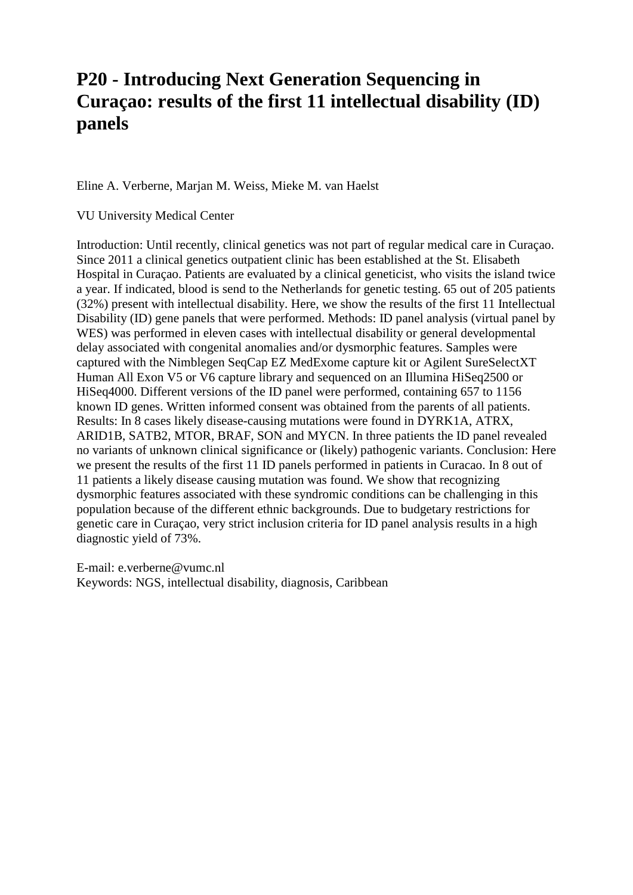# P20 - Introducing Next Generation Sequencing in Curaçao: results of the first 11 intellectual disability (ID) panels

Eline A. Verberne, Marjan M. Weiss, Mieke M. van Haelst

VU University Medical Center

Introduction: Until recently, clinical genetics was not part of regular medical care in Curaçao. Since 2011 a clinical genetics outpatient clinic has been established at the St. Elisabeth Hospital in Curaçao. Patients are evaluated by a clinical geneticist, who visits the island twice a year. If indicated, blood is send to the Netherlands for genetic testing. 65 out of 205 patients (32%) present with intellectual disability. Here, we show the results of the first 11 Intellectual Disability (ID) gene panels that were performed. Methods: ID panel analysis (virtual panel by WES) was performed in eleven cases with intellectual disability or general developmental delay associated with congenital anomalies and/or dysmorphic features. Samples were captured with the Nimblegen SeqCap EZ MedExome capture kit or Agilent SureSelectXT Human All Exon V5 or V6 capture library and sequenced on an Illumina HiSeq2500 or HiSeq4000. Different versions of the ID panel were performed, containing 657 to 1156 known ID genes. Written informed consent was obtained from the parents of all patients. Results: In 8 cases likely disease-causing mutations were found in DYRK1A, ATRX, ARID1B, SATB2, MTOR, BRAF, SON and MYCN. In three patients the ID panel revealed no variants of unknown clinical significance or (likely) pathogenic variants. Conclusion: Here we present the results of the first 11 ID panels performed in patients in Curacao. In 8 out of 11 patients a likely disease causing mutation was found. We show that recognizing dysmorphic features associated with these syndromic conditions can be challenging in this population because of the different ethnic backgrounds. Due to budgetary restrictions for genetic care in Curaçao, very strict inclusion criteria for ID panel analysis results in a high diagnostic yield of 73%.

E-mail: e.verberne@vumc.nl
Keywords: NGS, intellectual disability, diagnosis, Caribbean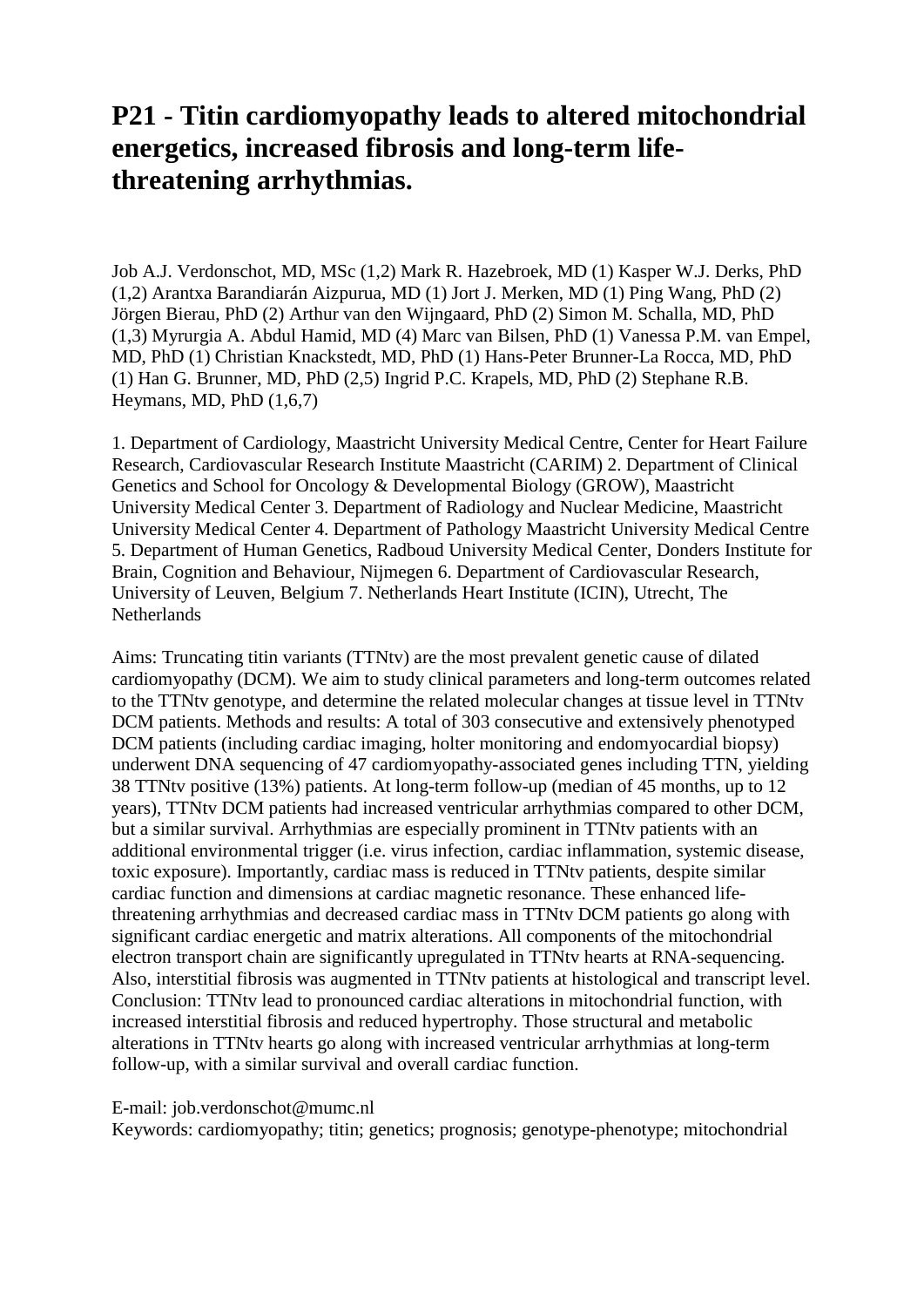# P21 - Titin cardiomyopathy leads to altered mitochondrial energetics, increased fibrosis and long-term life-threatening arrhythmias.

Job A.J. Verdonschot, MD, MSc (1,2) Mark R. Hazebroek, MD (1) Kasper W.J. Derks, PhD (1,2) Arantxa Barandiarán Aizpurua, MD (1) Jort J. Merken, MD (1) Ping Wang, PhD (2) Jörgen Bierau, PhD (2) Arthur van den Wijngaard, PhD (2) Simon M. Schalla, MD, PhD (1,3) Myrurgia A. Abdul Hamid, MD (4) Marc van Bilsen, PhD (1) Vanessa P.M. van Empel, MD, PhD (1) Christian Knackstedt, MD, PhD (1) Hans-Peter Brunner-La Rocca, MD, PhD (1) Han G. Brunner, MD, PhD (2,5) Ingrid P.C. Krapels, MD, PhD (2) Stephane R.B. Heymans, MD, PhD (1,6,7)

1. Department of Cardiology, Maastricht University Medical Centre, Center for Heart Failure Research, Cardiovascular Research Institute Maastricht (CARIM) 2. Department of Clinical Genetics and School for Oncology & Developmental Biology (GROW), Maastricht University Medical Center 3. Department of Radiology and Nuclear Medicine, Maastricht University Medical Center 4. Department of Pathology Maastricht University Medical Centre 5. Department of Human Genetics, Radboud University Medical Center, Donders Institute for Brain, Cognition and Behaviour, Nijmegen 6. Department of Cardiovascular Research, University of Leuven, Belgium 7. Netherlands Heart Institute (ICIN), Utrecht, The Netherlands

Aims: Truncating titin variants (TTNtv) are the most prevalent genetic cause of dilated cardiomyopathy (DCM). We aim to study clinical parameters and long-term outcomes related to the TTNtv genotype, and determine the related molecular changes at tissue level in TTNtv DCM patients. Methods and results: A total of 303 consecutive and extensively phenotyped DCM patients (including cardiac imaging, holter monitoring and endomyocardial biopsy) underwent DNA sequencing of 47 cardiomyopathy-associated genes including TTN, yielding 38 TTNtv positive (13%) patients. At long-term follow-up (median of 45 months, up to 12 years), TTNtv DCM patients had increased ventricular arrhythmias compared to other DCM, but a similar survival. Arrhythmias are especially prominent in TTNtv patients with an additional environmental trigger (i.e. virus infection, cardiac inflammation, systemic disease, toxic exposure). Importantly, cardiac mass is reduced in TTNtv patients, despite similar cardiac function and dimensions at cardiac magnetic resonance. These enhanced life-threatening arrhythmias and decreased cardiac mass in TTNtv DCM patients go along with significant cardiac energetic and matrix alterations. All components of the mitochondrial electron transport chain are significantly upregulated in TTNtv hearts at RNA-sequencing. Also, interstitial fibrosis was augmented in TTNtv patients at histological and transcript level. Conclusion: TTNtv lead to pronounced cardiac alterations in mitochondrial function, with increased interstitial fibrosis and reduced hypertrophy. Those structural and metabolic alterations in TTNtv hearts go along with increased ventricular arrhythmias at long-term follow-up, with a similar survival and overall cardiac function.

E-mail: job.verdonschot@mumc.nl
Keywords: cardiomyopathy; titin; genetics; prognosis; genotype-phenotype; mitochondrial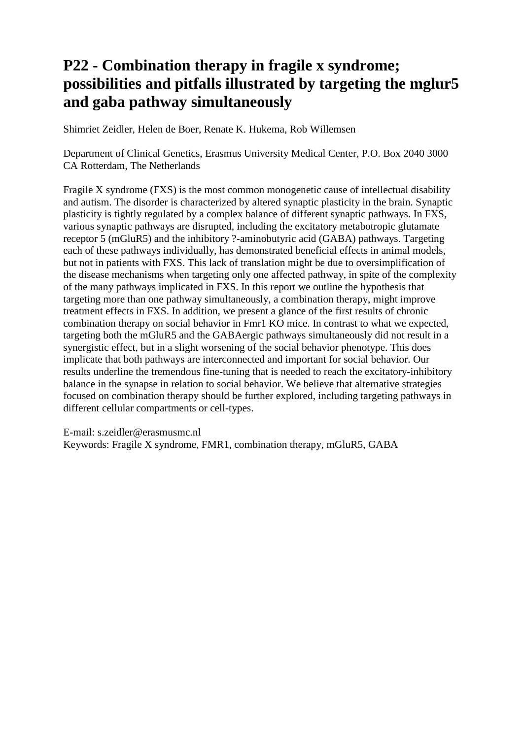# P22 - Combination therapy in fragile x syndrome; possibilities and pitfalls illustrated by targeting the mglur5 and gaba pathway simultaneously

Shimriet Zeidler, Helen de Boer, Renate K. Hukema, Rob Willemsen

Department of Clinical Genetics, Erasmus University Medical Center, P.O. Box 2040 3000 CA Rotterdam, The Netherlands

Fragile X syndrome (FXS) is the most common monogenetic cause of intellectual disability and autism. The disorder is characterized by altered synaptic plasticity in the brain. Synaptic plasticity is tightly regulated by a complex balance of different synaptic pathways. In FXS, various synaptic pathways are disrupted, including the excitatory metabotropic glutamate receptor 5 (mGluR5) and the inhibitory ?-aminobutyric acid (GABA) pathways. Targeting each of these pathways individually, has demonstrated beneficial effects in animal models, but not in patients with FXS. This lack of translation might be due to oversimplification of the disease mechanisms when targeting only one affected pathway, in spite of the complexity of the many pathways implicated in FXS. In this report we outline the hypothesis that targeting more than one pathway simultaneously, a combination therapy, might improve treatment effects in FXS. In addition, we present a glance of the first results of chronic combination therapy on social behavior in Fmr1 KO mice. In contrast to what we expected, targeting both the mGluR5 and the GABAergic pathways simultaneously did not result in a synergistic effect, but in a slight worsening of the social behavior phenotype. This does implicate that both pathways are interconnected and important for social behavior. Our results underline the tremendous fine-tuning that is needed to reach the excitatory-inhibitory balance in the synapse in relation to social behavior. We believe that alternative strategies focused on combination therapy should be further explored, including targeting pathways in different cellular compartments or cell-types.

E-mail: s.zeidler@erasmusmc.nl
Keywords: Fragile X syndrome, FMR1, combination therapy, mGluR5, GABA